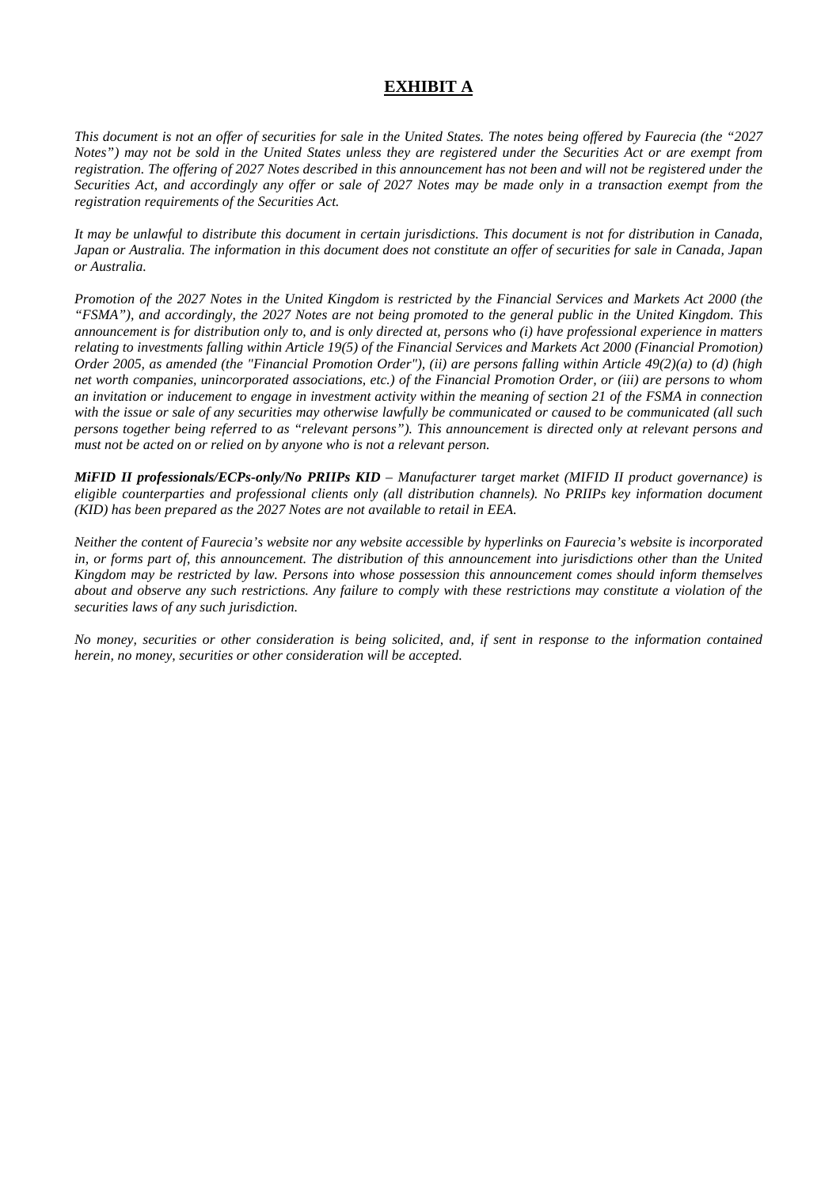# EXHIBIT A

*This document is not an offer of securities for sale in the United States. The notes being offered by Faurecia (the "2027 Notes") may not be sold in the United States unless they are registered under the Securities Act or are exempt from registration. The offering of 2027 Notes described in this announcement has not been and will not be registered under the Securities Act, and accordingly any offer or sale of 2027 Notes may be made only in a transaction exempt from the registration requirements of the Securities Act.*

*It may be unlawful to distribute this document in certain jurisdictions. This document is not for distribution in Canada, Japan or Australia. The information in this document does not constitute an offer of securities for sale in Canada, Japan or Australia.*

*Promotion of the 2027 Notes in the United Kingdom is restricted by the Financial Services and Markets Act 2000 (the "FSMA"), and accordingly, the 2027 Notes are not being promoted to the general public in the United Kingdom. This announcement is for distribution only to, and is only directed at, persons who (i) have professional experience in matters relating to investments falling within Article 19(5) of the Financial Services and Markets Act 2000 (Financial Promotion) Order 2005, as amended (the "Financial Promotion Order"), (ii) are persons falling within Article 49(2)(a) to (d) (high net worth companies, unincorporated associations, etc.) of the Financial Promotion Order, or (iii) are persons to whom an invitation or inducement to engage in investment activity within the meaning of section 21 of the FSMA in connection with the issue or sale of any securities may otherwise lawfully be communicated or caused to be communicated (all such persons together being referred to as "relevant persons"). This announcement is directed only at relevant persons and must not be acted on or relied on by anyone who is not a relevant person.*

***MiFID II professionals/ECPs-only/No PRIIPs KID** – Manufacturer target market (MIFID II product governance) is eligible counterparties and professional clients only (all distribution channels). No PRIIPs key information document (KID) has been prepared as the 2027 Notes are not available to retail in EEA.*

*Neither the content of Faurecia's website nor any website accessible by hyperlinks on Faurecia's website is incorporated in, or forms part of, this announcement. The distribution of this announcement into jurisdictions other than the United Kingdom may be restricted by law. Persons into whose possession this announcement comes should inform themselves about and observe any such restrictions. Any failure to comply with these restrictions may constitute a violation of the securities laws of any such jurisdiction.*

*No money, securities or other consideration is being solicited, and, if sent in response to the information contained herein, no money, securities or other consideration will be accepted.*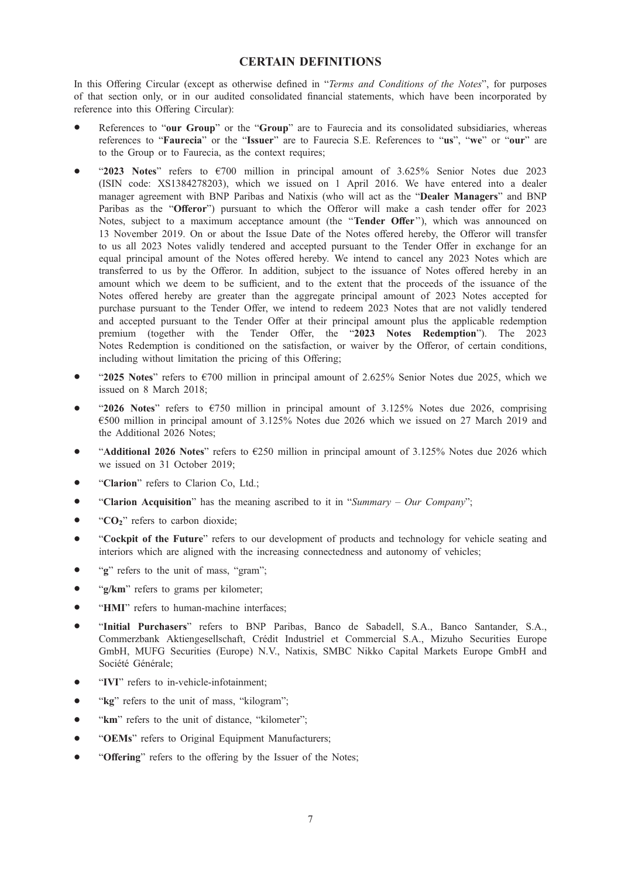## CERTAIN DEFINITIONS

In this Offering Circular (except as otherwise defined in "*Terms and Conditions of the Notes*", for purposes of that section only, or in our audited consolidated financial statements, which have been incorporated by reference into this Offering Circular):

- References to "**our Group**" or the "**Group**" are to Faurecia and its consolidated subsidiaries, whereas references to "**Faurecia**" or the "**Issuer**" are to Faurecia S.E. References to "**us**", "**we**" or "**our**" are to the Group or to Faurecia, as the context requires;
- "**2023 Notes**" refers to €700 million in principal amount of 3.625% Senior Notes due 2023 (ISIN code: XS1384278203), which we issued on 1 April 2016. We have entered into a dealer manager agreement with BNP Paribas and Natixis (who will act as the "**Dealer Managers**" and BNP Paribas as the "**Offeror**") pursuant to which the Offeror will make a cash tender offer for 2023 Notes, subject to a maximum acceptance amount (the "**Tender Offer**"), which was announced on 13 November 2019. On or about the Issue Date of the Notes offered hereby, the Offeror will transfer to us all 2023 Notes validly tendered and accepted pursuant to the Tender Offer in exchange for an equal principal amount of the Notes offered hereby. We intend to cancel any 2023 Notes which are transferred to us by the Offeror. In addition, subject to the issuance of Notes offered hereby in an amount which we deem to be sufficient, and to the extent that the proceeds of the issuance of the Notes offered hereby are greater than the aggregate principal amount of 2023 Notes accepted for purchase pursuant to the Tender Offer, we intend to redeem 2023 Notes that are not validly tendered and accepted pursuant to the Tender Offer at their principal amount plus the applicable redemption premium (together with the Tender Offer, the "**2023 Notes Redemption**"). The 2023 Notes Redemption is conditioned on the satisfaction, or waiver by the Offeror, of certain conditions, including without limitation the pricing of this Offering;
- "**2025 Notes**" refers to €700 million in principal amount of 2.625% Senior Notes due 2025, which we issued on 8 March 2018;
- "**2026 Notes**" refers to €750 million in principal amount of 3.125% Notes due 2026, comprising €500 million in principal amount of 3.125% Notes due 2026 which we issued on 27 March 2019 and the Additional 2026 Notes;
- "**Additional 2026 Notes**" refers to €250 million in principal amount of 3.125% Notes due 2026 which we issued on 31 October 2019;
- "**Clarion**" refers to Clarion Co, Ltd.;
- "**Clarion Acquisition**" has the meaning ascribed to it in "*Summary – Our Company*";
- "**$CO_2$**" refers to carbon dioxide;
- "**Cockpit of the Future**" refers to our development of products and technology for vehicle seating and interiors which are aligned with the increasing connectedness and autonomy of vehicles;
- "**g**" refers to the unit of mass, "gram";
- "**g/km**" refers to grams per kilometer;
- "**HMI**" refers to human-machine interfaces;
- "**Initial Purchasers**" refers to BNP Paribas, Banco de Sabadell, S.A., Banco Santander, S.A., Commerzbank Aktiengesellschaft, Crédit Industriel et Commercial S.A., Mizuho Securities Europe GmbH, MUFG Securities (Europe) N.V., Natixis, SMBC Nikko Capital Markets Europe GmbH and Société Générale;
- "**IVI**" refers to in-vehicle-infotainment;
- "**kg**" refers to the unit of mass, "kilogram";
- "**km**" refers to the unit of distance, "kilometer";
- "**OEMs**" refers to Original Equipment Manufacturers;
- "**Offering**" refers to the offering by the Issuer of the Notes;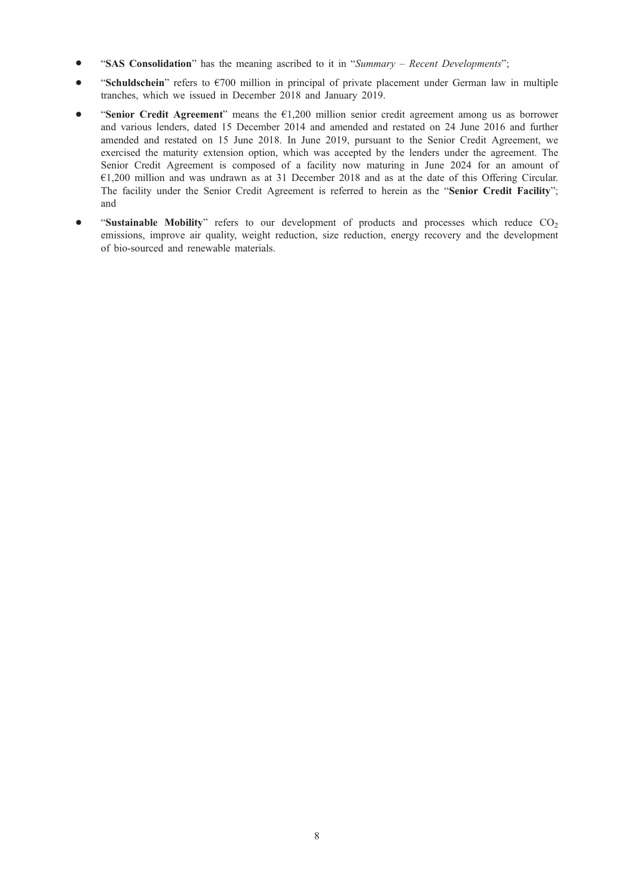- "**SAS Consolidation**" has the meaning ascribed to it in "*Summary – Recent Developments*";
- "**Schuldschein**" refers to €700 million in principal of private placement under German law in multiple tranches, which we issued in December 2018 and January 2019.
- "**Senior Credit Agreement**" means the €1,200 million senior credit agreement among us as borrower and various lenders, dated 15 December 2014 and amended and restated on 24 June 2016 and further amended and restated on 15 June 2018. In June 2019, pursuant to the Senior Credit Agreement, we exercised the maturity extension option, which was accepted by the lenders under the agreement. The Senior Credit Agreement is composed of a facility now maturing in June 2024 for an amount of €1,200 million and was undrawn as at 31 December 2018 and as at the date of this Offering Circular. The facility under the Senior Credit Agreement is referred to herein as the "**Senior Credit Facility**"; and
- "**Sustainable Mobility**" refers to our development of products and processes which reduce $CO_2$ emissions, improve air quality, weight reduction, size reduction, energy recovery and the development of bio-sourced and renewable materials.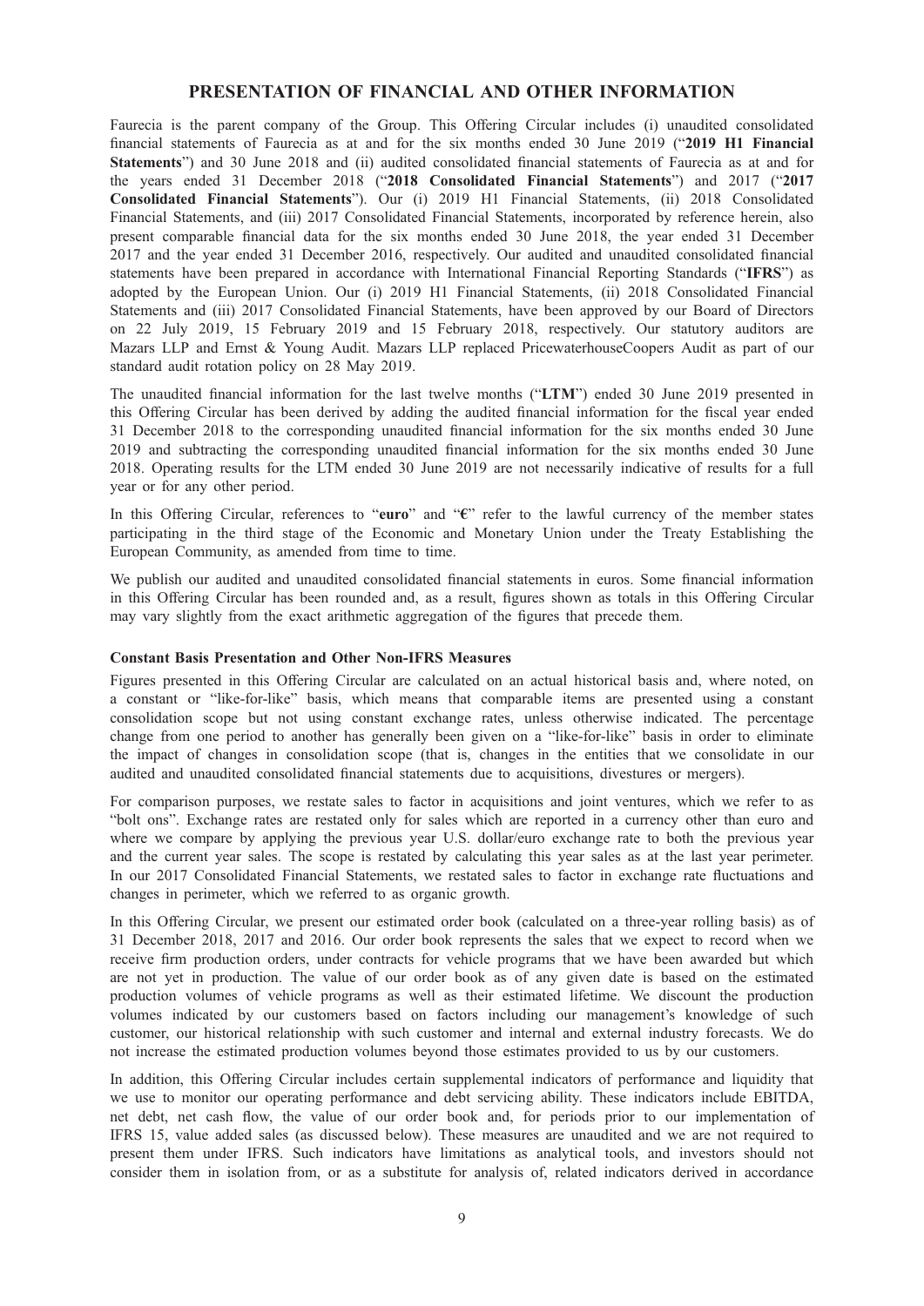# PRESENTATION OF FINANCIAL AND OTHER INFORMATION

Faurecia is the parent company of the Group. This Offering Circular includes (i) unaudited consolidated financial statements of Faurecia as at and for the six months ended 30 June 2019 ("**2019 H1 Financial Statements**") and 30 June 2018 and (ii) audited consolidated financial statements of Faurecia as at and for the years ended 31 December 2018 ("**2018 Consolidated Financial Statements**") and 2017 ("**2017 Consolidated Financial Statements**"). Our (i) 2019 H1 Financial Statements, (ii) 2018 Consolidated Financial Statements, and (iii) 2017 Consolidated Financial Statements, incorporated by reference herein, also present comparable financial data for the six months ended 30 June 2018, the year ended 31 December 2017 and the year ended 31 December 2016, respectively. Our audited and unaudited consolidated financial statements have been prepared in accordance with International Financial Reporting Standards ("**IFRS**") as adopted by the European Union. Our (i) 2019 H1 Financial Statements, (ii) 2018 Consolidated Financial Statements and (iii) 2017 Consolidated Financial Statements, have been approved by our Board of Directors on 22 July 2019, 15 February 2019 and 15 February 2018, respectively. Our statutory auditors are Mazars LLP and Ernst & Young Audit. Mazars LLP replaced PricewaterhouseCoopers Audit as part of our standard audit rotation policy on 28 May 2019.

The unaudited financial information for the last twelve months ("**LTM**") ended 30 June 2019 presented in this Offering Circular has been derived by adding the audited financial information for the fiscal year ended 31 December 2018 to the corresponding unaudited financial information for the six months ended 30 June 2019 and subtracting the corresponding unaudited financial information for the six months ended 30 June 2018. Operating results for the LTM ended 30 June 2019 are not necessarily indicative of results for a full year or for any other period.

In this Offering Circular, references to "**euro**" and "**€**" refer to the lawful currency of the member states participating in the third stage of the Economic and Monetary Union under the Treaty Establishing the European Community, as amended from time to time.

We publish our audited and unaudited consolidated financial statements in euros. Some financial information in this Offering Circular has been rounded and, as a result, figures shown as totals in this Offering Circular may vary slightly from the exact arithmetic aggregation of the figures that precede them.

### Constant Basis Presentation and Other Non-IFRS Measures

Figures presented in this Offering Circular are calculated on an actual historical basis and, where noted, on a constant or "like-for-like" basis, which means that comparable items are presented using a constant consolidation scope but not using constant exchange rates, unless otherwise indicated. The percentage change from one period to another has generally been given on a "like-for-like" basis in order to eliminate the impact of changes in consolidation scope (that is, changes in the entities that we consolidate in our audited and unaudited consolidated financial statements due to acquisitions, divestures or mergers).

For comparison purposes, we restate sales to factor in acquisitions and joint ventures, which we refer to as "bolt ons". Exchange rates are restated only for sales which are reported in a currency other than euro and where we compare by applying the previous year U.S. dollar/euro exchange rate to both the previous year and the current year sales. The scope is restated by calculating this year sales as at the last year perimeter. In our 2017 Consolidated Financial Statements, we restated sales to factor in exchange rate fluctuations and changes in perimeter, which we referred to as organic growth.

In this Offering Circular, we present our estimated order book (calculated on a three-year rolling basis) as of 31 December 2018, 2017 and 2016. Our order book represents the sales that we expect to record when we receive firm production orders, under contracts for vehicle programs that we have been awarded but which are not yet in production. The value of our order book as of any given date is based on the estimated production volumes of vehicle programs as well as their estimated lifetime. We discount the production volumes indicated by our customers based on factors including our management's knowledge of such customer, our historical relationship with such customer and internal and external industry forecasts. We do not increase the estimated production volumes beyond those estimates provided to us by our customers.

In addition, this Offering Circular includes certain supplemental indicators of performance and liquidity that we use to monitor our operating performance and debt servicing ability. These indicators include EBITDA, net debt, net cash flow, the value of our order book and, for periods prior to our implementation of IFRS 15, value added sales (as discussed below). These measures are unaudited and we are not required to present them under IFRS. Such indicators have limitations as analytical tools, and investors should not consider them in isolation from, or as a substitute for analysis of, related indicators derived in accordance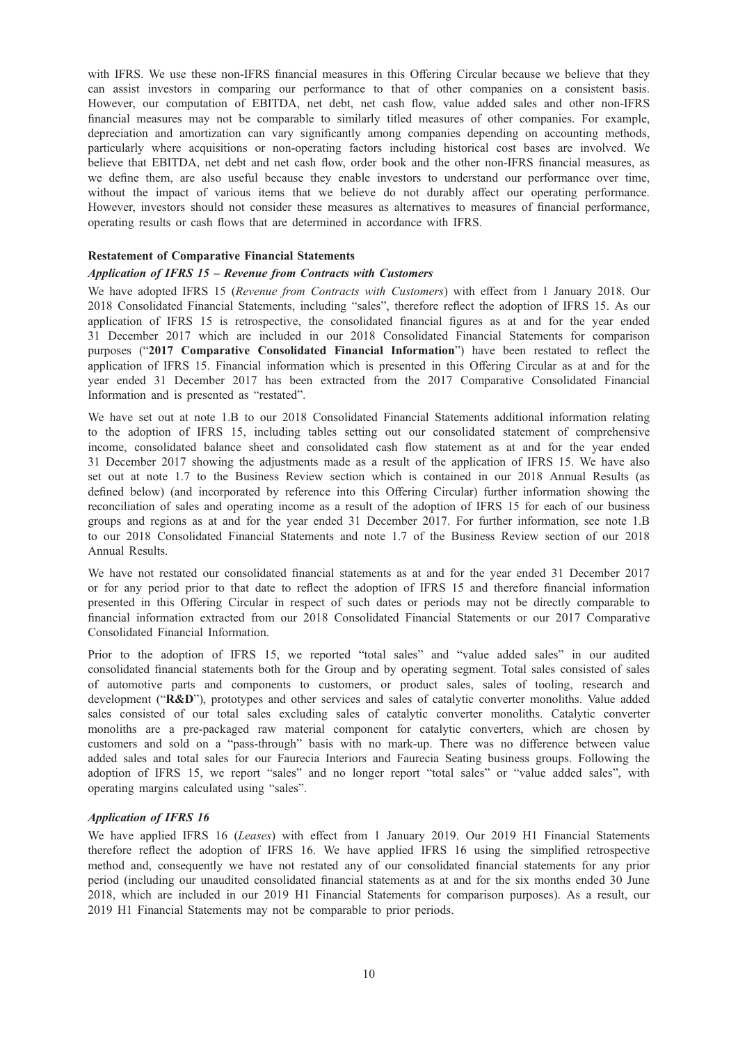with IFRS. We use these non-IFRS financial measures in this Offering Circular because we believe that they can assist investors in comparing our performance to that of other companies on a consistent basis. However, our computation of EBITDA, net debt, net cash flow, value added sales and other non-IFRS financial measures may not be comparable to similarly titled measures of other companies. For example, depreciation and amortization can vary significantly among companies depending on accounting methods, particularly where acquisitions or non-operating factors including historical cost bases are involved. We believe that EBITDA, net debt and net cash flow, order book and the other non-IFRS financial measures, as we define them, are also useful because they enable investors to understand our performance over time, without the impact of various items that we believe do not durably affect our operating performance. However, investors should not consider these measures as alternatives to measures of financial performance, operating results or cash flows that are determined in accordance with IFRS.

**Restatement of Comparative Financial Statements**

***Application of IFRS 15 – Revenue from Contracts with Customers***

We have adopted IFRS 15 (*Revenue from Contracts with Customers*) with effect from 1 January 2018. Our 2018 Consolidated Financial Statements, including "sales", therefore reflect the adoption of IFRS 15. As our application of IFRS 15 is retrospective, the consolidated financial figures as at and for the year ended 31 December 2017 which are included in our 2018 Consolidated Financial Statements for comparison purposes ("**2017 Comparative Consolidated Financial Information**") have been restated to reflect the application of IFRS 15. Financial information which is presented in this Offering Circular as at and for the year ended 31 December 2017 has been extracted from the 2017 Comparative Consolidated Financial Information and is presented as "restated".

We have set out at note 1.B to our 2018 Consolidated Financial Statements additional information relating to the adoption of IFRS 15, including tables setting out our consolidated statement of comprehensive income, consolidated balance sheet and consolidated cash flow statement as at and for the year ended 31 December 2017 showing the adjustments made as a result of the application of IFRS 15. We have also set out at note 1.7 to the Business Review section which is contained in our 2018 Annual Results (as defined below) (and incorporated by reference into this Offering Circular) further information showing the reconciliation of sales and operating income as a result of the adoption of IFRS 15 for each of our business groups and regions as at and for the year ended 31 December 2017. For further information, see note 1.B to our 2018 Consolidated Financial Statements and note 1.7 of the Business Review section of our 2018 Annual Results.

We have not restated our consolidated financial statements as at and for the year ended 31 December 2017 or for any period prior to that date to reflect the adoption of IFRS 15 and therefore financial information presented in this Offering Circular in respect of such dates or periods may not be directly comparable to financial information extracted from our 2018 Consolidated Financial Statements or our 2017 Comparative Consolidated Financial Information.

Prior to the adoption of IFRS 15, we reported "total sales" and "value added sales" in our audited consolidated financial statements both for the Group and by operating segment. Total sales consisted of sales of automotive parts and components to customers, or product sales, sales of tooling, research and development ("**R&D**"), prototypes and other services and sales of catalytic converter monoliths. Value added sales consisted of our total sales excluding sales of catalytic converter monoliths. Catalytic converter monoliths are a pre-packaged raw material component for catalytic converters, which are chosen by customers and sold on a "pass-through" basis with no mark-up. There was no difference between value added sales and total sales for our Faurecia Interiors and Faurecia Seating business groups. Following the adoption of IFRS 15, we report "sales" and no longer report "total sales" or "value added sales", with operating margins calculated using "sales".

***Application of IFRS 16***

We have applied IFRS 16 (*Leases*) with effect from 1 January 2019. Our 2019 H1 Financial Statements therefore reflect the adoption of IFRS 16. We have applied IFRS 16 using the simplified retrospective method and, consequently we have not restated any of our consolidated financial statements for any prior period (including our unaudited consolidated financial statements as at and for the six months ended 30 June 2018, which are included in our 2019 H1 Financial Statements for comparison purposes). As a result, our 2019 H1 Financial Statements may not be comparable to prior periods.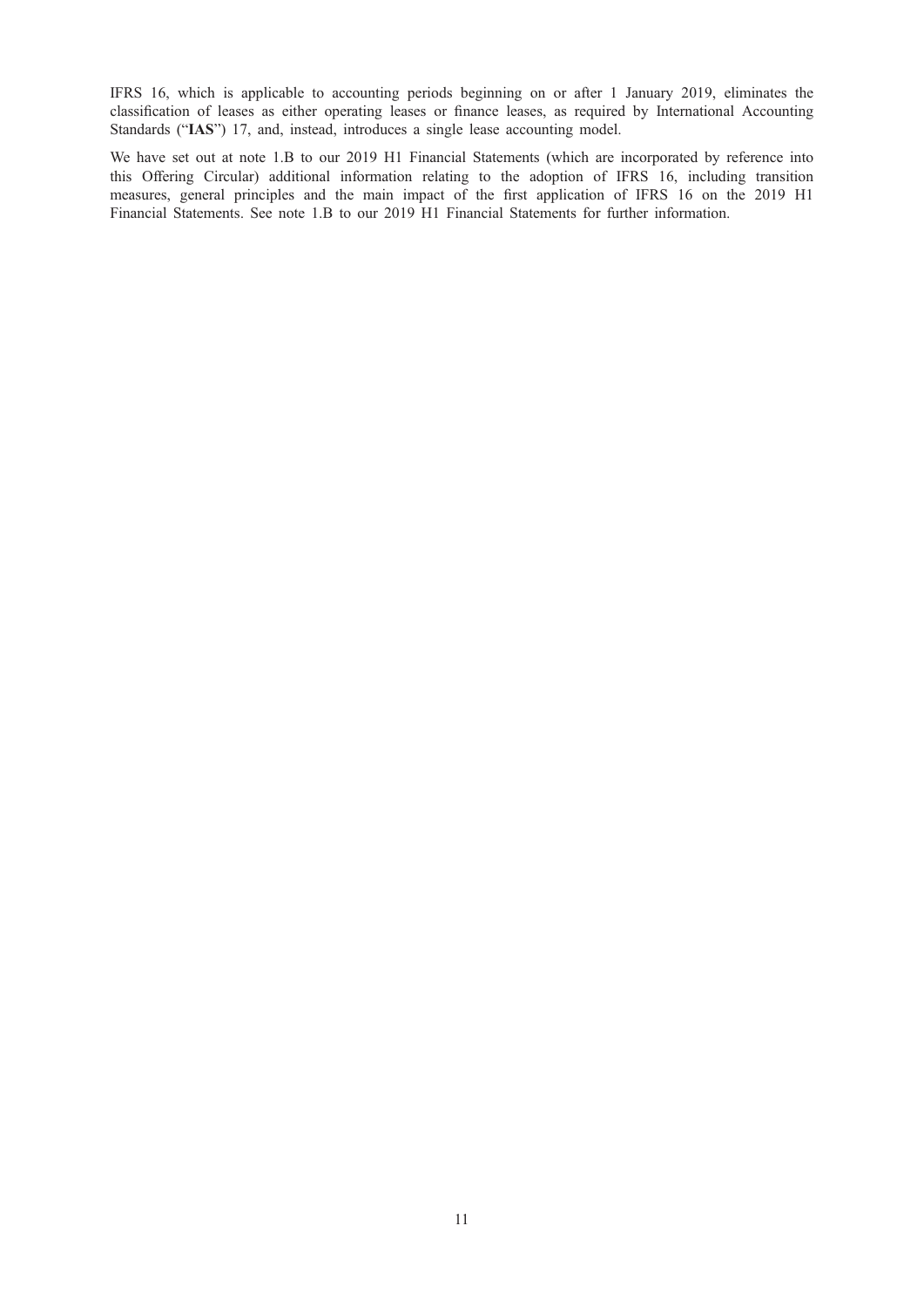IFRS 16, which is applicable to accounting periods beginning on or after 1 January 2019, eliminates the classification of leases as either operating leases or finance leases, as required by International Accounting Standards ("**IAS**") 17, and, instead, introduces a single lease accounting model.

We have set out at note 1.B to our 2019 H1 Financial Statements (which are incorporated by reference into this Offering Circular) additional information relating to the adoption of IFRS 16, including transition measures, general principles and the main impact of the first application of IFRS 16 on the 2019 H1 Financial Statements. See note 1.B to our 2019 H1 Financial Statements for further information.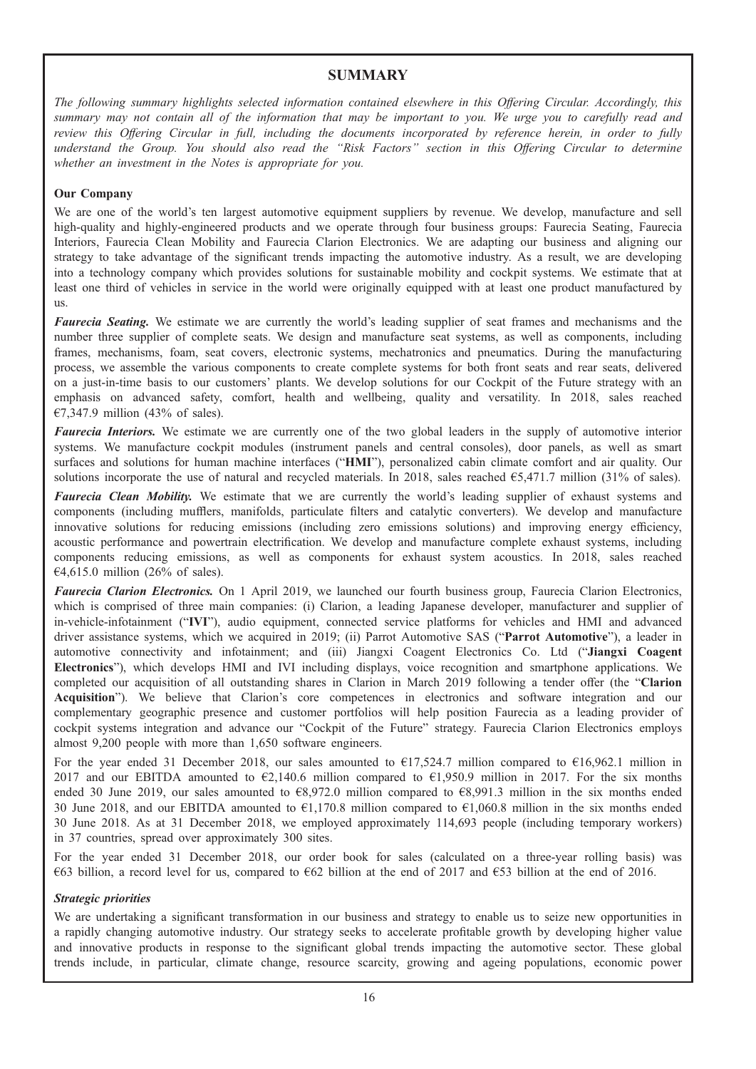# SUMMARY

*The following summary highlights selected information contained elsewhere in this Offering Circular. Accordingly, this summary may not contain all of the information that may be important to you. We urge you to carefully read and review this Offering Circular in full, including the documents incorporated by reference herein, in order to fully understand the Group. You should also read the "Risk Factors" section in this Offering Circular to determine whether an investment in the Notes is appropriate for you.*

**Our Company**

We are one of the world's ten largest automotive equipment suppliers by revenue. We develop, manufacture and sell high-quality and highly-engineered products and we operate through four business groups: Faurecia Seating, Faurecia Interiors, Faurecia Clean Mobility and Faurecia Clarion Electronics. We are adapting our business and aligning our strategy to take advantage of the significant trends impacting the automotive industry. As a result, we are developing into a technology company which provides solutions for sustainable mobility and cockpit systems. We estimate that at least one third of vehicles in service in the world were originally equipped with at least one product manufactured by us.

***Faurecia Seating.*** We estimate we are currently the world's leading supplier of seat frames and mechanisms and the number three supplier of complete seats. We design and manufacture seat systems, as well as components, including frames, mechanisms, foam, seat covers, electronic systems, mechatronics and pneumatics. During the manufacturing process, we assemble the various components to create complete systems for both front seats and rear seats, delivered on a just-in-time basis to our customers' plants. We develop solutions for our Cockpit of the Future strategy with an emphasis on advanced safety, comfort, health and wellbeing, quality and versatility. In 2018, sales reached €7,347.9 million (43% of sales).

***Faurecia Interiors.*** We estimate we are currently one of the two global leaders in the supply of automotive interior systems. We manufacture cockpit modules (instrument panels and central consoles), door panels, as well as smart surfaces and solutions for human machine interfaces ("**HMI**"), personalized cabin climate comfort and air quality. Our solutions incorporate the use of natural and recycled materials. In 2018, sales reached €5,471.7 million (31% of sales).

***Faurecia Clean Mobility.*** We estimate that we are currently the world's leading supplier of exhaust systems and components (including mufflers, manifolds, particulate filters and catalytic converters). We develop and manufacture innovative solutions for reducing emissions (including zero emissions solutions) and improving energy efficiency, acoustic performance and powertrain electrification. We develop and manufacture complete exhaust systems, including components reducing emissions, as well as components for exhaust system acoustics. In 2018, sales reached €4,615.0 million (26% of sales).

***Faurecia Clarion Electronics.*** On 1 April 2019, we launched our fourth business group, Faurecia Clarion Electronics, which is comprised of three main companies: (i) Clarion, a leading Japanese developer, manufacturer and supplier of in-vehicle-infotainment ("**IVI**"), audio equipment, connected service platforms for vehicles and HMI and advanced driver assistance systems, which we acquired in 2019; (ii) Parrot Automotive SAS ("**Parrot Automotive**"), a leader in automotive connectivity and infotainment; and (iii) Jiangxi Coagent Electronics Co. Ltd ("**Jiangxi Coagent Electronics**"), which develops HMI and IVI including displays, voice recognition and smartphone applications. We completed our acquisition of all outstanding shares in Clarion in March 2019 following a tender offer (the "**Clarion Acquisition**"). We believe that Clarion's core competences in electronics and software integration and our complementary geographic presence and customer portfolios will help position Faurecia as a leading provider of cockpit systems integration and advance our "Cockpit of the Future" strategy. Faurecia Clarion Electronics employs almost 9,200 people with more than 1,650 software engineers.

For the year ended 31 December 2018, our sales amounted to €17,524.7 million compared to €16,962.1 million in 2017 and our EBITDA amounted to €2,140.6 million compared to €1,950.9 million in 2017. For the six months ended 30 June 2019, our sales amounted to €8,972.0 million compared to €8,991.3 million in the six months ended 30 June 2018, and our EBITDA amounted to €1,170.8 million compared to €1,060.8 million in the six months ended 30 June 2018. As at 31 December 2018, we employed approximately 114,693 people (including temporary workers) in 37 countries, spread over approximately 300 sites.

For the year ended 31 December 2018, our order book for sales (calculated on a three-year rolling basis) was €63 billion, a record level for us, compared to €62 billion at the end of 2017 and €53 billion at the end of 2016.

***Strategic priorities***

We are undertaking a significant transformation in our business and strategy to enable us to seize new opportunities in a rapidly changing automotive industry. Our strategy seeks to accelerate profitable growth by developing higher value and innovative products in response to the significant global trends impacting the automotive sector. These global trends include, in particular, climate change, resource scarcity, growing and ageing populations, economic power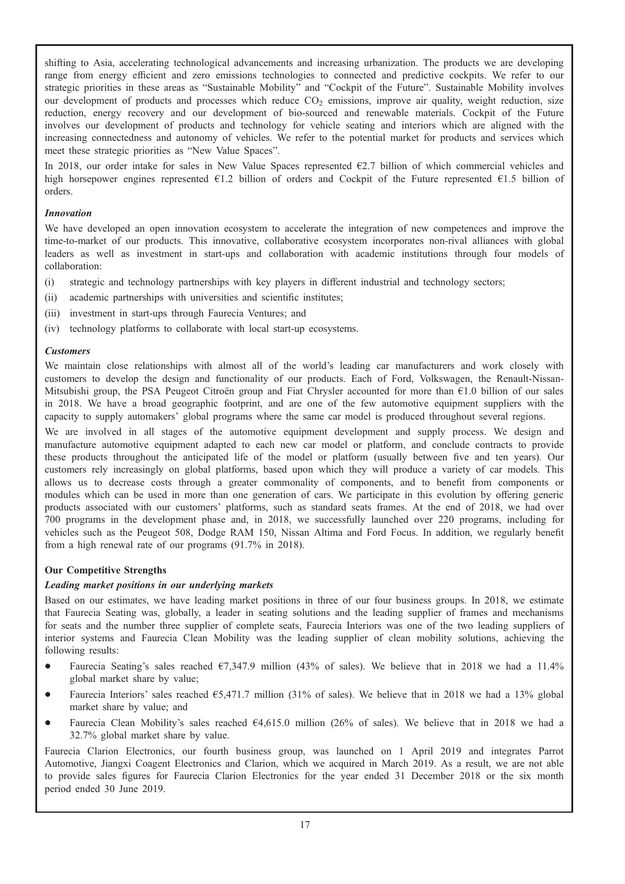shifting to Asia, accelerating technological advancements and increasing urbanization. The products we are developing range from energy efficient and zero emissions technologies to connected and predictive cockpits. We refer to our strategic priorities in these areas as "Sustainable Mobility" and "Cockpit of the Future". Sustainable Mobility involves our development of products and processes which reduce $CO_2$ emissions, improve air quality, weight reduction, size reduction, energy recovery and our development of bio-sourced and renewable materials. Cockpit of the Future involves our development of products and technology for vehicle seating and interiors which are aligned with the increasing connectedness and autonomy of vehicles. We refer to the potential market for products and services which meet these strategic priorities as "New Value Spaces".

In 2018, our order intake for sales in New Value Spaces represented €2.7 billion of which commercial vehicles and high horsepower engines represented €1.2 billion of orders and Cockpit of the Future represented €1.5 billion of orders.

***Innovation***

We have developed an open innovation ecosystem to accelerate the integration of new competences and improve the time-to-market of our products. This innovative, collaborative ecosystem incorporates non-rival alliances with global leaders as well as investment in start-ups and collaboration with academic institutions through four models of collaboration:

(i) strategic and technology partnerships with key players in different industrial and technology sectors;

(ii) academic partnerships with universities and scientific institutes;

(iii) investment in start-ups through Faurecia Ventures; and

(iv) technology platforms to collaborate with local start-up ecosystems.

***Customers***

We maintain close relationships with almost all of the world's leading car manufacturers and work closely with customers to develop the design and functionality of our products. Each of Ford, Volkswagen, the Renault-Nissan-Mitsubishi group, the PSA Peugeot Citroën group and Fiat Chrysler accounted for more than €1.0 billion of our sales in 2018. We have a broad geographic footprint, and are one of the few automotive equipment suppliers with the capacity to supply automakers' global programs where the same car model is produced throughout several regions.

We are involved in all stages of the automotive equipment development and supply process. We design and manufacture automotive equipment adapted to each new car model or platform, and conclude contracts to provide these products throughout the anticipated life of the model or platform (usually between five and ten years). Our customers rely increasingly on global platforms, based upon which they will produce a variety of car models. This allows us to decrease costs through a greater commonality of components, and to benefit from components or modules which can be used in more than one generation of cars. We participate in this evolution by offering generic products associated with our customers' platforms, such as standard seats frames. At the end of 2018, we had over 700 programs in the development phase and, in 2018, we successfully launched over 220 programs, including for vehicles such as the Peugeot 508, Dodge RAM 150, Nissan Altima and Ford Focus. In addition, we regularly benefit from a high renewal rate of our programs (91.7% in 2018).

**Our Competitive Strengths**

***Leading market positions in our underlying markets***

Based on our estimates, we have leading market positions in three of our four business groups. In 2018, we estimate that Faurecia Seating was, globally, a leader in seating solutions and the leading supplier of frames and mechanisms for seats and the number three supplier of complete seats, Faurecia Interiors was one of the two leading suppliers of interior systems and Faurecia Clean Mobility was the leading supplier of clean mobility solutions, achieving the following results:

- Faurecia Seating's sales reached €7,347.9 million (43% of sales). We believe that in 2018 we had a 11.4% global market share by value;
- Faurecia Interiors' sales reached €5,471.7 million (31% of sales). We believe that in 2018 we had a 13% global market share by value; and
- Faurecia Clean Mobility's sales reached €4,615.0 million (26% of sales). We believe that in 2018 we had a 32.7% global market share by value.

Faurecia Clarion Electronics, our fourth business group, was launched on 1 April 2019 and integrates Parrot Automotive, Jiangxi Coagent Electronics and Clarion, which we acquired in March 2019. As a result, we are not able to provide sales figures for Faurecia Clarion Electronics for the year ended 31 December 2018 or the six month period ended 30 June 2019.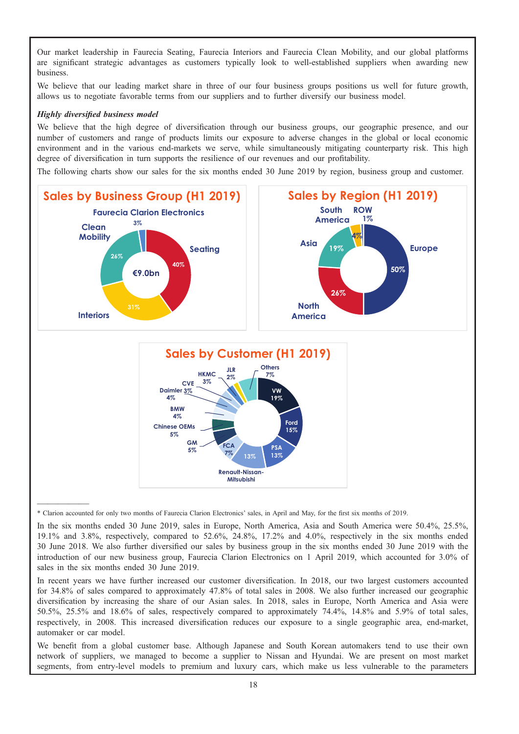Our market leadership in Faurecia Seating, Faurecia Interiors and Faurecia Clean Mobility, and our global platforms are significant strategic advantages as customers typically look to well-established suppliers when awarding new business.

We believe that our leading market share in three of our four business groups positions us well for future growth, allows us to negotiate favorable terms from our suppliers and to further diversify our business model.

***Highly diversified business model***

We believe that the high degree of diversification through our business groups, our geographic presence, and our number of customers and range of products limits our exposure to adverse changes in the global or local economic environment and in the various end-markets we serve, while simultaneously mitigating counterparty risk. This high degree of diversification in turn supports the resilience of our revenues and our profitability.

The following charts show our sales for the six months ended 30 June 2019 by region, business group and customer.

**Sales by Business Group (H1 2019)**

€9.0bn

| Business Group | Share |
|---|---|
| Seating | 40% |
| Interiors | 31% |
| Clean Mobility | 26% |
| Faurecia Clarion Electronics | 3% |

**Sales by Region (H1 2019)**

| Region | Share |
|---|---|
| Europe | 50% |
| North America | 26% |
| Asia | 19% |
| South America | 4% |
| ROW | 1% |

**Sales by Customer (H1 2019)**

| Customer | Share |
|---|---|
| VW | 19% |
| Ford | 15% |
| PSA | 13% |
| Renault-Nissan-Mitsubishi | 13% |
| FCA | 7% |
| GM | 5% |
| Chinese OEMs | 5% |
| BMW | 4% |
| Daimler | 4% |
| CVE | 3% |
| HKMC | 3% |
| JLR | 2% |
| Others | 7% |

\* Clarion accounted for only two months of Faurecia Clarion Electronics' sales, in April and May, for the first six months of 2019.

In the six months ended 30 June 2019, sales in Europe, North America, Asia and South America were 50.4%, 25.5%, 19.1% and 3.8%, respectively, compared to 52.6%, 24.8%, 17.2% and 4.0%, respectively in the six months ended 30 June 2018. We also further diversified our sales by business group in the six months ended 30 June 2019 with the introduction of our new business group, Faurecia Clarion Electronics on 1 April 2019, which accounted for 3.0% of sales in the six months ended 30 June 2019.

In recent years we have further increased our customer diversification. In 2018, our two largest customers accounted for 34.8% of sales compared to approximately 47.8% of total sales in 2008. We also further increased our geographic diversification by increasing the share of our Asian sales. In 2018, sales in Europe, North America and Asia were 50.5%, 25.5% and 18.6% of sales, respectively compared to approximately 74.4%, 14.8% and 5.9% of total sales, respectively, in 2008. This increased diversification reduces our exposure to a single geographic area, end-market, automaker or car model.

We benefit from a global customer base. Although Japanese and South Korean automakers tend to use their own network of suppliers, we managed to become a supplier to Nissan and Hyundai. We are present on most market segments, from entry-level models to premium and luxury cars, which make us less vulnerable to the parameters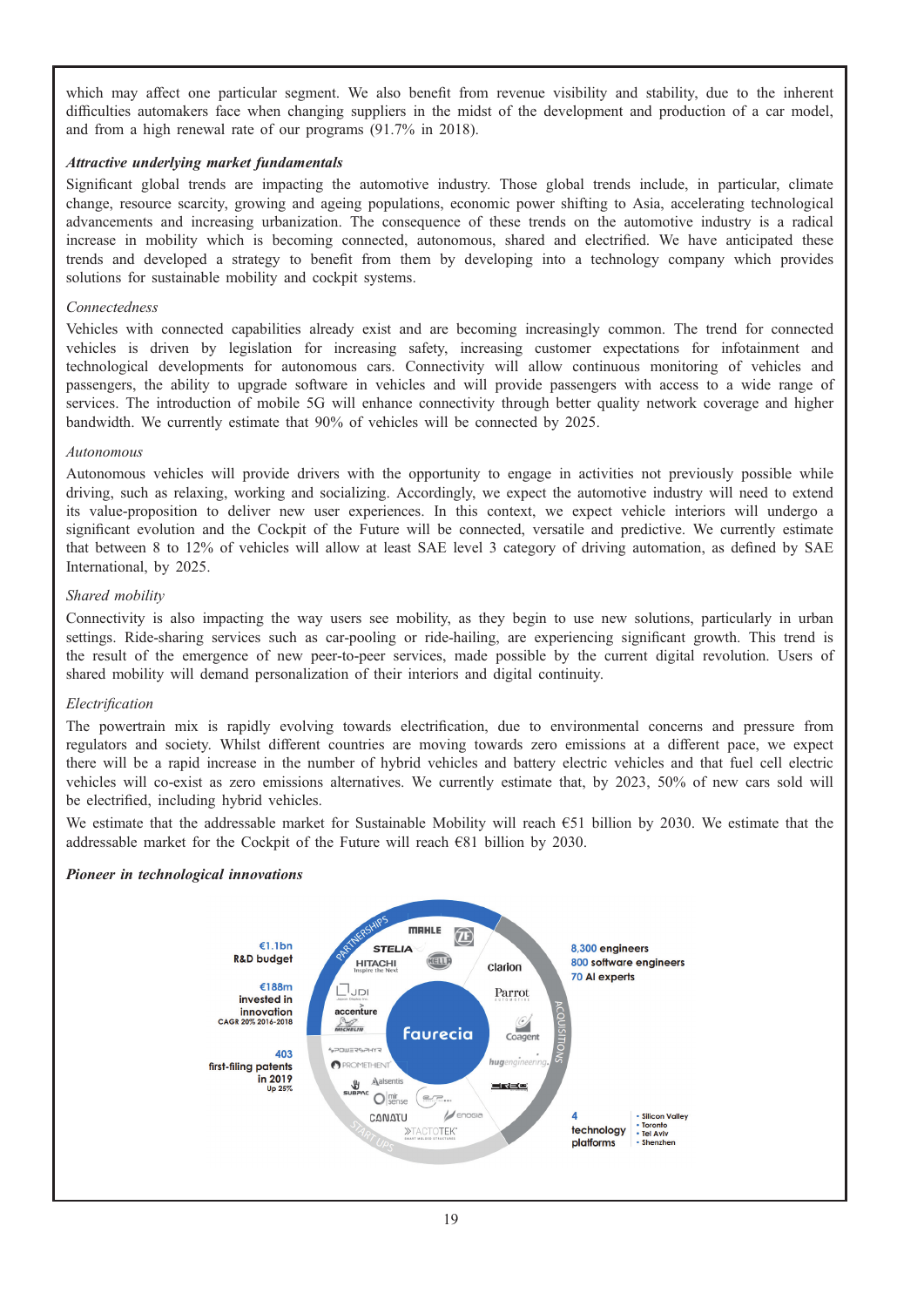which may affect one particular segment. We also benefit from revenue visibility and stability, due to the inherent difficulties automakers face when changing suppliers in the midst of the development and production of a car model, and from a high renewal rate of our programs (91.7% in 2018).

***Attractive underlying market fundamentals***

Significant global trends are impacting the automotive industry. Those global trends include, in particular, climate change, resource scarcity, growing and ageing populations, economic power shifting to Asia, accelerating technological advancements and increasing urbanization. The consequence of these trends on the automotive industry is a radical increase in mobility which is becoming connected, autonomous, shared and electrified. We have anticipated these trends and developed a strategy to benefit from them by developing into a technology company which provides solutions for sustainable mobility and cockpit systems.

*Connectedness*

Vehicles with connected capabilities already exist and are becoming increasingly common. The trend for connected vehicles is driven by legislation for increasing safety, increasing customer expectations for infotainment and technological developments for autonomous cars. Connectivity will allow continuous monitoring of vehicles and passengers, the ability to upgrade software in vehicles and will provide passengers with access to a wide range of services. The introduction of mobile 5G will enhance connectivity through better quality network coverage and higher bandwidth. We currently estimate that 90% of vehicles will be connected by 2025.

*Autonomous*

Autonomous vehicles will provide drivers with the opportunity to engage in activities not previously possible while driving, such as relaxing, working and socializing. Accordingly, we expect the automotive industry will need to extend its value-proposition to deliver new user experiences. In this context, we expect vehicle interiors will undergo a significant evolution and the Cockpit of the Future will be connected, versatile and predictive. We currently estimate that between 8 to 12% of vehicles will allow at least SAE level 3 category of driving automation, as defined by SAE International, by 2025.

*Shared mobility*

Connectivity is also impacting the way users see mobility, as they begin to use new solutions, particularly in urban settings. Ride-sharing services such as car-pooling or ride-hailing, are experiencing significant growth. This trend is the result of the emergence of new peer-to-peer services, made possible by the current digital revolution. Users of shared mobility will demand personalization of their interiors and digital continuity.

*Electrification*

The powertrain mix is rapidly evolving towards electrification, due to environmental concerns and pressure from regulators and society. Whilst different countries are moving towards zero emissions at a different pace, we expect there will be a rapid increase in the number of hybrid vehicles and battery electric vehicles and that fuel cell electric vehicles will co-exist as zero emissions alternatives. We currently estimate that, by 2023, 50% of new cars sold will be electrified, including hybrid vehicles.

We estimate that the addressable market for Sustainable Mobility will reach €51 billion by 2030. We estimate that the addressable market for the Cockpit of the Future will reach €81 billion by 2030.

***Pioneer in technological innovations***

**€1.1bn** R&D budget

**€188m** invested in innovation (CAGR 20% 2016-2018)

**403** first-filing patents in 2019 (Up 25%)

Faurecia

PARTNERSHIPS: MAHLE, ZF, STELIA, HITACHI, HELLA, JDI, accenture, MICHELIN

ACQUISITIONS: Clarion, Parrot, Coagent, hugengineering, CREO

START UPS: POWERSPHYR, PROMETHIENT, Aalsentis, SUBPAC, mirsense, CANATU, enogia, TACTOTEK

**8,300** engineers
**800** software engineers
**70** AI experts

**4** technology platforms
- Silicon Valley
- Toronto
- Tel Aviv
- Shenzhen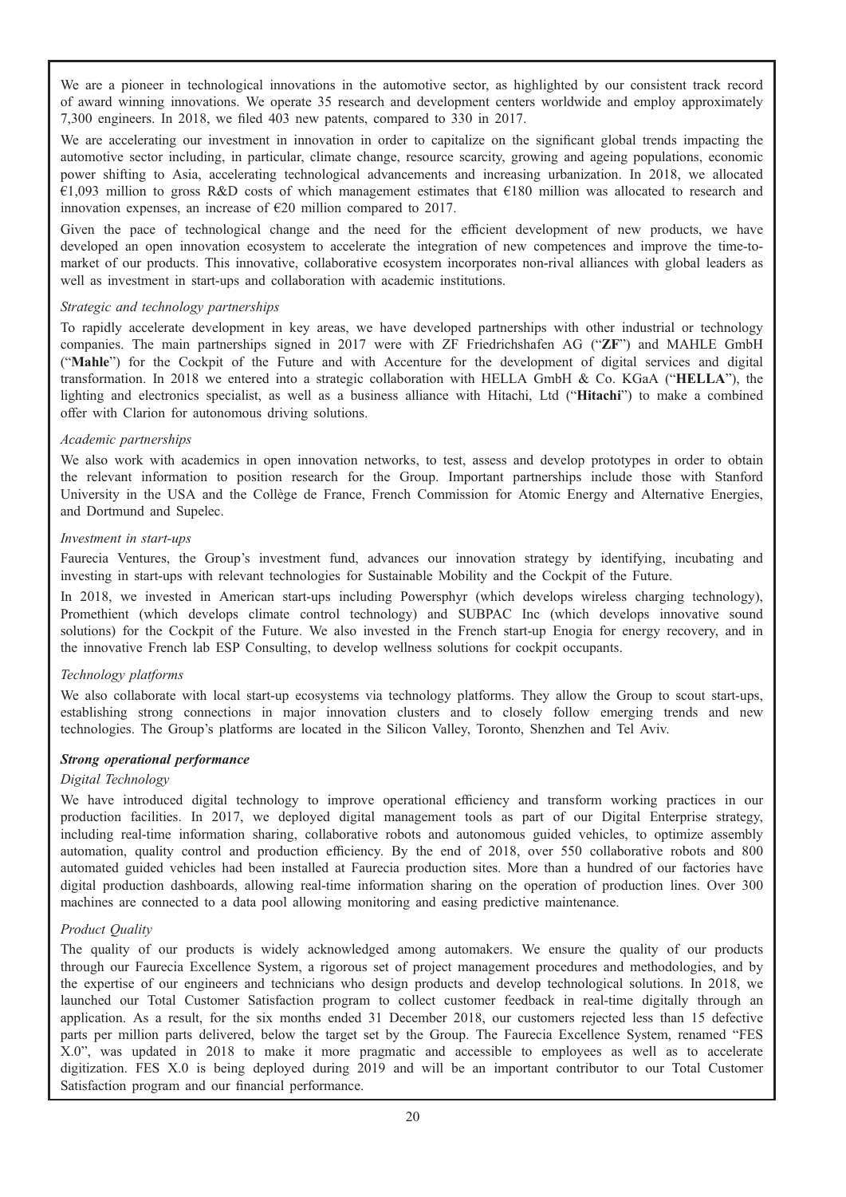We are a pioneer in technological innovations in the automotive sector, as highlighted by our consistent track record of award winning innovations. We operate 35 research and development centers worldwide and employ approximately 7,300 engineers. In 2018, we filed 403 new patents, compared to 330 in 2017.

We are accelerating our investment in innovation in order to capitalize on the significant global trends impacting the automotive sector including, in particular, climate change, resource scarcity, growing and ageing populations, economic power shifting to Asia, accelerating technological advancements and increasing urbanization. In 2018, we allocated €1,093 million to gross R&D costs of which management estimates that €180 million was allocated to research and innovation expenses, an increase of €20 million compared to 2017.

Given the pace of technological change and the need for the efficient development of new products, we have developed an open innovation ecosystem to accelerate the integration of new competences and improve the time-to-market of our products. This innovative, collaborative ecosystem incorporates non-rival alliances with global leaders as well as investment in start-ups and collaboration with academic institutions.

*Strategic and technology partnerships*

To rapidly accelerate development in key areas, we have developed partnerships with other industrial or technology companies. The main partnerships signed in 2017 were with ZF Friedrichshafen AG ("**ZF**") and MAHLE GmbH ("**Mahle**") for the Cockpit of the Future and with Accenture for the development of digital services and digital transformation. In 2018 we entered into a strategic collaboration with HELLA GmbH & Co. KGaA ("**HELLA**"), the lighting and electronics specialist, as well as a business alliance with Hitachi, Ltd ("**Hitachi**") to make a combined offer with Clarion for autonomous driving solutions.

*Academic partnerships*

We also work with academics in open innovation networks, to test, assess and develop prototypes in order to obtain the relevant information to position research for the Group. Important partnerships include those with Stanford University in the USA and the Collège de France, French Commission for Atomic Energy and Alternative Energies, and Dortmund and Supelec.

*Investment in start-ups*

Faurecia Ventures, the Group's investment fund, advances our innovation strategy by identifying, incubating and investing in start-ups with relevant technologies for Sustainable Mobility and the Cockpit of the Future.

In 2018, we invested in American start-ups including Powersphyr (which develops wireless charging technology), Promethient (which develops climate control technology) and SUBPAC Inc (which develops innovative sound solutions) for the Cockpit of the Future. We also invested in the French start-up Enogia for energy recovery, and in the innovative French lab ESP Consulting, to develop wellness solutions for cockpit occupants.

*Technology platforms*

We also collaborate with local start-up ecosystems via technology platforms. They allow the Group to scout start-ups, establishing strong connections in major innovation clusters and to closely follow emerging trends and new technologies. The Group's platforms are located in the Silicon Valley, Toronto, Shenzhen and Tel Aviv.

***Strong operational performance***

*Digital Technology*

We have introduced digital technology to improve operational efficiency and transform working practices in our production facilities. In 2017, we deployed digital management tools as part of our Digital Enterprise strategy, including real-time information sharing, collaborative robots and autonomous guided vehicles, to optimize assembly automation, quality control and production efficiency. By the end of 2018, over 550 collaborative robots and 800 automated guided vehicles had been installed at Faurecia production sites. More than a hundred of our factories have digital production dashboards, allowing real-time information sharing on the operation of production lines. Over 300 machines are connected to a data pool allowing monitoring and easing predictive maintenance.

*Product Quality*

The quality of our products is widely acknowledged among automakers. We ensure the quality of our products through our Faurecia Excellence System, a rigorous set of project management procedures and methodologies, and by the expertise of our engineers and technicians who design products and develop technological solutions. In 2018, we launched our Total Customer Satisfaction program to collect customer feedback in real-time digitally through an application. As a result, for the six months ended 31 December 2018, our customers rejected less than 15 defective parts per million parts delivered, below the target set by the Group. The Faurecia Excellence System, renamed "FES X.0", was updated in 2018 to make it more pragmatic and accessible to employees as well as to accelerate digitization. FES X.0 is being deployed during 2019 and will be an important contributor to our Total Customer Satisfaction program and our financial performance.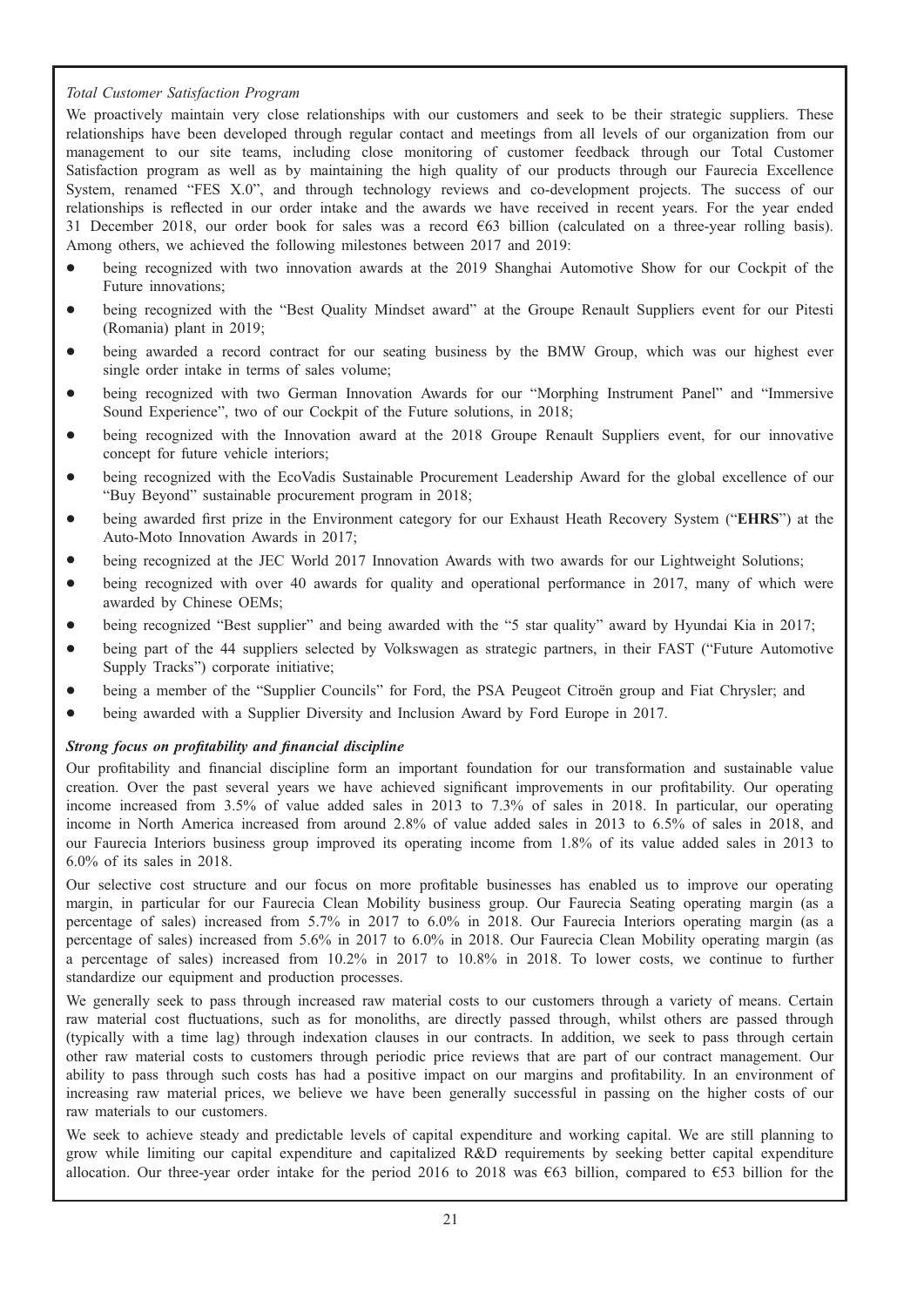*Total Customer Satisfaction Program*

We proactively maintain very close relationships with our customers and seek to be their strategic suppliers. These relationships have been developed through regular contact and meetings from all levels of our organization from our management to our site teams, including close monitoring of customer feedback through our Total Customer Satisfaction program as well as by maintaining the high quality of our products through our Faurecia Excellence System, renamed "FES X.0", and through technology reviews and co-development projects. The success of our relationships is reflected in our order intake and the awards we have received in recent years. For the year ended 31 December 2018, our order book for sales was a record €63 billion (calculated on a three-year rolling basis). Among others, we achieved the following milestones between 2017 and 2019:

- being recognized with two innovation awards at the 2019 Shanghai Automotive Show for our Cockpit of the Future innovations;
- being recognized with the "Best Quality Mindset award" at the Groupe Renault Suppliers event for our Pitesti (Romania) plant in 2019;
- being awarded a record contract for our seating business by the BMW Group, which was our highest ever single order intake in terms of sales volume;
- being recognized with two German Innovation Awards for our "Morphing Instrument Panel" and "Immersive Sound Experience", two of our Cockpit of the Future solutions, in 2018;
- being recognized with the Innovation award at the 2018 Groupe Renault Suppliers event, for our innovative concept for future vehicle interiors;
- being recognized with the EcoVadis Sustainable Procurement Leadership Award for the global excellence of our "Buy Beyond" sustainable procurement program in 2018;
- being awarded first prize in the Environment category for our Exhaust Heath Recovery System ("**EHRS**") at the Auto-Moto Innovation Awards in 2017;
- being recognized at the JEC World 2017 Innovation Awards with two awards for our Lightweight Solutions;
- being recognized with over 40 awards for quality and operational performance in 2017, many of which were awarded by Chinese OEMs;
- being recognized "Best supplier" and being awarded with the "5 star quality" award by Hyundai Kia in 2017;
- being part of the 44 suppliers selected by Volkswagen as strategic partners, in their FAST ("Future Automotive Supply Tracks") corporate initiative;
- being a member of the "Supplier Councils" for Ford, the PSA Peugeot Citroën group and Fiat Chrysler; and
- being awarded with a Supplier Diversity and Inclusion Award by Ford Europe in 2017.

***Strong focus on profitability and financial discipline***

Our profitability and financial discipline form an important foundation for our transformation and sustainable value creation. Over the past several years we have achieved significant improvements in our profitability. Our operating income increased from 3.5% of value added sales in 2013 to 7.3% of sales in 2018. In particular, our operating income in North America increased from around 2.8% of value added sales in 2013 to 6.5% of sales in 2018, and our Faurecia Interiors business group improved its operating income from 1.8% of its value added sales in 2013 to 6.0% of its sales in 2018.

Our selective cost structure and our focus on more profitable businesses has enabled us to improve our operating margin, in particular for our Faurecia Clean Mobility business group. Our Faurecia Seating operating margin (as a percentage of sales) increased from 5.7% in 2017 to 6.0% in 2018. Our Faurecia Interiors operating margin (as a percentage of sales) increased from 5.6% in 2017 to 6.0% in 2018. Our Faurecia Clean Mobility operating margin (as a percentage of sales) increased from 10.2% in 2017 to 10.8% in 2018. To lower costs, we continue to further standardize our equipment and production processes.

We generally seek to pass through increased raw material costs to our customers through a variety of means. Certain raw material cost fluctuations, such as for monoliths, are directly passed through, whilst others are passed through (typically with a time lag) through indexation clauses in our contracts. In addition, we seek to pass through certain other raw material costs to customers through periodic price reviews that are part of our contract management. Our ability to pass through such costs has had a positive impact on our margins and profitability. In an environment of increasing raw material prices, we believe we have been generally successful in passing on the higher costs of our raw materials to our customers.

We seek to achieve steady and predictable levels of capital expenditure and working capital. We are still planning to grow while limiting our capital expenditure and capitalized R&D requirements by seeking better capital expenditure allocation. Our three-year order intake for the period 2016 to 2018 was €63 billion, compared to €53 billion for the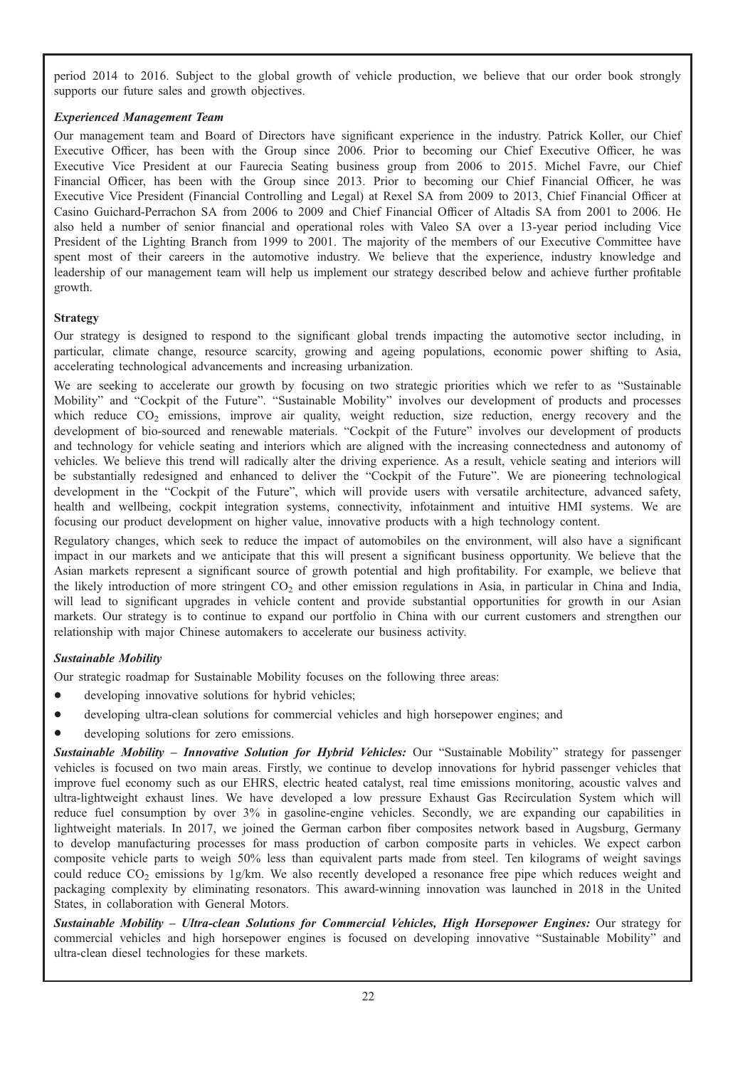period 2014 to 2016. Subject to the global growth of vehicle production, we believe that our order book strongly supports our future sales and growth objectives.

### *Experienced Management Team*

Our management team and Board of Directors have significant experience in the industry. Patrick Koller, our Chief Executive Officer, has been with the Group since 2006. Prior to becoming our Chief Executive Officer, he was Executive Vice President at our Faurecia Seating business group from 2006 to 2015. Michel Favre, our Chief Financial Officer, has been with the Group since 2013. Prior to becoming our Chief Financial Officer, he was Executive Vice President (Financial Controlling and Legal) at Rexel SA from 2009 to 2013, Chief Financial Officer at Casino Guichard-Perrachon SA from 2006 to 2009 and Chief Financial Officer of Altadis SA from 2001 to 2006. He also held a number of senior financial and operational roles with Valeo SA over a 13-year period including Vice President of the Lighting Branch from 1999 to 2001. The majority of the members of our Executive Committee have spent most of their careers in the automotive industry. We believe that the experience, industry knowledge and leadership of our management team will help us implement our strategy described below and achieve further profitable growth.

## Strategy

Our strategy is designed to respond to the significant global trends impacting the automotive sector including, in particular, climate change, resource scarcity, growing and ageing populations, economic power shifting to Asia, accelerating technological advancements and increasing urbanization.

We are seeking to accelerate our growth by focusing on two strategic priorities which we refer to as "Sustainable Mobility" and "Cockpit of the Future". "Sustainable Mobility" involves our development of products and processes which reduce $CO_2$ emissions, improve air quality, weight reduction, size reduction, energy recovery and the development of bio-sourced and renewable materials. "Cockpit of the Future" involves our development of products and technology for vehicle seating and interiors which are aligned with the increasing connectedness and autonomy of vehicles. We believe this trend will radically alter the driving experience. As a result, vehicle seating and interiors will be substantially redesigned and enhanced to deliver the "Cockpit of the Future". We are pioneering technological development in the "Cockpit of the Future", which will provide users with versatile architecture, advanced safety, health and wellbeing, cockpit integration systems, connectivity, infotainment and intuitive HMI systems. We are focusing our product development on higher value, innovative products with a high technology content.

Regulatory changes, which seek to reduce the impact of automobiles on the environment, will also have a significant impact in our markets and we anticipate that this will present a significant business opportunity. We believe that the Asian markets represent a significant source of growth potential and high profitability. For example, we believe that the likely introduction of more stringent $CO_2$ and other emission regulations in Asia, in particular in China and India, will lead to significant upgrades in vehicle content and provide substantial opportunities for growth in our Asian markets. Our strategy is to continue to expand our portfolio in China with our current customers and strengthen our relationship with major Chinese automakers to accelerate our business activity.

### *Sustainable Mobility*

Our strategic roadmap for Sustainable Mobility focuses on the following three areas:

- developing innovative solutions for hybrid vehicles;
- developing ultra-clean solutions for commercial vehicles and high horsepower engines; and
- developing solutions for zero emissions.

***Sustainable Mobility – Innovative Solution for Hybrid Vehicles:*** Our "Sustainable Mobility" strategy for passenger vehicles is focused on two main areas. Firstly, we continue to develop innovations for hybrid passenger vehicles that improve fuel economy such as our EHRS, electric heated catalyst, real time emissions monitoring, acoustic valves and ultra-lightweight exhaust lines. We have developed a low pressure Exhaust Gas Recirculation System which will reduce fuel consumption by over 3% in gasoline-engine vehicles. Secondly, we are expanding our capabilities in lightweight materials. In 2017, we joined the German carbon fiber composites network based in Augsburg, Germany to develop manufacturing processes for mass production of carbon composite parts in vehicles. We expect carbon composite vehicle parts to weigh 50% less than equivalent parts made from steel. Ten kilograms of weight savings could reduce $CO_2$ emissions by 1g/km. We also recently developed a resonance free pipe which reduces weight and packaging complexity by eliminating resonators. This award-winning innovation was launched in 2018 in the United States, in collaboration with General Motors.

***Sustainable Mobility – Ultra-clean Solutions for Commercial Vehicles, High Horsepower Engines:*** Our strategy for commercial vehicles and high horsepower engines is focused on developing innovative "Sustainable Mobility" and ultra-clean diesel technologies for these markets.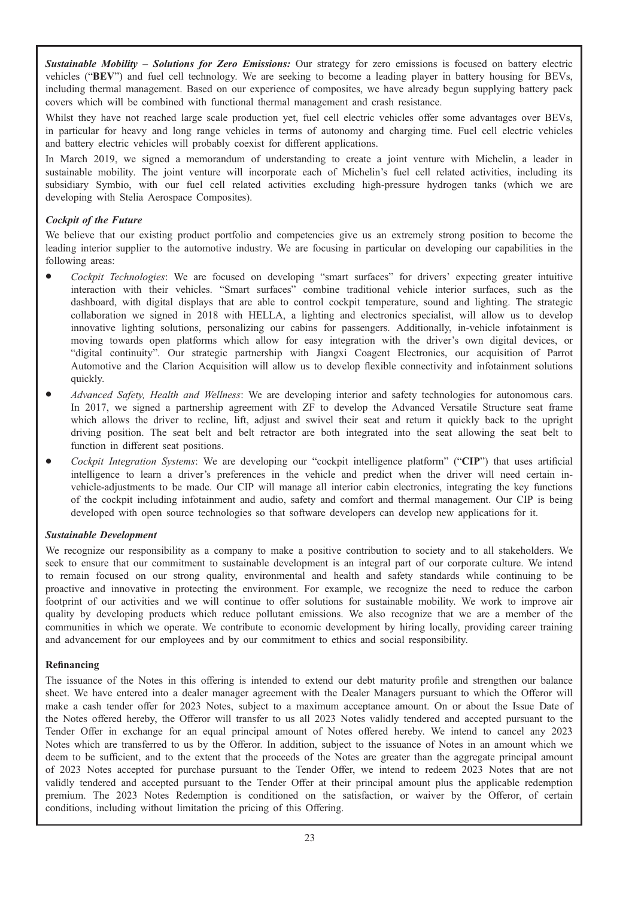***Sustainable Mobility – Solutions for Zero Emissions:*** Our strategy for zero emissions is focused on battery electric vehicles ("**BEV**") and fuel cell technology. We are seeking to become a leading player in battery housing for BEVs, including thermal management. Based on our experience of composites, we have already begun supplying battery pack covers which will be combined with functional thermal management and crash resistance.

Whilst they have not reached large scale production yet, fuel cell electric vehicles offer some advantages over BEVs, in particular for heavy and long range vehicles in terms of autonomy and charging time. Fuel cell electric vehicles and battery electric vehicles will probably coexist for different applications.

In March 2019, we signed a memorandum of understanding to create a joint venture with Michelin, a leader in sustainable mobility. The joint venture will incorporate each of Michelin's fuel cell related activities, including its subsidiary Symbio, with our fuel cell related activities excluding high-pressure hydrogen tanks (which we are developing with Stelia Aerospace Composites).

***Cockpit of the Future***

We believe that our existing product portfolio and competencies give us an extremely strong position to become the leading interior supplier to the automotive industry. We are focusing in particular on developing our capabilities in the following areas:

- *Cockpit Technologies*: We are focused on developing "smart surfaces" for drivers' expecting greater intuitive interaction with their vehicles. "Smart surfaces" combine traditional vehicle interior surfaces, such as the dashboard, with digital displays that are able to control cockpit temperature, sound and lighting. The strategic collaboration we signed in 2018 with HELLA, a lighting and electronics specialist, will allow us to develop innovative lighting solutions, personalizing our cabins for passengers. Additionally, in-vehicle infotainment is moving towards open platforms which allow for easy integration with the driver's own digital devices, or "digital continuity". Our strategic partnership with Jiangxi Coagent Electronics, our acquisition of Parrot Automotive and the Clarion Acquisition will allow us to develop flexible connectivity and infotainment solutions quickly.
- *Advanced Safety, Health and Wellness*: We are developing interior and safety technologies for autonomous cars. In 2017, we signed a partnership agreement with ZF to develop the Advanced Versatile Structure seat frame which allows the driver to recline, lift, adjust and swivel their seat and return it quickly back to the upright driving position. The seat belt and belt retractor are both integrated into the seat allowing the seat belt to function in different seat positions.
- *Cockpit Integration Systems*: We are developing our "cockpit intelligence platform" ("**CIP**") that uses artificial intelligence to learn a driver's preferences in the vehicle and predict when the driver will need certain in-vehicle-adjustments to be made. Our CIP will manage all interior cabin electronics, integrating the key functions of the cockpit including infotainment and audio, safety and comfort and thermal management. Our CIP is being developed with open source technologies so that software developers can develop new applications for it.

***Sustainable Development***

We recognize our responsibility as a company to make a positive contribution to society and to all stakeholders. We seek to ensure that our commitment to sustainable development is an integral part of our corporate culture. We intend to remain focused on our strong quality, environmental and health and safety standards while continuing to be proactive and innovative in protecting the environment. For example, we recognize the need to reduce the carbon footprint of our activities and we will continue to offer solutions for sustainable mobility. We work to improve air quality by developing products which reduce pollutant emissions. We also recognize that we are a member of the communities in which we operate. We contribute to economic development by hiring locally, providing career training and advancement for our employees and by our commitment to ethics and social responsibility.

**Refinancing**

The issuance of the Notes in this offering is intended to extend our debt maturity profile and strengthen our balance sheet. We have entered into a dealer manager agreement with the Dealer Managers pursuant to which the Offeror will make a cash tender offer for 2023 Notes, subject to a maximum acceptance amount. On or about the Issue Date of the Notes offered hereby, the Offeror will transfer to us all 2023 Notes validly tendered and accepted pursuant to the Tender Offer in exchange for an equal principal amount of Notes offered hereby. We intend to cancel any 2023 Notes which are transferred to us by the Offeror. In addition, subject to the issuance of Notes in an amount which we deem to be sufficient, and to the extent that the proceeds of the Notes are greater than the aggregate principal amount of 2023 Notes accepted for purchase pursuant to the Tender Offer, we intend to redeem 2023 Notes that are not validly tendered and accepted pursuant to the Tender Offer at their principal amount plus the applicable redemption premium. The 2023 Notes Redemption is conditioned on the satisfaction, or waiver by the Offeror, of certain conditions, including without limitation the pricing of this Offering.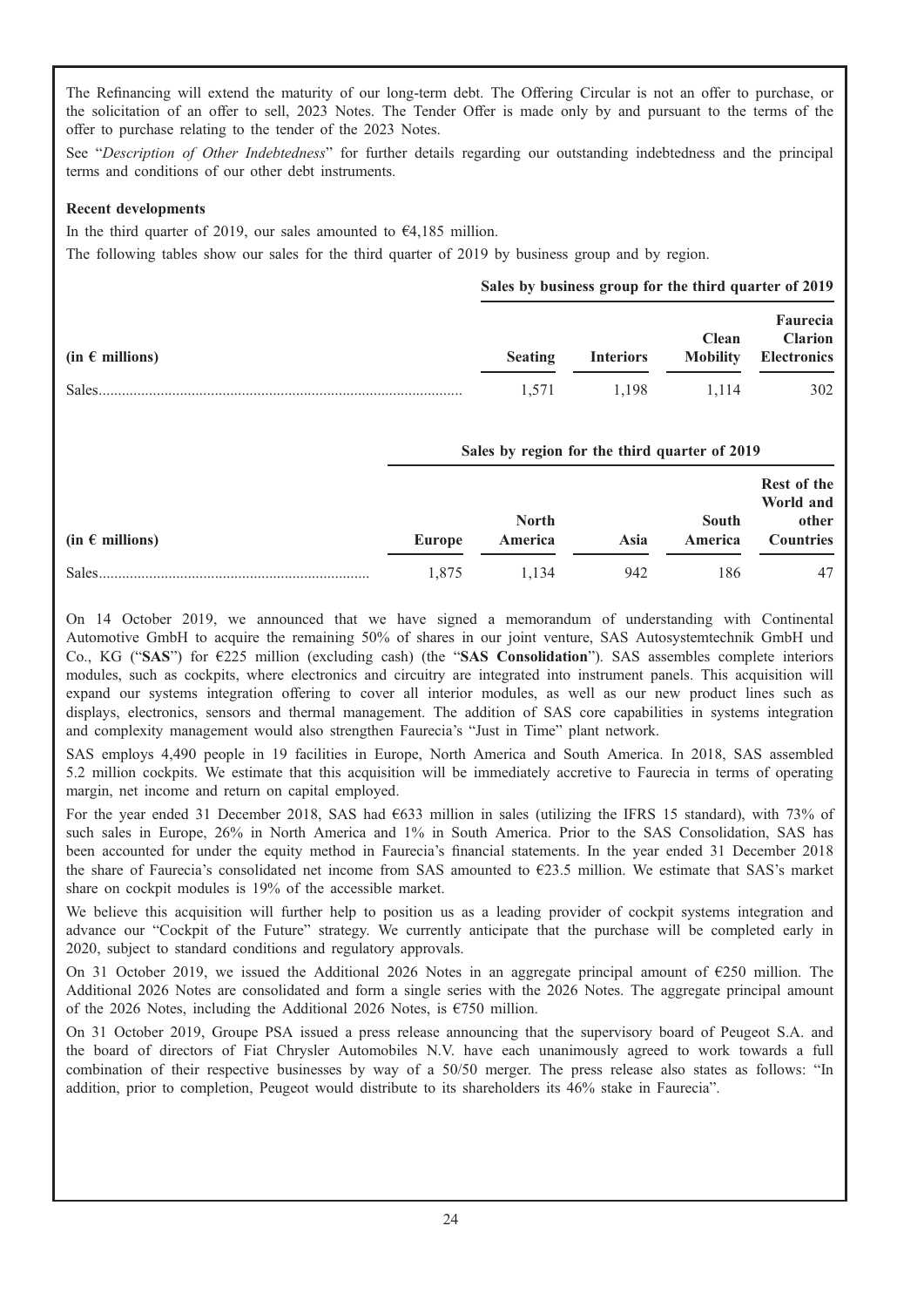The Refinancing will extend the maturity of our long-term debt. The Offering Circular is not an offer to purchase, or the solicitation of an offer to sell, 2023 Notes. The Tender Offer is made only by and pursuant to the terms of the offer to purchase relating to the tender of the 2023 Notes.

See "*Description of Other Indebtedness*" for further details regarding our outstanding indebtedness and the principal terms and conditions of our other debt instruments.

**Recent developments**

In the third quarter of 2019, our sales amounted to €4,185 million.

The following tables show our sales for the third quarter of 2019 by business group and by region.

| | Sales by business group for the third quarter of 2019 | | | |
|---|---|---|---|---|
| (in € millions) | Seating | Interiors | Clean Mobility | Faurecia Clarion Electronics |
| Sales | 1,571 | 1,198 | 1,114 | 302 |

| | Sales by region for the third quarter of 2019 | | | | |
|---|---|---|---|---|---|
| (in € millions) | Europe | North America | Asia | South America | Rest of the World and other Countries |
| Sales | 1,875 | 1,134 | 942 | 186 | 47 |

On 14 October 2019, we announced that we have signed a memorandum of understanding with Continental Automotive GmbH to acquire the remaining 50% of shares in our joint venture, SAS Autosystemtechnik GmbH und Co., KG ("**SAS**") for €225 million (excluding cash) (the "**SAS Consolidation**"). SAS assembles complete interiors modules, such as cockpits, where electronics and circuitry are integrated into instrument panels. This acquisition will expand our systems integration offering to cover all interior modules, as well as our new product lines such as displays, electronics, sensors and thermal management. The addition of SAS core capabilities in systems integration and complexity management would also strengthen Faurecia's "Just in Time" plant network.

SAS employs 4,490 people in 19 facilities in Europe, North America and South America. In 2018, SAS assembled 5.2 million cockpits. We estimate that this acquisition will be immediately accretive to Faurecia in terms of operating margin, net income and return on capital employed.

For the year ended 31 December 2018, SAS had €633 million in sales (utilizing the IFRS 15 standard), with 73% of such sales in Europe, 26% in North America and 1% in South America. Prior to the SAS Consolidation, SAS has been accounted for under the equity method in Faurecia's financial statements. In the year ended 31 December 2018 the share of Faurecia's consolidated net income from SAS amounted to €23.5 million. We estimate that SAS's market share on cockpit modules is 19% of the accessible market.

We believe this acquisition will further help to position us as a leading provider of cockpit systems integration and advance our "Cockpit of the Future" strategy. We currently anticipate that the purchase will be completed early in 2020, subject to standard conditions and regulatory approvals.

On 31 October 2019, we issued the Additional 2026 Notes in an aggregate principal amount of €250 million. The Additional 2026 Notes are consolidated and form a single series with the 2026 Notes. The aggregate principal amount of the 2026 Notes, including the Additional 2026 Notes, is €750 million.

On 31 October 2019, Groupe PSA issued a press release announcing that the supervisory board of Peugeot S.A. and the board of directors of Fiat Chrysler Automobiles N.V. have each unanimously agreed to work towards a full combination of their respective businesses by way of a 50/50 merger. The press release also states as follows: "In addition, prior to completion, Peugeot would distribute to its shareholders its 46% stake in Faurecia".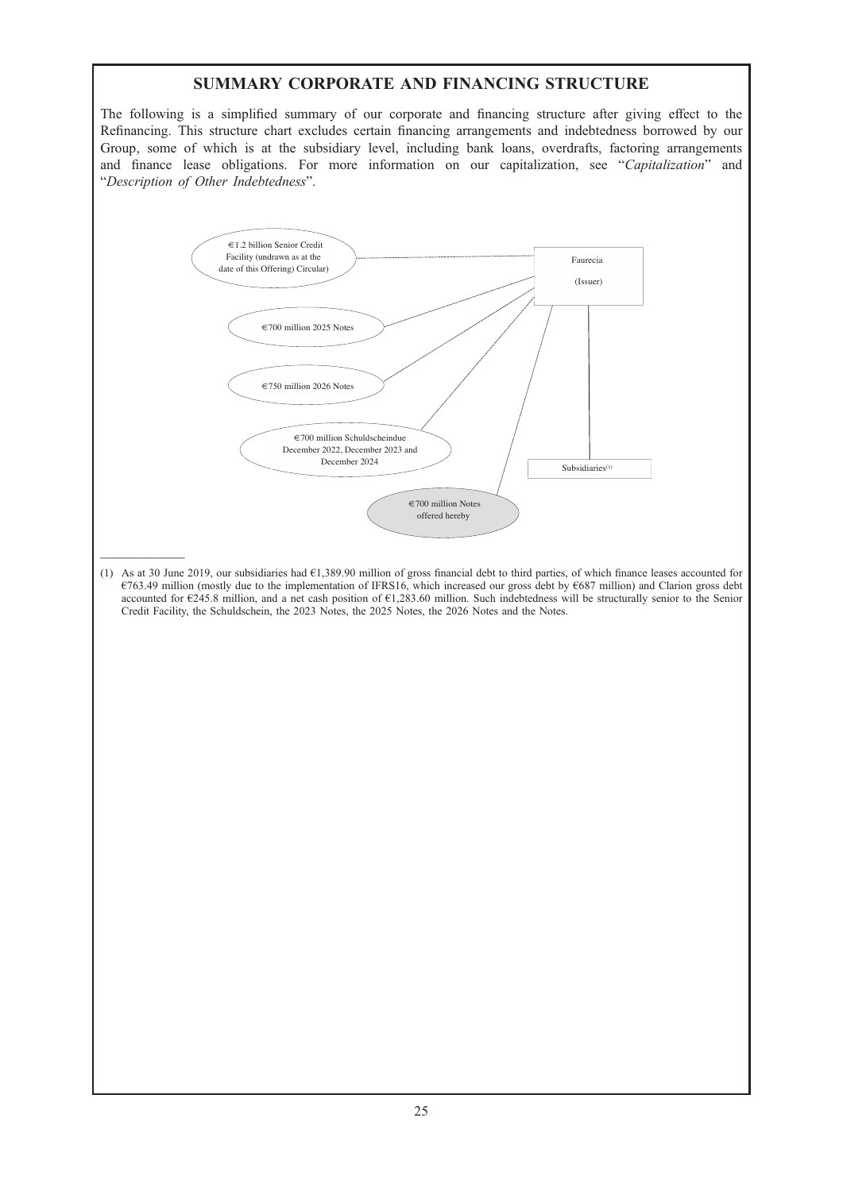## SUMMARY CORPORATE AND FINANCING STRUCTURE

The following is a simplified summary of our corporate and financing structure after giving effect to the Refinancing. This structure chart excludes certain financing arrangements and indebtedness borrowed by our Group, some of which is at the subsidiary level, including bank loans, overdrafts, factoring arrangements and finance lease obligations. For more information on our capitalization, see "*Capitalization*" and "*Description of Other Indebtedness*".

€1.2 billion Senior Credit Facility (undrawn as at the date of this Offering) Circular)

Faurecia

(Issuer)

€700 million 2025 Notes

€750 million 2026 Notes

€700 million Schuldscheindue December 2022, December 2023 and December 2024

Subsidiaries[(1)]

€700 million Notes offered hereby

---

(1) As at 30 June 2019, our subsidiaries had €1,389.90 million of gross financial debt to third parties, of which finance leases accounted for €763.49 million (mostly due to the implementation of IFRS16, which increased our gross debt by €687 million) and Clarion gross debt accounted for €245.8 million, and a net cash position of €1,283.60 million. Such indebtedness will be structurally senior to the Senior Credit Facility, the Schuldschein, the 2023 Notes, the 2025 Notes, the 2026 Notes and the Notes.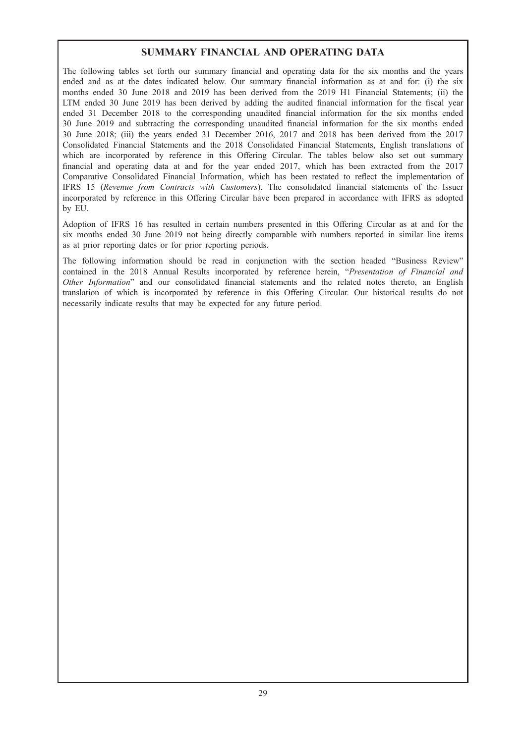## SUMMARY FINANCIAL AND OPERATING DATA

The following tables set forth our summary financial and operating data for the six months and the years ended and as at the dates indicated below. Our summary financial information as at and for: (i) the six months ended 30 June 2018 and 2019 has been derived from the 2019 H1 Financial Statements; (ii) the LTM ended 30 June 2019 has been derived by adding the audited financial information for the fiscal year ended 31 December 2018 to the corresponding unaudited financial information for the six months ended 30 June 2019 and subtracting the corresponding unaudited financial information for the six months ended 30 June 2018; (iii) the years ended 31 December 2016, 2017 and 2018 has been derived from the 2017 Consolidated Financial Statements and the 2018 Consolidated Financial Statements, English translations of which are incorporated by reference in this Offering Circular. The tables below also set out summary financial and operating data at and for the year ended 2017, which has been extracted from the 2017 Comparative Consolidated Financial Information, which has been restated to reflect the implementation of IFRS 15 (*Revenue from Contracts with Customers*). The consolidated financial statements of the Issuer incorporated by reference in this Offering Circular have been prepared in accordance with IFRS as adopted by EU.

Adoption of IFRS 16 has resulted in certain numbers presented in this Offering Circular as at and for the six months ended 30 June 2019 not being directly comparable with numbers reported in similar line items as at prior reporting dates or for prior reporting periods.

The following information should be read in conjunction with the section headed "Business Review" contained in the 2018 Annual Results incorporated by reference herein, "*Presentation of Financial and Other Information*" and our consolidated financial statements and the related notes thereto, an English translation of which is incorporated by reference in this Offering Circular. Our historical results do not necessarily indicate results that may be expected for any future period.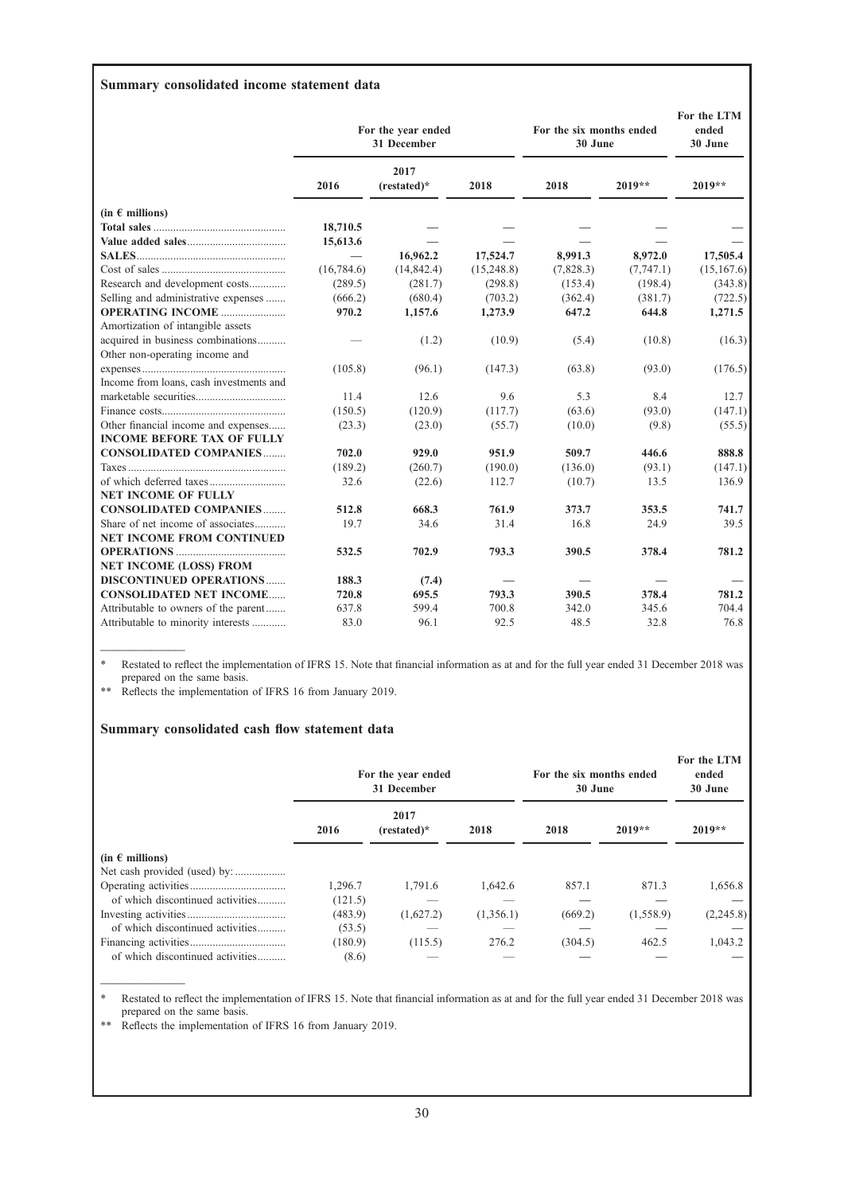### Summary consolidated income statement data

| | For the year ended 31 December | | | For the six months ended 30 June | | For the LTM ended 30 June |
|---|---|---|---|---|---|---|
| | 2016 | 2017 (restated)* | 2018 | 2018 | 2019** | 2019** |
| (in € millions) | | | | | | |
| **Total sales** | **18,710.5** | — | — | — | — | — |
| **Value added sales** | **15,613.6** | — | — | — | — | — |
| **SALES** | — | **16,962.2** | **17,524.7** | **8,991.3** | **8,972.0** | **17,505.4** |
| Cost of sales | (16,784.6) | (14,842.4) | (15,248.8) | (7,828.3) | (7,747.1) | (15,167.6) |
| Research and development costs | (289.5) | (281.7) | (298.8) | (153.4) | (198.4) | (343.8) |
| Selling and administrative expenses | (666.2) | (680.4) | (703.2) | (362.4) | (381.7) | (722.5) |
| **OPERATING INCOME** | **970.2** | **1,157.6** | **1,273.9** | **647.2** | **644.8** | **1,271.5** |
| Amortization of intangible assets acquired in business combinations | — | (1.2) | (10.9) | (5.4) | (10.8) | (16.3) |
| Other non-operating income and expenses | (105.8) | (96.1) | (147.3) | (63.8) | (93.0) | (176.5) |
| Income from loans, cash investments and marketable securities | 11.4 | 12.6 | 9.6 | 5.3 | 8.4 | 12.7 |
| Finance costs | (150.5) | (120.9) | (117.7) | (63.6) | (93.0) | (147.1) |
| Other financial income and expenses | (23.3) | (23.0) | (55.7) | (10.0) | (9.8) | (55.5) |
| **INCOME BEFORE TAX OF FULLY CONSOLIDATED COMPANIES** | **702.0** | **929.0** | **951.9** | **509.7** | **446.6** | **888.8** |
| Taxes | (189.2) | (260.7) | (190.0) | (136.0) | (93.1) | (147.1) |
| of which deferred taxes | 32.6 | (22.6) | 112.7 | (10.7) | 13.5 | 136.9 |
| **NET INCOME OF FULLY CONSOLIDATED COMPANIES** | **512.8** | **668.3** | **761.9** | **373.7** | **353.5** | **741.7** |
| Share of net income of associates | 19.7 | 34.6 | 31.4 | 16.8 | 24.9 | 39.5 |
| **NET INCOME FROM CONTINUED OPERATIONS** | **532.5** | **702.9** | **793.3** | **390.5** | **378.4** | **781.2** |
| **NET INCOME (LOSS) FROM DISCONTINUED OPERATIONS** | **188.3** | **(7.4)** | — | — | — | — |
| **CONSOLIDATED NET INCOME** | **720.8** | **695.5** | **793.3** | **390.5** | **378.4** | **781.2** |
| Attributable to owners of the parent | 637.8 | 599.4 | 700.8 | 342.0 | 345.6 | 704.4 |
| Attributable to minority interests | 83.0 | 96.1 | 92.5 | 48.5 | 32.8 | 76.8 |

\* Restated to reflect the implementation of IFRS 15. Note that financial information as at and for the full year ended 31 December 2018 was prepared on the same basis.

\** Reflects the implementation of IFRS 16 from January 2019.

### Summary consolidated cash flow statement data

| | For the year ended 31 December | | | For the six months ended 30 June | | For the LTM ended 30 June |
|---|---|---|---|---|---|---|
| | 2016 | 2017 (restated)* | 2018 | 2018 | 2019** | 2019** |
| (in € millions) | | | | | | |
| Net cash provided (used) by: | | | | | | |
| Operating activities | 1,296.7 | 1,791.6 | 1,642.6 | 857.1 | 871.3 | 1,656.8 |
| of which discontinued activities | (121.5) | — | — | — | — | — |
| Investing activities | (483.9) | (1,627.2) | (1,356.1) | (669.2) | (1,558.9) | (2,245.8) |
| of which discontinued activities | (53.5) | — | — | — | — | — |
| Financing activities | (180.9) | (115.5) | 276.2 | (304.5) | 462.5 | 1,043.2 |
| of which discontinued activities | (8.6) | — | — | — | — | — |

\* Restated to reflect the implementation of IFRS 15. Note that financial information as at and for the full year ended 31 December 2018 was prepared on the same basis.

\** Reflects the implementation of IFRS 16 from January 2019.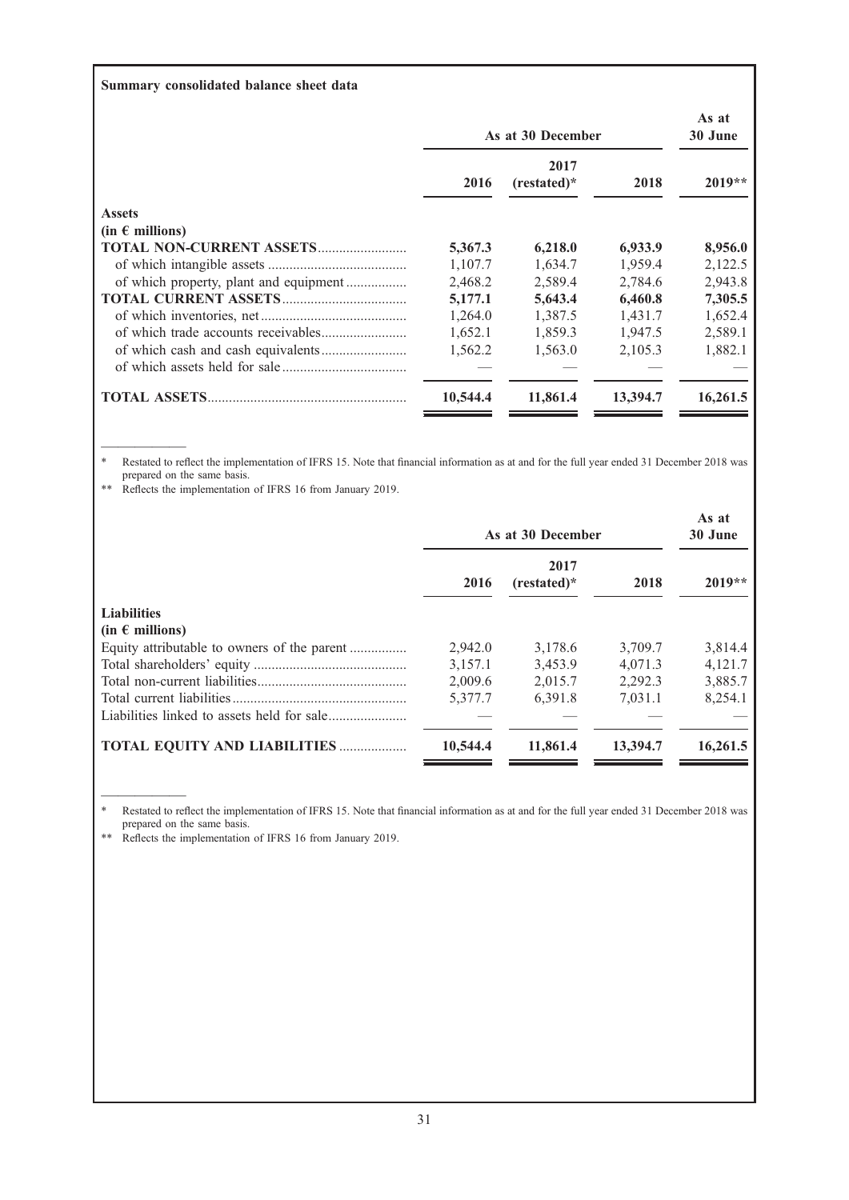**Summary consolidated balance sheet data**

| | As at 30 December | | | As at 30 June |
|---|---|---|---|---|
| | 2016 | 2017 (restated)* | 2018 | 2019** |
| **Assets** | | | | |
| **(in € millions)** | | | | |
| **TOTAL NON-CURRENT ASSETS** | **5,367.3** | **6,218.0** | **6,933.9** | **8,956.0** |
| of which intangible assets | 1,107.7 | 1,634.7 | 1,959.4 | 2,122.5 |
| of which property, plant and equipment | 2,468.2 | 2,589.4 | 2,784.6 | 2,943.8 |
| **TOTAL CURRENT ASSETS** | **5,177.1** | **5,643.4** | **6,460.8** | **7,305.5** |
| of which inventories, net | 1,264.0 | 1,387.5 | 1,431.7 | 1,652.4 |
| of which trade accounts receivables | 1,652.1 | 1,859.3 | 1,947.5 | 2,589.1 |
| of which cash and cash equivalents | 1,562.2 | 1,563.0 | 2,105.3 | 1,882.1 |
| of which assets held for sale | — | — | — | — |
| **TOTAL ASSETS** | **10,544.4** | **11,861.4** | **13,394.7** | **16,261.5** |

\* Restated to reflect the implementation of IFRS 15. Note that financial information as at and for the full year ended 31 December 2018 was prepared on the same basis.

\*\* Reflects the implementation of IFRS 16 from January 2019.

| | As at 30 December | | | As at 30 June |
|---|---|---|---|---|
| | 2016 | 2017 (restated)* | 2018 | 2019** |
| **Liabilities** | | | | |
| **(in € millions)** | | | | |
| Equity attributable to owners of the parent | 2,942.0 | 3,178.6 | 3,709.7 | 3,814.4 |
| Total shareholders' equity | 3,157.1 | 3,453.9 | 4,071.3 | 4,121.7 |
| Total non-current liabilities | 2,009.6 | 2,015.7 | 2,292.3 | 3,885.7 |
| Total current liabilities | 5,377.7 | 6,391.8 | 7,031.1 | 8,254.1 |
| Liabilities linked to assets held for sale | — | — | — | — |
| **TOTAL EQUITY AND LIABILITIES** | **10,544.4** | **11,861.4** | **13,394.7** | **16,261.5** |

\* Restated to reflect the implementation of IFRS 15. Note that financial information as at and for the full year ended 31 December 2018 was prepared on the same basis.

\*\* Reflects the implementation of IFRS 16 from January 2019.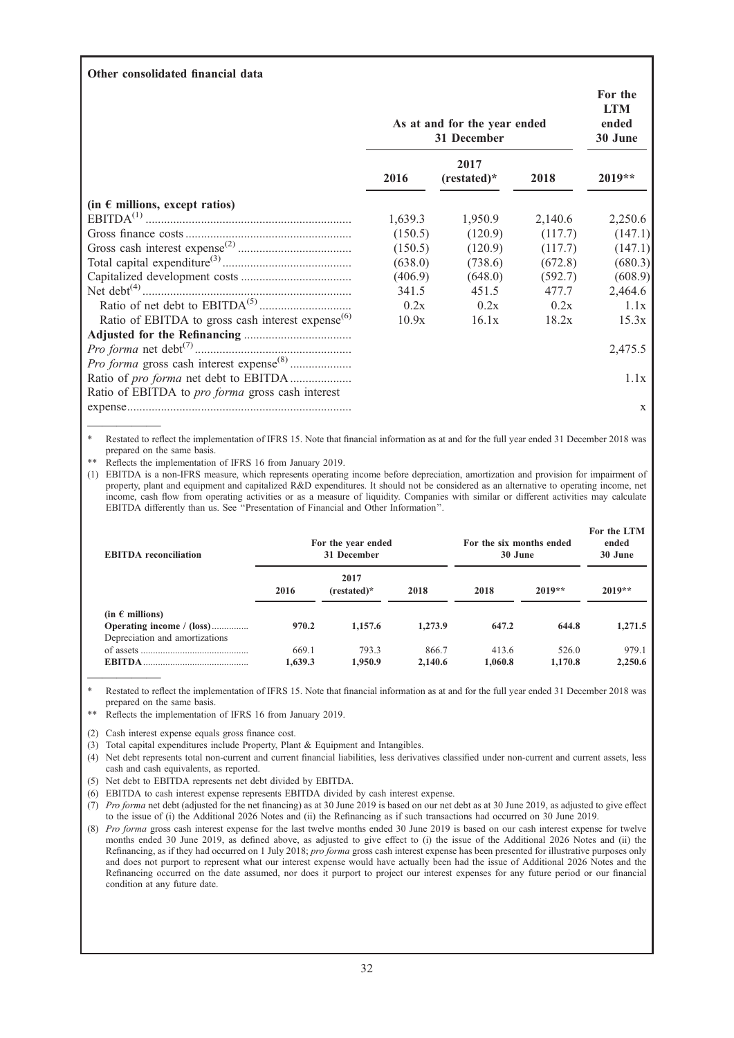**Other consolidated financial data**

| | As at and for the year ended 31 December | | | For the LTM ended 30 June |
|---|---|---|---|---|
| | 2016 | 2017 (restated)* | 2018 | 2019** |
| (in € millions, except ratios) | | | | |
| EBITDA[(1)] | 1,639.3 | 1,950.9 | 2,140.6 | 2,250.6 |
| Gross finance costs | (150.5) | (120.9) | (117.7) | (147.1) |
| Gross cash interest expense[(2)] | (150.5) | (120.9) | (117.7) | (147.1) |
| Total capital expenditure[(3)] | (638.0) | (738.6) | (672.8) | (680.3) |
| Capitalized development costs | (406.9) | (648.0) | (592.7) | (608.9) |
| Net debt[(4)] | 341.5 | 451.5 | 477.7 | 2,464.6 |
| Ratio of net debt to EBITDA[(5)] | 0.2x | 0.2x | 0.2x | 1.1x |
| Ratio of EBITDA to gross cash interest expense[(6)] | 10.9x | 16.1x | 18.2x | 15.3x |
| **Adjusted for the Refinancing** | | | | |
| *Pro forma* net debt[(7)] | | | | 2,475.5 |
| *Pro forma* gross cash interest expense[(8)] | | | | |
| Ratio of *pro forma* net debt to EBITDA | | | | 1.1x |
| Ratio of EBITDA to *pro forma* gross cash interest expense | | | | x |

\* Restated to reflect the implementation of IFRS 15. Note that financial information as at and for the full year ended 31 December 2018 was prepared on the same basis.

\*\* Reflects the implementation of IFRS 16 from January 2019.

(1) EBITDA is a non-IFRS measure, which represents operating income before depreciation, amortization and provision for impairment of property, plant and equipment and capitalized R&D expenditures. It should not be considered as an alternative to operating income, net income, cash flow from operating activities or as a measure of liquidity. Companies with similar or different activities may calculate EBITDA differently than us. See "Presentation of Financial and Other Information".

| EBITDA reconciliation | For the year ended 31 December | | | For the six months ended 30 June | | For the LTM ended 30 June |
|---|---|---|---|---|---|---|
| | 2016 | 2017 (restated)* | 2018 | 2018 | 2019** | 2019** |
| (in € millions) | | | | | | |
| **Operating income / (loss)** | **970.2** | **1,157.6** | **1,273.9** | **647.2** | **644.8** | **1,271.5** |
| Depreciation and amortizations of assets | 669.1 | 793.3 | 866.7 | 413.6 | 526.0 | 979.1 |
| **EBITDA** | **1,639.3** | **1,950.9** | **2,140.6** | **1,060.8** | **1,170.8** | **2,250.6** |

\* Restated to reflect the implementation of IFRS 15. Note that financial information as at and for the full year ended 31 December 2018 was prepared on the same basis.

\*\* Reflects the implementation of IFRS 16 from January 2019.

(2) Cash interest expense equals gross finance cost.

(3) Total capital expenditures include Property, Plant & Equipment and Intangibles.

(4) Net debt represents total non-current and current financial liabilities, less derivatives classified under non-current and current assets, less cash and cash equivalents, as reported.

(5) Net debt to EBITDA represents net debt divided by EBITDA.

(6) EBITDA to cash interest expense represents EBITDA divided by cash interest expense.

(7) *Pro forma* net debt (adjusted for the net financing) as at 30 June 2019 is based on our net debt as at 30 June 2019, as adjusted to give effect to the issue of (i) the Additional 2026 Notes and (ii) the Refinancing as if such transactions had occurred on 30 June 2019.

(8) *Pro forma* gross cash interest expense for the last twelve months ended 30 June 2019 is based on our cash interest expense for twelve months ended 30 June 2019, as defined above, as adjusted to give effect to (i) the issue of the Additional 2026 Notes and (ii) the Refinancing, as if they had occurred on 1 July 2018; *pro forma* gross cash interest expense has been presented for illustrative purposes only and does not purport to represent what our interest expense would have actually been had the issue of Additional 2026 Notes and the Refinancing occurred on the date assumed, nor does it purport to project our interest expenses for any future period or our financial condition at any future date.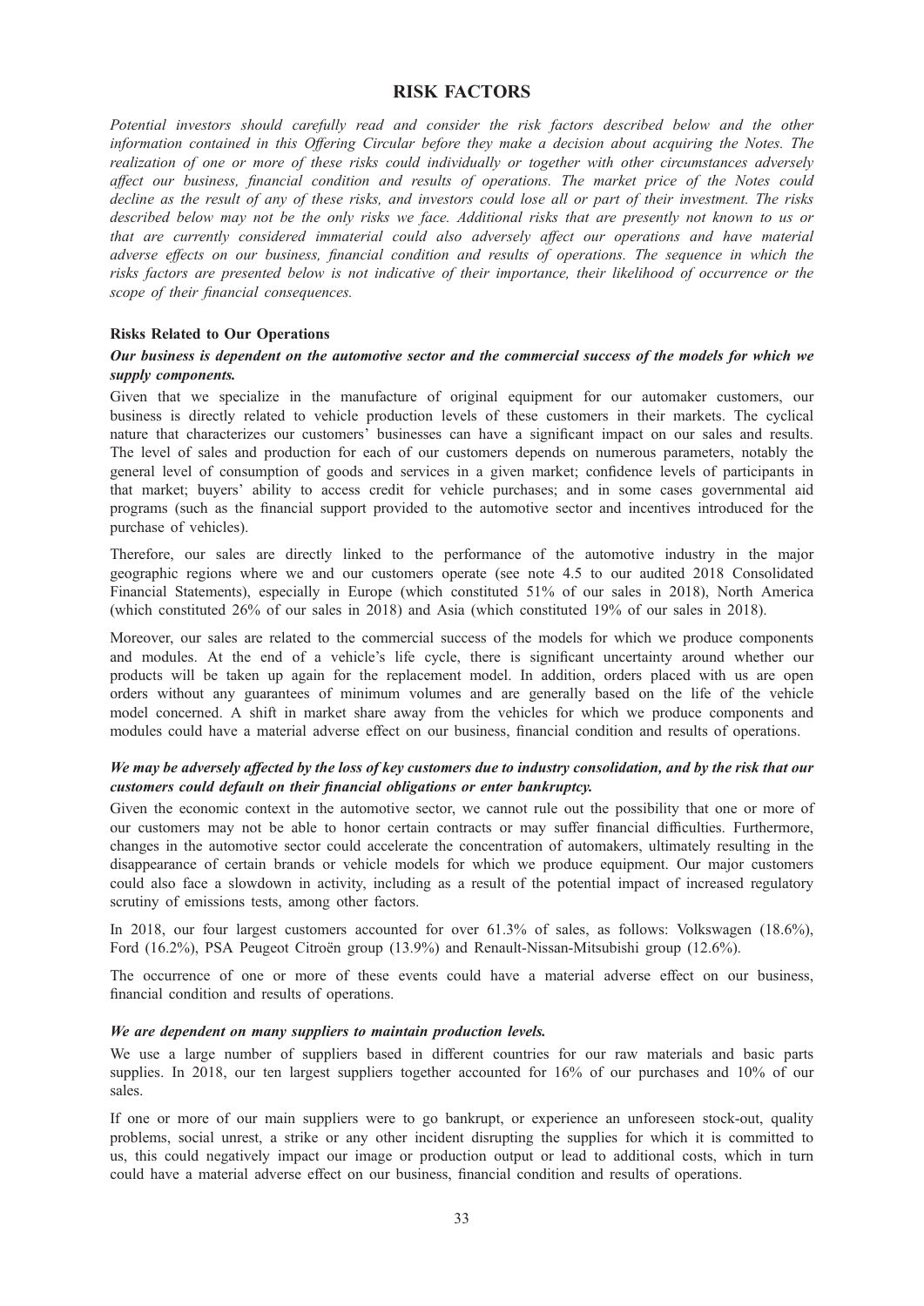# RISK FACTORS

*Potential investors should carefully read and consider the risk factors described below and the other information contained in this Offering Circular before they make a decision about acquiring the Notes. The realization of one or more of these risks could individually or together with other circumstances adversely affect our business, financial condition and results of operations. The market price of the Notes could decline as the result of any of these risks, and investors could lose all or part of their investment. The risks described below may not be the only risks we face. Additional risks that are presently not known to us or that are currently considered immaterial could also adversely affect our operations and have material adverse effects on our business, financial condition and results of operations. The sequence in which the risks factors are presented below is not indicative of their importance, their likelihood of occurrence or the scope of their financial consequences.*

## Risks Related to Our Operations

### *Our business is dependent on the automotive sector and the commercial success of the models for which we supply components.*

Given that we specialize in the manufacture of original equipment for our automaker customers, our business is directly related to vehicle production levels of these customers in their markets. The cyclical nature that characterizes our customers' businesses can have a significant impact on our sales and results. The level of sales and production for each of our customers depends on numerous parameters, notably the general level of consumption of goods and services in a given market; confidence levels of participants in that market; buyers' ability to access credit for vehicle purchases; and in some cases governmental aid programs (such as the financial support provided to the automotive sector and incentives introduced for the purchase of vehicles).

Therefore, our sales are directly linked to the performance of the automotive industry in the major geographic regions where we and our customers operate (see note 4.5 to our audited 2018 Consolidated Financial Statements), especially in Europe (which constituted 51% of our sales in 2018), North America (which constituted 26% of our sales in 2018) and Asia (which constituted 19% of our sales in 2018).

Moreover, our sales are related to the commercial success of the models for which we produce components and modules. At the end of a vehicle's life cycle, there is significant uncertainty around whether our products will be taken up again for the replacement model. In addition, orders placed with us are open orders without any guarantees of minimum volumes and are generally based on the life of the vehicle model concerned. A shift in market share away from the vehicles for which we produce components and modules could have a material adverse effect on our business, financial condition and results of operations.

### *We may be adversely affected by the loss of key customers due to industry consolidation, and by the risk that our customers could default on their financial obligations or enter bankruptcy.*

Given the economic context in the automotive sector, we cannot rule out the possibility that one or more of our customers may not be able to honor certain contracts or may suffer financial difficulties. Furthermore, changes in the automotive sector could accelerate the concentration of automakers, ultimately resulting in the disappearance of certain brands or vehicle models for which we produce equipment. Our major customers could also face a slowdown in activity, including as a result of the potential impact of increased regulatory scrutiny of emissions tests, among other factors.

In 2018, our four largest customers accounted for over 61.3% of sales, as follows: Volkswagen (18.6%), Ford (16.2%), PSA Peugeot Citroën group (13.9%) and Renault-Nissan-Mitsubishi group (12.6%).

The occurrence of one or more of these events could have a material adverse effect on our business, financial condition and results of operations.

### *We are dependent on many suppliers to maintain production levels.*

We use a large number of suppliers based in different countries for our raw materials and basic parts supplies. In 2018, our ten largest suppliers together accounted for 16% of our purchases and 10% of our sales.

If one or more of our main suppliers were to go bankrupt, or experience an unforeseen stock-out, quality problems, social unrest, a strike or any other incident disrupting the supplies for which it is committed to us, this could negatively impact our image or production output or lead to additional costs, which in turn could have a material adverse effect on our business, financial condition and results of operations.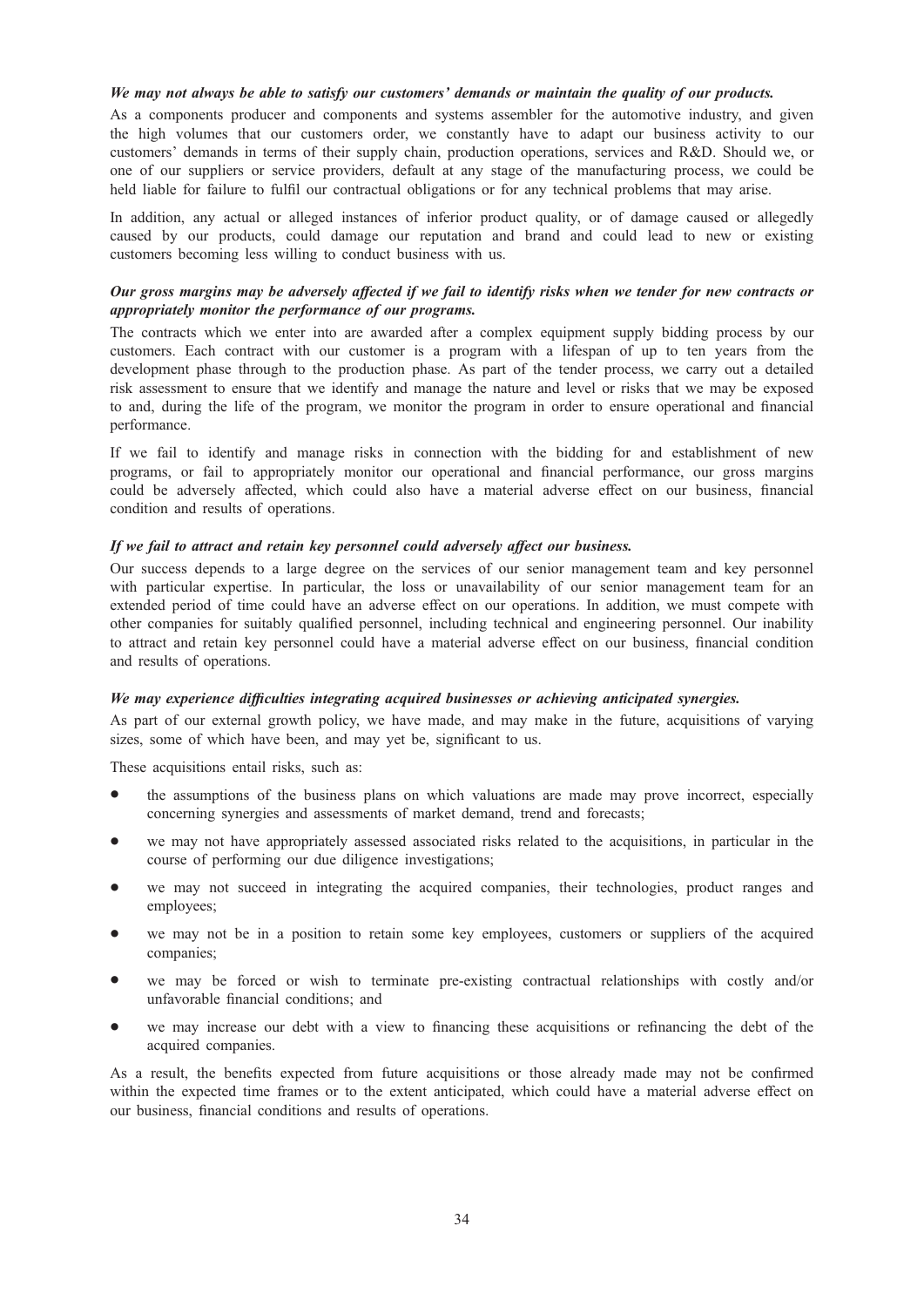***We may not always be able to satisfy our customers' demands or maintain the quality of our products.***

As a components producer and components and systems assembler for the automotive industry, and given the high volumes that our customers order, we constantly have to adapt our business activity to our customers' demands in terms of their supply chain, production operations, services and R&D. Should we, or one of our suppliers or service providers, default at any stage of the manufacturing process, we could be held liable for failure to fulfil our contractual obligations or for any technical problems that may arise.

In addition, any actual or alleged instances of inferior product quality, or of damage caused or allegedly caused by our products, could damage our reputation and brand and could lead to new or existing customers becoming less willing to conduct business with us.

***Our gross margins may be adversely affected if we fail to identify risks when we tender for new contracts or appropriately monitor the performance of our programs.***

The contracts which we enter into are awarded after a complex equipment supply bidding process by our customers. Each contract with our customer is a program with a lifespan of up to ten years from the development phase through to the production phase. As part of the tender process, we carry out a detailed risk assessment to ensure that we identify and manage the nature and level or risks that we may be exposed to and, during the life of the program, we monitor the program in order to ensure operational and financial performance.

If we fail to identify and manage risks in connection with the bidding for and establishment of new programs, or fail to appropriately monitor our operational and financial performance, our gross margins could be adversely affected, which could also have a material adverse effect on our business, financial condition and results of operations.

***If we fail to attract and retain key personnel could adversely affect our business.***

Our success depends to a large degree on the services of our senior management team and key personnel with particular expertise. In particular, the loss or unavailability of our senior management team for an extended period of time could have an adverse effect on our operations. In addition, we must compete with other companies for suitably qualified personnel, including technical and engineering personnel. Our inability to attract and retain key personnel could have a material adverse effect on our business, financial condition and results of operations.

***We may experience difficulties integrating acquired businesses or achieving anticipated synergies.***

As part of our external growth policy, we have made, and may make in the future, acquisitions of varying sizes, some of which have been, and may yet be, significant to us.

These acquisitions entail risks, such as:

- the assumptions of the business plans on which valuations are made may prove incorrect, especially concerning synergies and assessments of market demand, trend and forecasts;
- we may not have appropriately assessed associated risks related to the acquisitions, in particular in the course of performing our due diligence investigations;
- we may not succeed in integrating the acquired companies, their technologies, product ranges and employees;
- we may not be in a position to retain some key employees, customers or suppliers of the acquired companies;
- we may be forced or wish to terminate pre-existing contractual relationships with costly and/or unfavorable financial conditions; and
- we may increase our debt with a view to financing these acquisitions or refinancing the debt of the acquired companies.

As a result, the benefits expected from future acquisitions or those already made may not be confirmed within the expected time frames or to the extent anticipated, which could have a material adverse effect on our business, financial conditions and results of operations.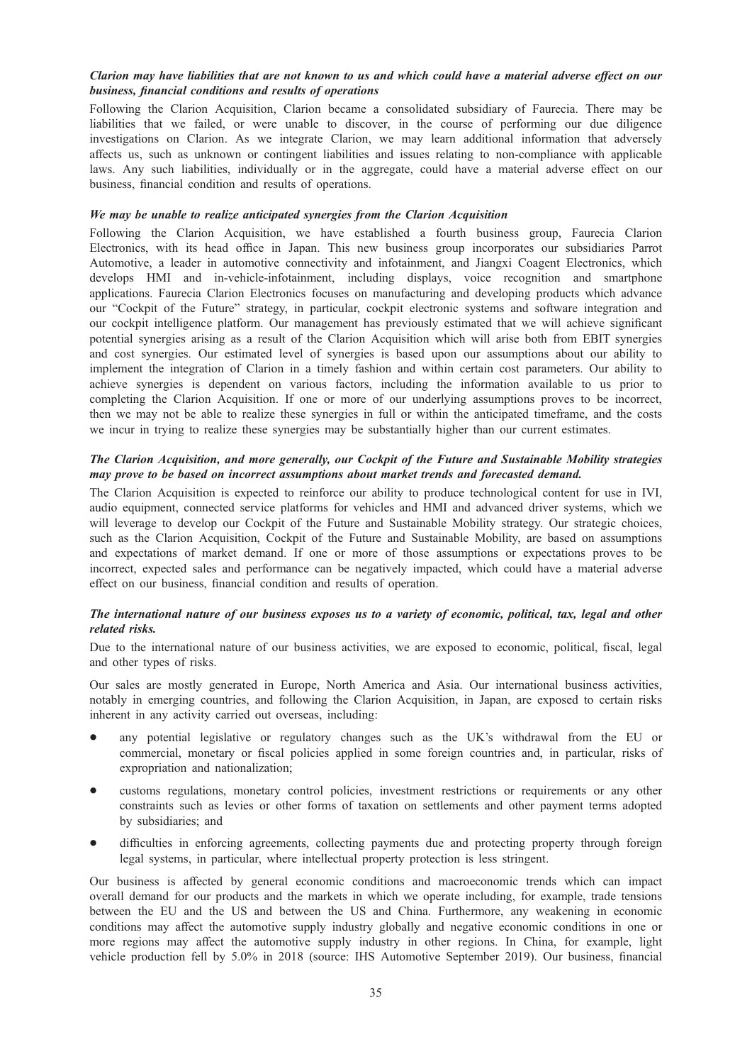***Clarion may have liabilities that are not known to us and which could have a material adverse effect on our business, financial conditions and results of operations***

Following the Clarion Acquisition, Clarion became a consolidated subsidiary of Faurecia. There may be liabilities that we failed, or were unable to discover, in the course of performing our due diligence investigations on Clarion. As we integrate Clarion, we may learn additional information that adversely affects us, such as unknown or contingent liabilities and issues relating to non-compliance with applicable laws. Any such liabilities, individually or in the aggregate, could have a material adverse effect on our business, financial condition and results of operations.

***We may be unable to realize anticipated synergies from the Clarion Acquisition***

Following the Clarion Acquisition, we have established a fourth business group, Faurecia Clarion Electronics, with its head office in Japan. This new business group incorporates our subsidiaries Parrot Automotive, a leader in automotive connectivity and infotainment, and Jiangxi Coagent Electronics, which develops HMI and in-vehicle-infotainment, including displays, voice recognition and smartphone applications. Faurecia Clarion Electronics focuses on manufacturing and developing products which advance our "Cockpit of the Future" strategy, in particular, cockpit electronic systems and software integration and our cockpit intelligence platform. Our management has previously estimated that we will achieve significant potential synergies arising as a result of the Clarion Acquisition which will arise both from EBIT synergies and cost synergies. Our estimated level of synergies is based upon our assumptions about our ability to implement the integration of Clarion in a timely fashion and within certain cost parameters. Our ability to achieve synergies is dependent on various factors, including the information available to us prior to completing the Clarion Acquisition. If one or more of our underlying assumptions proves to be incorrect, then we may not be able to realize these synergies in full or within the anticipated timeframe, and the costs we incur in trying to realize these synergies may be substantially higher than our current estimates.

***The Clarion Acquisition, and more generally, our Cockpit of the Future and Sustainable Mobility strategies may prove to be based on incorrect assumptions about market trends and forecasted demand.***

The Clarion Acquisition is expected to reinforce our ability to produce technological content for use in IVI, audio equipment, connected service platforms for vehicles and HMI and advanced driver systems, which we will leverage to develop our Cockpit of the Future and Sustainable Mobility strategy. Our strategic choices, such as the Clarion Acquisition, Cockpit of the Future and Sustainable Mobility, are based on assumptions and expectations of market demand. If one or more of those assumptions or expectations proves to be incorrect, expected sales and performance can be negatively impacted, which could have a material adverse effect on our business, financial condition and results of operation.

***The international nature of our business exposes us to a variety of economic, political, tax, legal and other related risks.***

Due to the international nature of our business activities, we are exposed to economic, political, fiscal, legal and other types of risks.

Our sales are mostly generated in Europe, North America and Asia. Our international business activities, notably in emerging countries, and following the Clarion Acquisition, in Japan, are exposed to certain risks inherent in any activity carried out overseas, including:

- any potential legislative or regulatory changes such as the UK's withdrawal from the EU or commercial, monetary or fiscal policies applied in some foreign countries and, in particular, risks of expropriation and nationalization;
- customs regulations, monetary control policies, investment restrictions or requirements or any other constraints such as levies or other forms of taxation on settlements and other payment terms adopted by subsidiaries; and
- difficulties in enforcing agreements, collecting payments due and protecting property through foreign legal systems, in particular, where intellectual property protection is less stringent.

Our business is affected by general economic conditions and macroeconomic trends which can impact overall demand for our products and the markets in which we operate including, for example, trade tensions between the EU and the US and between the US and China. Furthermore, any weakening in economic conditions may affect the automotive supply industry globally and negative economic conditions in one or more regions may affect the automotive supply industry in other regions. In China, for example, light vehicle production fell by 5.0% in 2018 (source: IHS Automotive September 2019). Our business, financial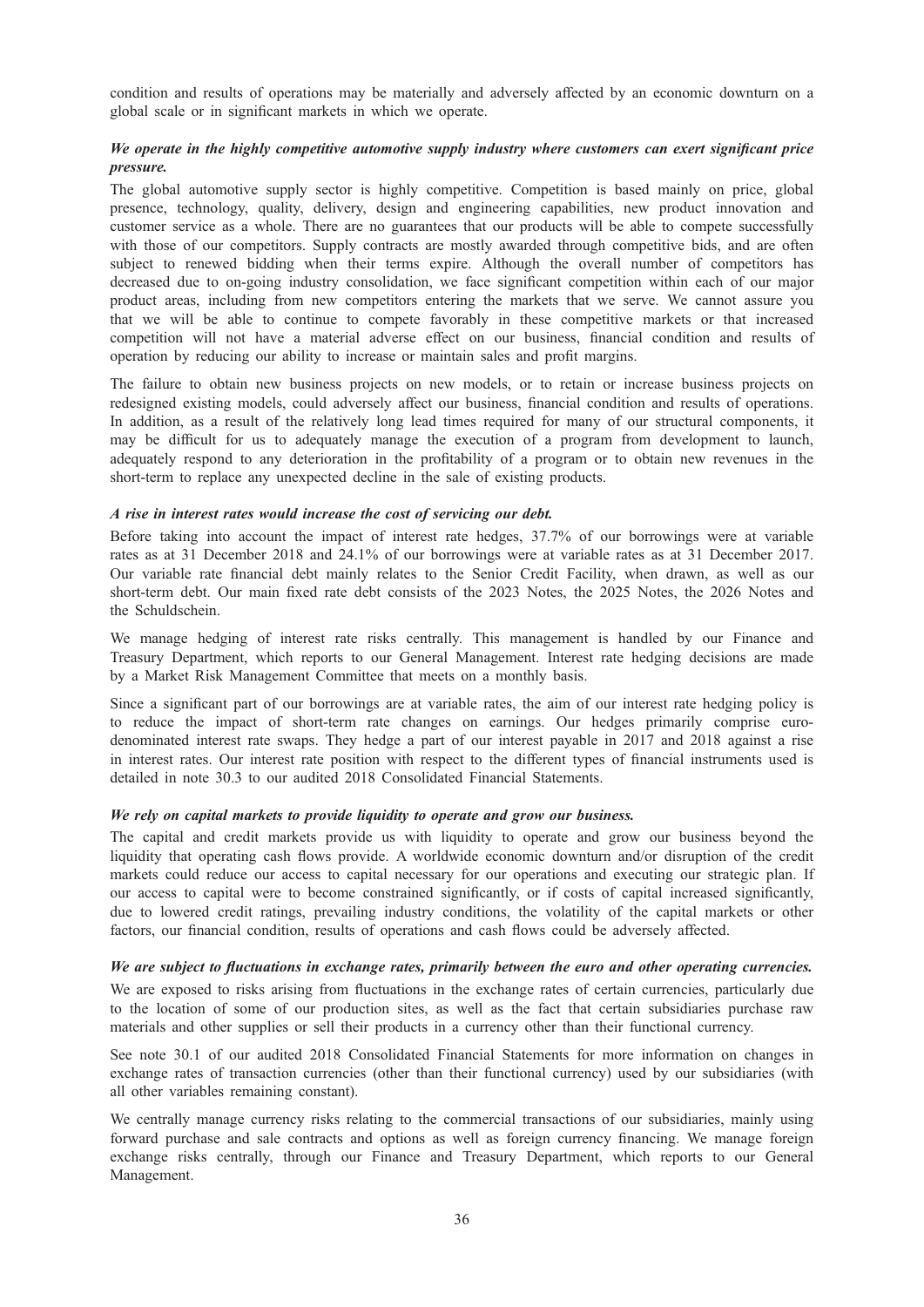condition and results of operations may be materially and adversely affected by an economic downturn on a global scale or in significant markets in which we operate.

***We operate in the highly competitive automotive supply industry where customers can exert significant price pressure.***

The global automotive supply sector is highly competitive. Competition is based mainly on price, global presence, technology, quality, delivery, design and engineering capabilities, new product innovation and customer service as a whole. There are no guarantees that our products will be able to compete successfully with those of our competitors. Supply contracts are mostly awarded through competitive bids, and are often subject to renewed bidding when their terms expire. Although the overall number of competitors has decreased due to on-going industry consolidation, we face significant competition within each of our major product areas, including from new competitors entering the markets that we serve. We cannot assure you that we will be able to continue to compete favorably in these competitive markets or that increased competition will not have a material adverse effect on our business, financial condition and results of operation by reducing our ability to increase or maintain sales and profit margins.

The failure to obtain new business projects on new models, or to retain or increase business projects on redesigned existing models, could adversely affect our business, financial condition and results of operations. In addition, as a result of the relatively long lead times required for many of our structural components, it may be difficult for us to adequately manage the execution of a program from development to launch, adequately respond to any deterioration in the profitability of a program or to obtain new revenues in the short-term to replace any unexpected decline in the sale of existing products.

***A rise in interest rates would increase the cost of servicing our debt.***

Before taking into account the impact of interest rate hedges, 37.7% of our borrowings were at variable rates as at 31 December 2018 and 24.1% of our borrowings were at variable rates as at 31 December 2017. Our variable rate financial debt mainly relates to the Senior Credit Facility, when drawn, as well as our short-term debt. Our main fixed rate debt consists of the 2023 Notes, the 2025 Notes, the 2026 Notes and the Schuldschein.

We manage hedging of interest rate risks centrally. This management is handled by our Finance and Treasury Department, which reports to our General Management. Interest rate hedging decisions are made by a Market Risk Management Committee that meets on a monthly basis.

Since a significant part of our borrowings are at variable rates, the aim of our interest rate hedging policy is to reduce the impact of short-term rate changes on earnings. Our hedges primarily comprise euro-denominated interest rate swaps. They hedge a part of our interest payable in 2017 and 2018 against a rise in interest rates. Our interest rate position with respect to the different types of financial instruments used is detailed in note 30.3 to our audited 2018 Consolidated Financial Statements.

***We rely on capital markets to provide liquidity to operate and grow our business.***

The capital and credit markets provide us with liquidity to operate and grow our business beyond the liquidity that operating cash flows provide. A worldwide economic downturn and/or disruption of the credit markets could reduce our access to capital necessary for our operations and executing our strategic plan. If our access to capital were to become constrained significantly, or if costs of capital increased significantly, due to lowered credit ratings, prevailing industry conditions, the volatility of the capital markets or other factors, our financial condition, results of operations and cash flows could be adversely affected.

***We are subject to fluctuations in exchange rates, primarily between the euro and other operating currencies.***

We are exposed to risks arising from fluctuations in the exchange rates of certain currencies, particularly due to the location of some of our production sites, as well as the fact that certain subsidiaries purchase raw materials and other supplies or sell their products in a currency other than their functional currency.

See note 30.1 of our audited 2018 Consolidated Financial Statements for more information on changes in exchange rates of transaction currencies (other than their functional currency) used by our subsidiaries (with all other variables remaining constant).

We centrally manage currency risks relating to the commercial transactions of our subsidiaries, mainly using forward purchase and sale contracts and options as well as foreign currency financing. We manage foreign exchange risks centrally, through our Finance and Treasury Department, which reports to our General Management.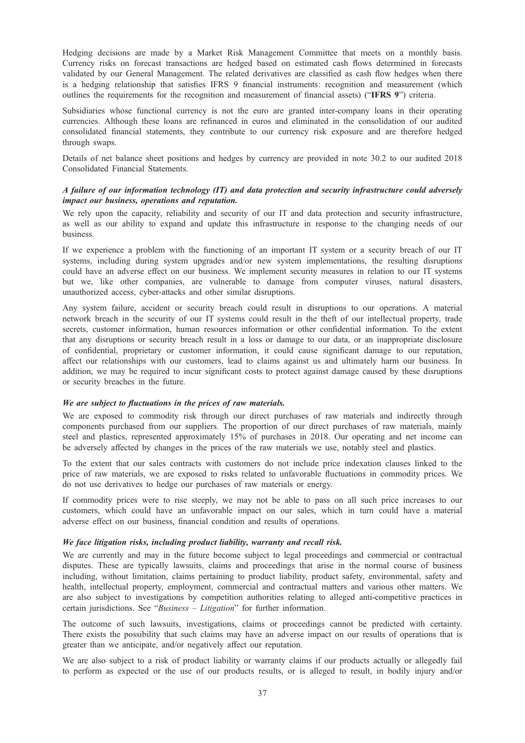Hedging decisions are made by a Market Risk Management Committee that meets on a monthly basis. Currency risks on forecast transactions are hedged based on estimated cash flows determined in forecasts validated by our General Management. The related derivatives are classified as cash flow hedges when there is a hedging relationship that satisfies IFRS 9 financial instruments: recognition and measurement (which outlines the requirements for the recognition and measurement of financial assets) ("**IFRS 9**") criteria.

Subsidiaries whose functional currency is not the euro are granted inter-company loans in their operating currencies. Although these loans are refinanced in euros and eliminated in the consolidation of our audited consolidated financial statements, they contribute to our currency risk exposure and are therefore hedged through swaps.

Details of net balance sheet positions and hedges by currency are provided in note 30.2 to our audited 2018 Consolidated Financial Statements.

***A failure of our information technology (IT) and data protection and security infrastructure could adversely impact our business, operations and reputation.***

We rely upon the capacity, reliability and security of our IT and data protection and security infrastructure, as well as our ability to expand and update this infrastructure in response to the changing needs of our business.

If we experience a problem with the functioning of an important IT system or a security breach of our IT systems, including during system upgrades and/or new system implementations, the resulting disruptions could have an adverse effect on our business. We implement security measures in relation to our IT systems but we, like other companies, are vulnerable to damage from computer viruses, natural disasters, unauthorized access, cyber-attacks and other similar disruptions.

Any system failure, accident or security breach could result in disruptions to our operations. A material network breach in the security of our IT systems could result in the theft of our intellectual property, trade secrets, customer information, human resources information or other confidential information. To the extent that any disruptions or security breach result in a loss or damage to our data, or an inappropriate disclosure of confidential, proprietary or customer information, it could cause significant damage to our reputation, affect our relationships with our customers, lead to claims against us and ultimately harm our business. In addition, we may be required to incur significant costs to protect against damage caused by these disruptions or security breaches in the future.

***We are subject to fluctuations in the prices of raw materials.***

We are exposed to commodity risk through our direct purchases of raw materials and indirectly through components purchased from our suppliers. The proportion of our direct purchases of raw materials, mainly steel and plastics, represented approximately 15% of purchases in 2018. Our operating and net income can be adversely affected by changes in the prices of the raw materials we use, notably steel and plastics.

To the extent that our sales contracts with customers do not include price indexation clauses linked to the price of raw materials, we are exposed to risks related to unfavorable fluctuations in commodity prices. We do not use derivatives to hedge our purchases of raw materials or energy.

If commodity prices were to rise steeply, we may not be able to pass on all such price increases to our customers, which could have an unfavorable impact on our sales, which in turn could have a material adverse effect on our business, financial condition and results of operations.

***We face litigation risks, including product liability, warranty and recall risk.***

We are currently and may in the future become subject to legal proceedings and commercial or contractual disputes. These are typically lawsuits, claims and proceedings that arise in the normal course of business including, without limitation, claims pertaining to product liability, product safety, environmental, safety and health, intellectual property, employment, commercial and contractual matters and various other matters. We are also subject to investigations by competition authorities relating to alleged anti-competitive practices in certain jurisdictions. See "*Business – Litigation*" for further information.

The outcome of such lawsuits, investigations, claims or proceedings cannot be predicted with certainty. There exists the possibility that such claims may have an adverse impact on our results of operations that is greater than we anticipate, and/or negatively affect our reputation.

We are also subject to a risk of product liability or warranty claims if our products actually or allegedly fail to perform as expected or the use of our products results, or is alleged to result, in bodily injury and/or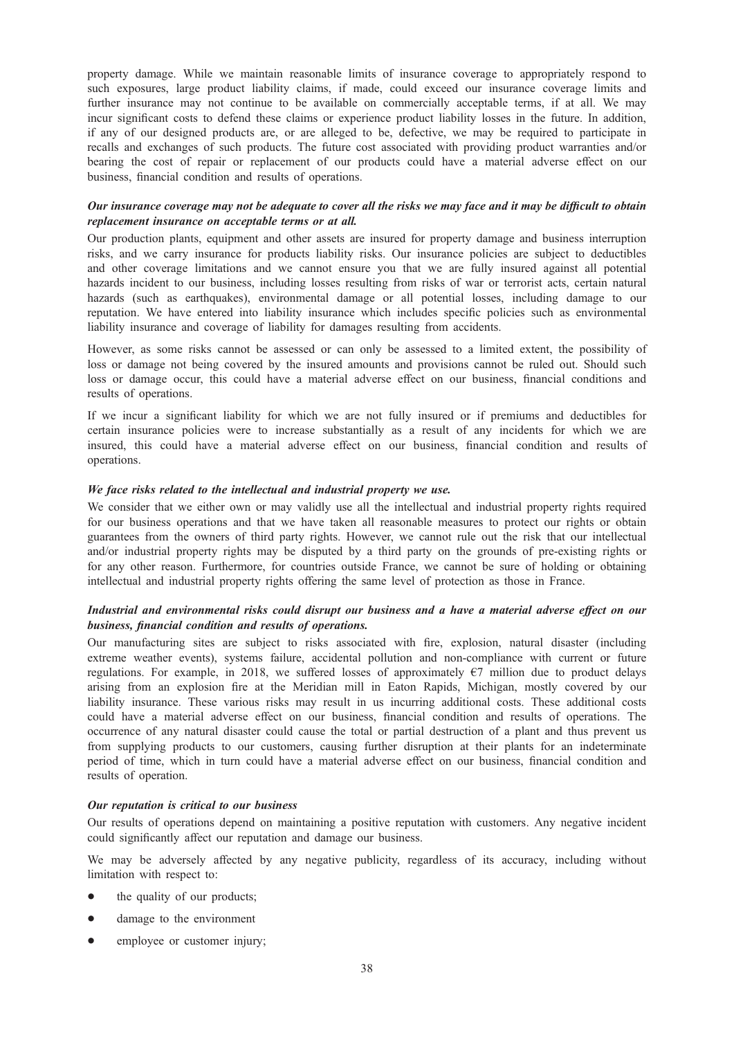property damage. While we maintain reasonable limits of insurance coverage to appropriately respond to such exposures, large product liability claims, if made, could exceed our insurance coverage limits and further insurance may not continue to be available on commercially acceptable terms, if at all. We may incur significant costs to defend these claims or experience product liability losses in the future. In addition, if any of our designed products are, or are alleged to be, defective, we may be required to participate in recalls and exchanges of such products. The future cost associated with providing product warranties and/or bearing the cost of repair or replacement of our products could have a material adverse effect on our business, financial condition and results of operations.

***Our insurance coverage may not be adequate to cover all the risks we may face and it may be difficult to obtain replacement insurance on acceptable terms or at all.***

Our production plants, equipment and other assets are insured for property damage and business interruption risks, and we carry insurance for products liability risks. Our insurance policies are subject to deductibles and other coverage limitations and we cannot ensure you that we are fully insured against all potential hazards incident to our business, including losses resulting from risks of war or terrorist acts, certain natural hazards (such as earthquakes), environmental damage or all potential losses, including damage to our reputation. We have entered into liability insurance which includes specific policies such as environmental liability insurance and coverage of liability for damages resulting from accidents.

However, as some risks cannot be assessed or can only be assessed to a limited extent, the possibility of loss or damage not being covered by the insured amounts and provisions cannot be ruled out. Should such loss or damage occur, this could have a material adverse effect on our business, financial conditions and results of operations.

If we incur a significant liability for which we are not fully insured or if premiums and deductibles for certain insurance policies were to increase substantially as a result of any incidents for which we are insured, this could have a material adverse effect on our business, financial condition and results of operations.

***We face risks related to the intellectual and industrial property we use.***

We consider that we either own or may validly use all the intellectual and industrial property rights required for our business operations and that we have taken all reasonable measures to protect our rights or obtain guarantees from the owners of third party rights. However, we cannot rule out the risk that our intellectual and/or industrial property rights may be disputed by a third party on the grounds of pre-existing rights or for any other reason. Furthermore, for countries outside France, we cannot be sure of holding or obtaining intellectual and industrial property rights offering the same level of protection as those in France.

***Industrial and environmental risks could disrupt our business and a have a material adverse effect on our business, financial condition and results of operations.***

Our manufacturing sites are subject to risks associated with fire, explosion, natural disaster (including extreme weather events), systems failure, accidental pollution and non-compliance with current or future regulations. For example, in 2018, we suffered losses of approximately €7 million due to product delays arising from an explosion fire at the Meridian mill in Eaton Rapids, Michigan, mostly covered by our liability insurance. These various risks may result in us incurring additional costs. These additional costs could have a material adverse effect on our business, financial condition and results of operations. The occurrence of any natural disaster could cause the total or partial destruction of a plant and thus prevent us from supplying products to our customers, causing further disruption at their plants for an indeterminate period of time, which in turn could have a material adverse effect on our business, financial condition and results of operation.

***Our reputation is critical to our business***

Our results of operations depend on maintaining a positive reputation with customers. Any negative incident could significantly affect our reputation and damage our business.

We may be adversely affected by any negative publicity, regardless of its accuracy, including without limitation with respect to:

- the quality of our products;
- damage to the environment
- employee or customer injury;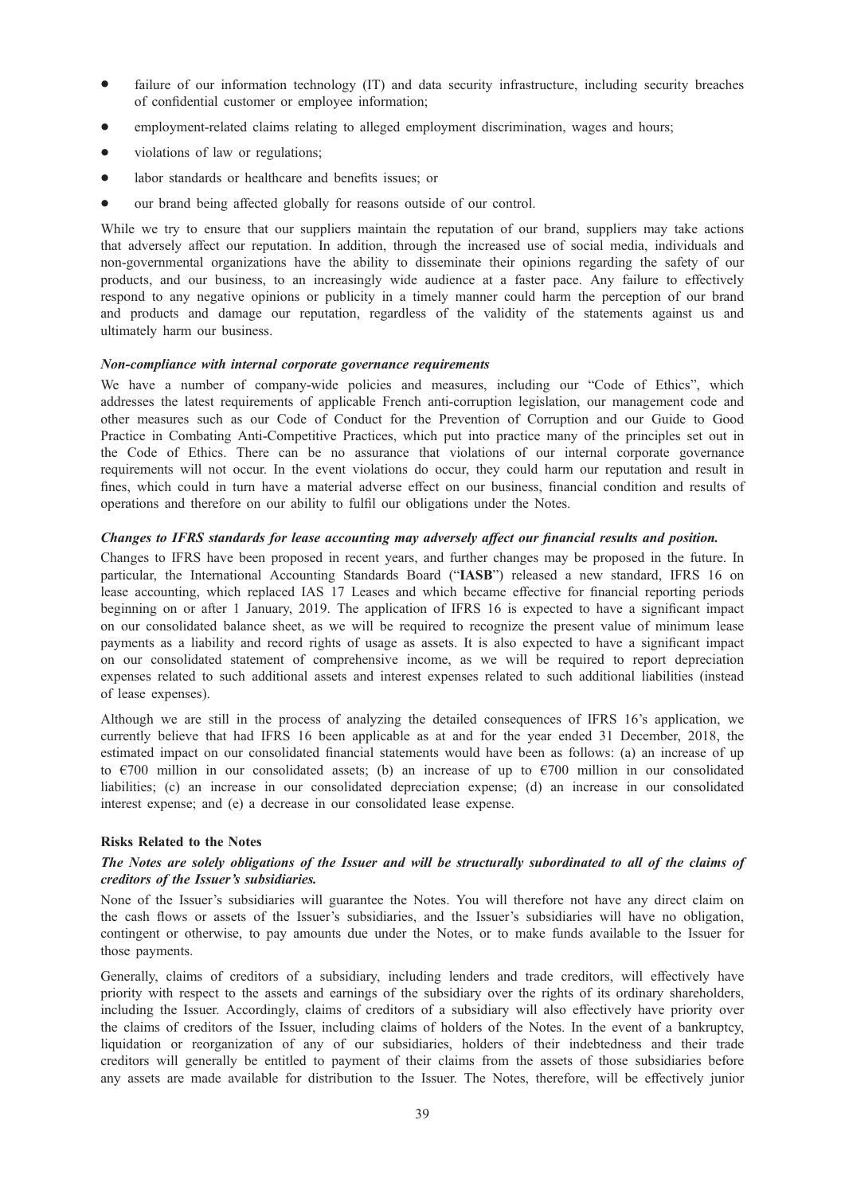- failure of our information technology (IT) and data security infrastructure, including security breaches of confidential customer or employee information;
- employment-related claims relating to alleged employment discrimination, wages and hours;
- violations of law or regulations;
- labor standards or healthcare and benefits issues; or
- our brand being affected globally for reasons outside of our control.

While we try to ensure that our suppliers maintain the reputation of our brand, suppliers may take actions that adversely affect our reputation. In addition, through the increased use of social media, individuals and non-governmental organizations have the ability to disseminate their opinions regarding the safety of our products, and our business, to an increasingly wide audience at a faster pace. Any failure to effectively respond to any negative opinions or publicity in a timely manner could harm the perception of our brand and products and damage our reputation, regardless of the validity of the statements against us and ultimately harm our business.

***Non-compliance with internal corporate governance requirements***

We have a number of company-wide policies and measures, including our "Code of Ethics", which addresses the latest requirements of applicable French anti-corruption legislation, our management code and other measures such as our Code of Conduct for the Prevention of Corruption and our Guide to Good Practice in Combating Anti-Competitive Practices, which put into practice many of the principles set out in the Code of Ethics. There can be no assurance that violations of our internal corporate governance requirements will not occur. In the event violations do occur, they could harm our reputation and result in fines, which could in turn have a material adverse effect on our business, financial condition and results of operations and therefore on our ability to fulfil our obligations under the Notes.

***Changes to IFRS standards for lease accounting may adversely affect our financial results and position.***

Changes to IFRS have been proposed in recent years, and further changes may be proposed in the future. In particular, the International Accounting Standards Board ("**IASB**") released a new standard, IFRS 16 on lease accounting, which replaced IAS 17 Leases and which became effective for financial reporting periods beginning on or after 1 January, 2019. The application of IFRS 16 is expected to have a significant impact on our consolidated balance sheet, as we will be required to recognize the present value of minimum lease payments as a liability and record rights of usage as assets. It is also expected to have a significant impact on our consolidated statement of comprehensive income, as we will be required to report depreciation expenses related to such additional assets and interest expenses related to such additional liabilities (instead of lease expenses).

Although we are still in the process of analyzing the detailed consequences of IFRS 16's application, we currently believe that had IFRS 16 been applicable as at and for the year ended 31 December, 2018, the estimated impact on our consolidated financial statements would have been as follows: (a) an increase of up to €700 million in our consolidated assets; (b) an increase of up to €700 million in our consolidated liabilities; (c) an increase in our consolidated depreciation expense; (d) an increase in our consolidated interest expense; and (e) a decrease in our consolidated lease expense.

**Risks Related to the Notes**

***The Notes are solely obligations of the Issuer and will be structurally subordinated to all of the claims of creditors of the Issuer's subsidiaries.***

None of the Issuer's subsidiaries will guarantee the Notes. You will therefore not have any direct claim on the cash flows or assets of the Issuer's subsidiaries, and the Issuer's subsidiaries will have no obligation, contingent or otherwise, to pay amounts due under the Notes, or to make funds available to the Issuer for those payments.

Generally, claims of creditors of a subsidiary, including lenders and trade creditors, will effectively have priority with respect to the assets and earnings of the subsidiary over the rights of its ordinary shareholders, including the Issuer. Accordingly, claims of creditors of a subsidiary will also effectively have priority over the claims of creditors of the Issuer, including claims of holders of the Notes. In the event of a bankruptcy, liquidation or reorganization of any of our subsidiaries, holders of their indebtedness and their trade creditors will generally be entitled to payment of their claims from the assets of those subsidiaries before any assets are made available for distribution to the Issuer. The Notes, therefore, will be effectively junior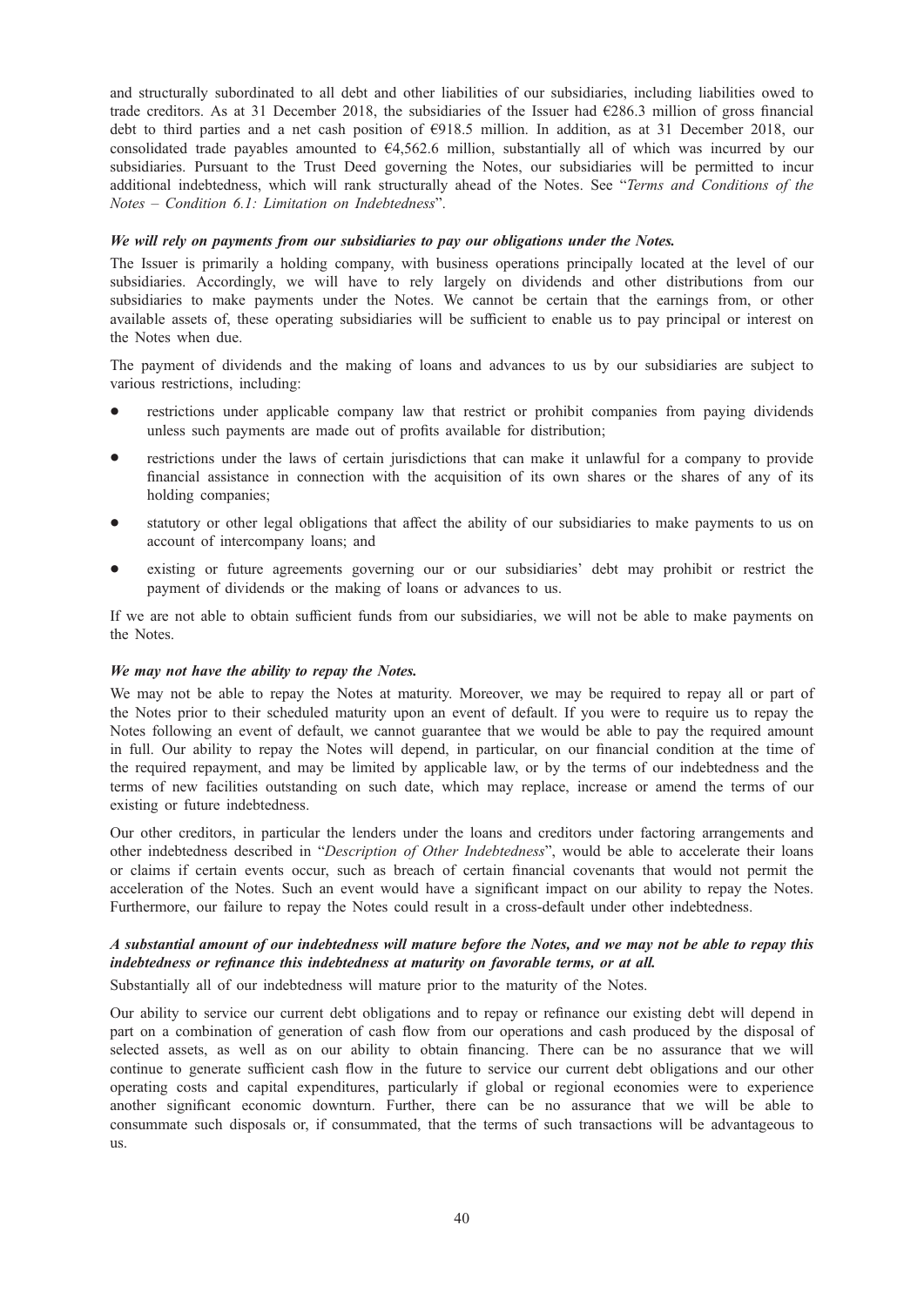and structurally subordinated to all debt and other liabilities of our subsidiaries, including liabilities owed to trade creditors. As at 31 December 2018, the subsidiaries of the Issuer had €286.3 million of gross financial debt to third parties and a net cash position of €918.5 million. In addition, as at 31 December 2018, our consolidated trade payables amounted to €4,562.6 million, substantially all of which was incurred by our subsidiaries. Pursuant to the Trust Deed governing the Notes, our subsidiaries will be permitted to incur additional indebtedness, which will rank structurally ahead of the Notes. See "*Terms and Conditions of the Notes – Condition 6.1: Limitation on Indebtedness*".

***We will rely on payments from our subsidiaries to pay our obligations under the Notes.***

The Issuer is primarily a holding company, with business operations principally located at the level of our subsidiaries. Accordingly, we will have to rely largely on dividends and other distributions from our subsidiaries to make payments under the Notes. We cannot be certain that the earnings from, or other available assets of, these operating subsidiaries will be sufficient to enable us to pay principal or interest on the Notes when due.

The payment of dividends and the making of loans and advances to us by our subsidiaries are subject to various restrictions, including:

- restrictions under applicable company law that restrict or prohibit companies from paying dividends unless such payments are made out of profits available for distribution;
- restrictions under the laws of certain jurisdictions that can make it unlawful for a company to provide financial assistance in connection with the acquisition of its own shares or the shares of any of its holding companies;
- statutory or other legal obligations that affect the ability of our subsidiaries to make payments to us on account of intercompany loans; and
- existing or future agreements governing our or our subsidiaries' debt may prohibit or restrict the payment of dividends or the making of loans or advances to us.

If we are not able to obtain sufficient funds from our subsidiaries, we will not be able to make payments on the Notes.

***We may not have the ability to repay the Notes.***

We may not be able to repay the Notes at maturity. Moreover, we may be required to repay all or part of the Notes prior to their scheduled maturity upon an event of default. If you were to require us to repay the Notes following an event of default, we cannot guarantee that we would be able to pay the required amount in full. Our ability to repay the Notes will depend, in particular, on our financial condition at the time of the required repayment, and may be limited by applicable law, or by the terms of our indebtedness and the terms of new facilities outstanding on such date, which may replace, increase or amend the terms of our existing or future indebtedness.

Our other creditors, in particular the lenders under the loans and creditors under factoring arrangements and other indebtedness described in "*Description of Other Indebtedness*", would be able to accelerate their loans or claims if certain events occur, such as breach of certain financial covenants that would not permit the acceleration of the Notes. Such an event would have a significant impact on our ability to repay the Notes. Furthermore, our failure to repay the Notes could result in a cross-default under other indebtedness.

***A substantial amount of our indebtedness will mature before the Notes, and we may not be able to repay this indebtedness or refinance this indebtedness at maturity on favorable terms, or at all.***

Substantially all of our indebtedness will mature prior to the maturity of the Notes.

Our ability to service our current debt obligations and to repay or refinance our existing debt will depend in part on a combination of generation of cash flow from our operations and cash produced by the disposal of selected assets, as well as on our ability to obtain financing. There can be no assurance that we will continue to generate sufficient cash flow in the future to service our current debt obligations and our other operating costs and capital expenditures, particularly if global or regional economies were to experience another significant economic downturn. Further, there can be no assurance that we will be able to consummate such disposals or, if consummated, that the terms of such transactions will be advantageous to us.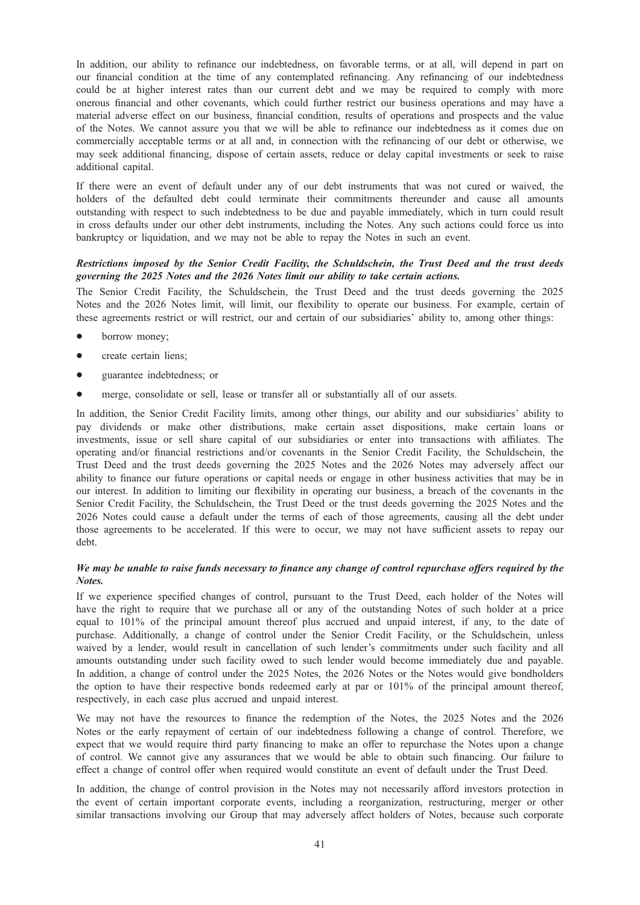In addition, our ability to refinance our indebtedness, on favorable terms, or at all, will depend in part on our financial condition at the time of any contemplated refinancing. Any refinancing of our indebtedness could be at higher interest rates than our current debt and we may be required to comply with more onerous financial and other covenants, which could further restrict our business operations and may have a material adverse effect on our business, financial condition, results of operations and prospects and the value of the Notes. We cannot assure you that we will be able to refinance our indebtedness as it comes due on commercially acceptable terms or at all and, in connection with the refinancing of our debt or otherwise, we may seek additional financing, dispose of certain assets, reduce or delay capital investments or seek to raise additional capital.

If there were an event of default under any of our debt instruments that was not cured or waived, the holders of the defaulted debt could terminate their commitments thereunder and cause all amounts outstanding with respect to such indebtedness to be due and payable immediately, which in turn could result in cross defaults under our other debt instruments, including the Notes. Any such actions could force us into bankruptcy or liquidation, and we may not be able to repay the Notes in such an event.

***Restrictions imposed by the Senior Credit Facility, the Schuldschein, the Trust Deed and the trust deeds governing the 2025 Notes and the 2026 Notes limit our ability to take certain actions.***

The Senior Credit Facility, the Schuldschein, the Trust Deed and the trust deeds governing the 2025 Notes and the 2026 Notes limit, will limit, our flexibility to operate our business. For example, certain of these agreements restrict or will restrict, our and certain of our subsidiaries' ability to, among other things:

- borrow money;
- create certain liens;
- guarantee indebtedness; or
- merge, consolidate or sell, lease or transfer all or substantially all of our assets.

In addition, the Senior Credit Facility limits, among other things, our ability and our subsidiaries' ability to pay dividends or make other distributions, make certain asset dispositions, make certain loans or investments, issue or sell share capital of our subsidiaries or enter into transactions with affiliates. The operating and/or financial restrictions and/or covenants in the Senior Credit Facility, the Schuldschein, the Trust Deed and the trust deeds governing the 2025 Notes and the 2026 Notes may adversely affect our ability to finance our future operations or capital needs or engage in other business activities that may be in our interest. In addition to limiting our flexibility in operating our business, a breach of the covenants in the Senior Credit Facility, the Schuldschein, the Trust Deed or the trust deeds governing the 2025 Notes and the 2026 Notes could cause a default under the terms of each of those agreements, causing all the debt under those agreements to be accelerated. If this were to occur, we may not have sufficient assets to repay our debt.

***We may be unable to raise funds necessary to finance any change of control repurchase offers required by the Notes.***

If we experience specified changes of control, pursuant to the Trust Deed, each holder of the Notes will have the right to require that we purchase all or any of the outstanding Notes of such holder at a price equal to 101% of the principal amount thereof plus accrued and unpaid interest, if any, to the date of purchase. Additionally, a change of control under the Senior Credit Facility, or the Schuldschein, unless waived by a lender, would result in cancellation of such lender's commitments under such facility and all amounts outstanding under such facility owed to such lender would become immediately due and payable. In addition, a change of control under the 2025 Notes, the 2026 Notes or the Notes would give bondholders the option to have their respective bonds redeemed early at par or 101% of the principal amount thereof, respectively, in each case plus accrued and unpaid interest.

We may not have the resources to finance the redemption of the Notes, the 2025 Notes and the 2026 Notes or the early repayment of certain of our indebtedness following a change of control. Therefore, we expect that we would require third party financing to make an offer to repurchase the Notes upon a change of control. We cannot give any assurances that we would be able to obtain such financing. Our failure to effect a change of control offer when required would constitute an event of default under the Trust Deed.

In addition, the change of control provision in the Notes may not necessarily afford investors protection in the event of certain important corporate events, including a reorganization, restructuring, merger or other similar transactions involving our Group that may adversely affect holders of Notes, because such corporate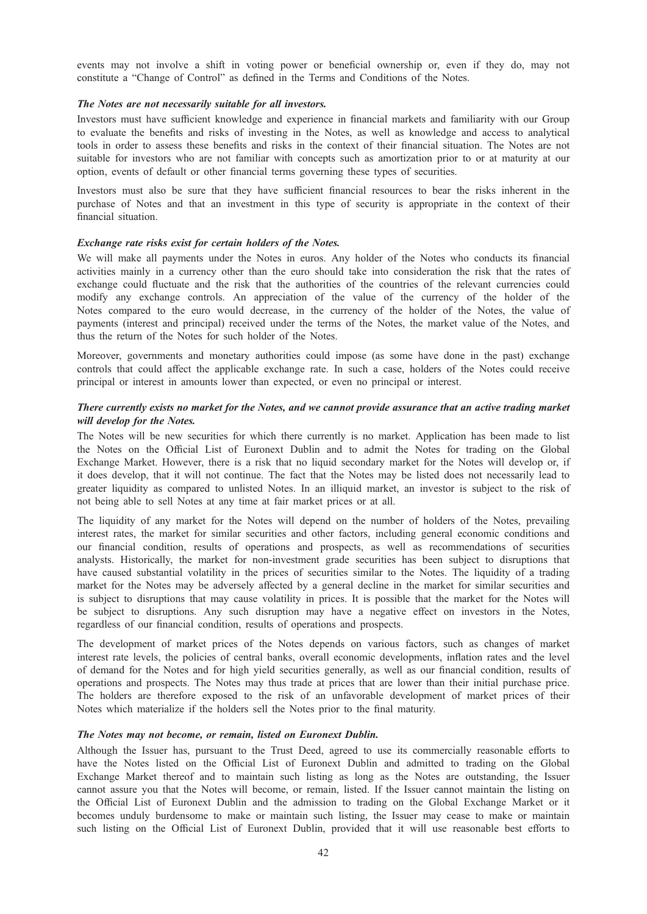events may not involve a shift in voting power or beneficial ownership or, even if they do, may not constitute a "Change of Control" as defined in the Terms and Conditions of the Notes.

***The Notes are not necessarily suitable for all investors.***

Investors must have sufficient knowledge and experience in financial markets and familiarity with our Group to evaluate the benefits and risks of investing in the Notes, as well as knowledge and access to analytical tools in order to assess these benefits and risks in the context of their financial situation. The Notes are not suitable for investors who are not familiar with concepts such as amortization prior to or at maturity at our option, events of default or other financial terms governing these types of securities.

Investors must also be sure that they have sufficient financial resources to bear the risks inherent in the purchase of Notes and that an investment in this type of security is appropriate in the context of their financial situation.

***Exchange rate risks exist for certain holders of the Notes.***

We will make all payments under the Notes in euros. Any holder of the Notes who conducts its financial activities mainly in a currency other than the euro should take into consideration the risk that the rates of exchange could fluctuate and the risk that the authorities of the countries of the relevant currencies could modify any exchange controls. An appreciation of the value of the currency of the holder of the Notes compared to the euro would decrease, in the currency of the holder of the Notes, the value of payments (interest and principal) received under the terms of the Notes, the market value of the Notes, and thus the return of the Notes for such holder of the Notes.

Moreover, governments and monetary authorities could impose (as some have done in the past) exchange controls that could affect the applicable exchange rate. In such a case, holders of the Notes could receive principal or interest in amounts lower than expected, or even no principal or interest.

***There currently exists no market for the Notes, and we cannot provide assurance that an active trading market will develop for the Notes.***

The Notes will be new securities for which there currently is no market. Application has been made to list the Notes on the Official List of Euronext Dublin and to admit the Notes for trading on the Global Exchange Market. However, there is a risk that no liquid secondary market for the Notes will develop or, if it does develop, that it will not continue. The fact that the Notes may be listed does not necessarily lead to greater liquidity as compared to unlisted Notes. In an illiquid market, an investor is subject to the risk of not being able to sell Notes at any time at fair market prices or at all.

The liquidity of any market for the Notes will depend on the number of holders of the Notes, prevailing interest rates, the market for similar securities and other factors, including general economic conditions and our financial condition, results of operations and prospects, as well as recommendations of securities analysts. Historically, the market for non-investment grade securities has been subject to disruptions that have caused substantial volatility in the prices of securities similar to the Notes. The liquidity of a trading market for the Notes may be adversely affected by a general decline in the market for similar securities and is subject to disruptions that may cause volatility in prices. It is possible that the market for the Notes will be subject to disruptions. Any such disruption may have a negative effect on investors in the Notes, regardless of our financial condition, results of operations and prospects.

The development of market prices of the Notes depends on various factors, such as changes of market interest rate levels, the policies of central banks, overall economic developments, inflation rates and the level of demand for the Notes and for high yield securities generally, as well as our financial condition, results of operations and prospects. The Notes may thus trade at prices that are lower than their initial purchase price. The holders are therefore exposed to the risk of an unfavorable development of market prices of their Notes which materialize if the holders sell the Notes prior to the final maturity.

***The Notes may not become, or remain, listed on Euronext Dublin.***

Although the Issuer has, pursuant to the Trust Deed, agreed to use its commercially reasonable efforts to have the Notes listed on the Official List of Euronext Dublin and admitted to trading on the Global Exchange Market thereof and to maintain such listing as long as the Notes are outstanding, the Issuer cannot assure you that the Notes will become, or remain, listed. If the Issuer cannot maintain the listing on the Official List of Euronext Dublin and the admission to trading on the Global Exchange Market or it becomes unduly burdensome to make or maintain such listing, the Issuer may cease to make or maintain such listing on the Official List of Euronext Dublin, provided that it will use reasonable best efforts to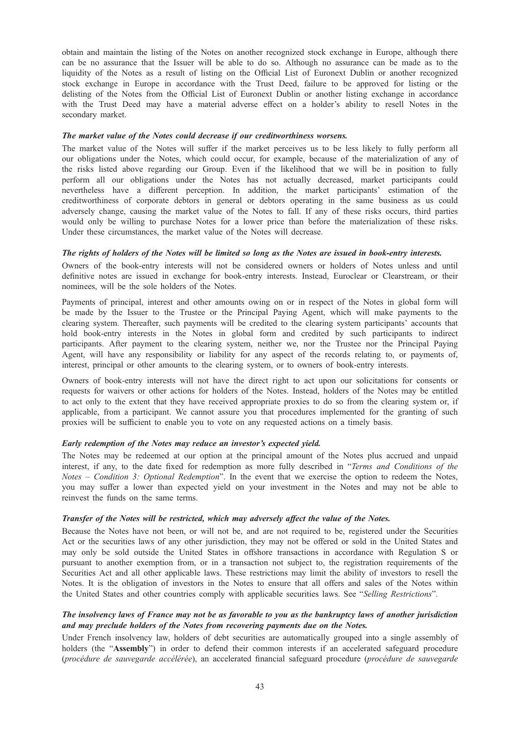obtain and maintain the listing of the Notes on another recognized stock exchange in Europe, although there can be no assurance that the Issuer will be able to do so. Although no assurance can be made as to the liquidity of the Notes as a result of listing on the Official List of Euronext Dublin or another recognized stock exchange in Europe in accordance with the Trust Deed, failure to be approved for listing or the delisting of the Notes from the Official List of Euronext Dublin or another listing exchange in accordance with the Trust Deed may have a material adverse effect on a holder's ability to resell Notes in the secondary market.

***The market value of the Notes could decrease if our creditworthiness worsens.***

The market value of the Notes will suffer if the market perceives us to be less likely to fully perform all our obligations under the Notes, which could occur, for example, because of the materialization of any of the risks listed above regarding our Group. Even if the likelihood that we will be in position to fully perform all our obligations under the Notes has not actually decreased, market participants could nevertheless have a different perception. In addition, the market participants' estimation of the creditworthiness of corporate debtors in general or debtors operating in the same business as us could adversely change, causing the market value of the Notes to fall. If any of these risks occurs, third parties would only be willing to purchase Notes for a lower price than before the materialization of these risks. Under these circumstances, the market value of the Notes will decrease.

***The rights of holders of the Notes will be limited so long as the Notes are issued in book-entry interests.***

Owners of the book-entry interests will not be considered owners or holders of Notes unless and until definitive notes are issued in exchange for book-entry interests. Instead, Euroclear or Clearstream, or their nominees, will be the sole holders of the Notes.

Payments of principal, interest and other amounts owing on or in respect of the Notes in global form will be made by the Issuer to the Trustee or the Principal Paying Agent, which will make payments to the clearing system. Thereafter, such payments will be credited to the clearing system participants' accounts that hold book-entry interests in the Notes in global form and credited by such participants to indirect participants. After payment to the clearing system, neither we, nor the Trustee nor the Principal Paying Agent, will have any responsibility or liability for any aspect of the records relating to, or payments of, interest, principal or other amounts to the clearing system, or to owners of book-entry interests.

Owners of book-entry interests will not have the direct right to act upon our solicitations for consents or requests for waivers or other actions for holders of the Notes. Instead, holders of the Notes may be entitled to act only to the extent that they have received appropriate proxies to do so from the clearing system or, if applicable, from a participant. We cannot assure you that procedures implemented for the granting of such proxies will be sufficient to enable you to vote on any requested actions on a timely basis.

***Early redemption of the Notes may reduce an investor's expected yield.***

The Notes may be redeemed at our option at the principal amount of the Notes plus accrued and unpaid interest, if any, to the date fixed for redemption as more fully described in "*Terms and Conditions of the Notes – Condition 3: Optional Redemption*". In the event that we exercise the option to redeem the Notes, you may suffer a lower than expected yield on your investment in the Notes and may not be able to reinvest the funds on the same terms.

***Transfer of the Notes will be restricted, which may adversely affect the value of the Notes.***

Because the Notes have not been, or will not be, and are not required to be, registered under the Securities Act or the securities laws of any other jurisdiction, they may not be offered or sold in the United States and may only be sold outside the United States in offshore transactions in accordance with Regulation S or pursuant to another exemption from, or in a transaction not subject to, the registration requirements of the Securities Act and all other applicable laws. These restrictions may limit the ability of investors to resell the Notes. It is the obligation of investors in the Notes to ensure that all offers and sales of the Notes within the United States and other countries comply with applicable securities laws. See "*Selling Restrictions*".

***The insolvency laws of France may not be as favorable to you as the bankruptcy laws of another jurisdiction and may preclude holders of the Notes from recovering payments due on the Notes.***

Under French insolvency law, holders of debt securities are automatically grouped into a single assembly of holders (the "**Assembly**") in order to defend their common interests if an accelerated safeguard procedure (*procédure de sauvegarde accélérée*), an accelerated financial safeguard procedure (*procédure de sauvegarde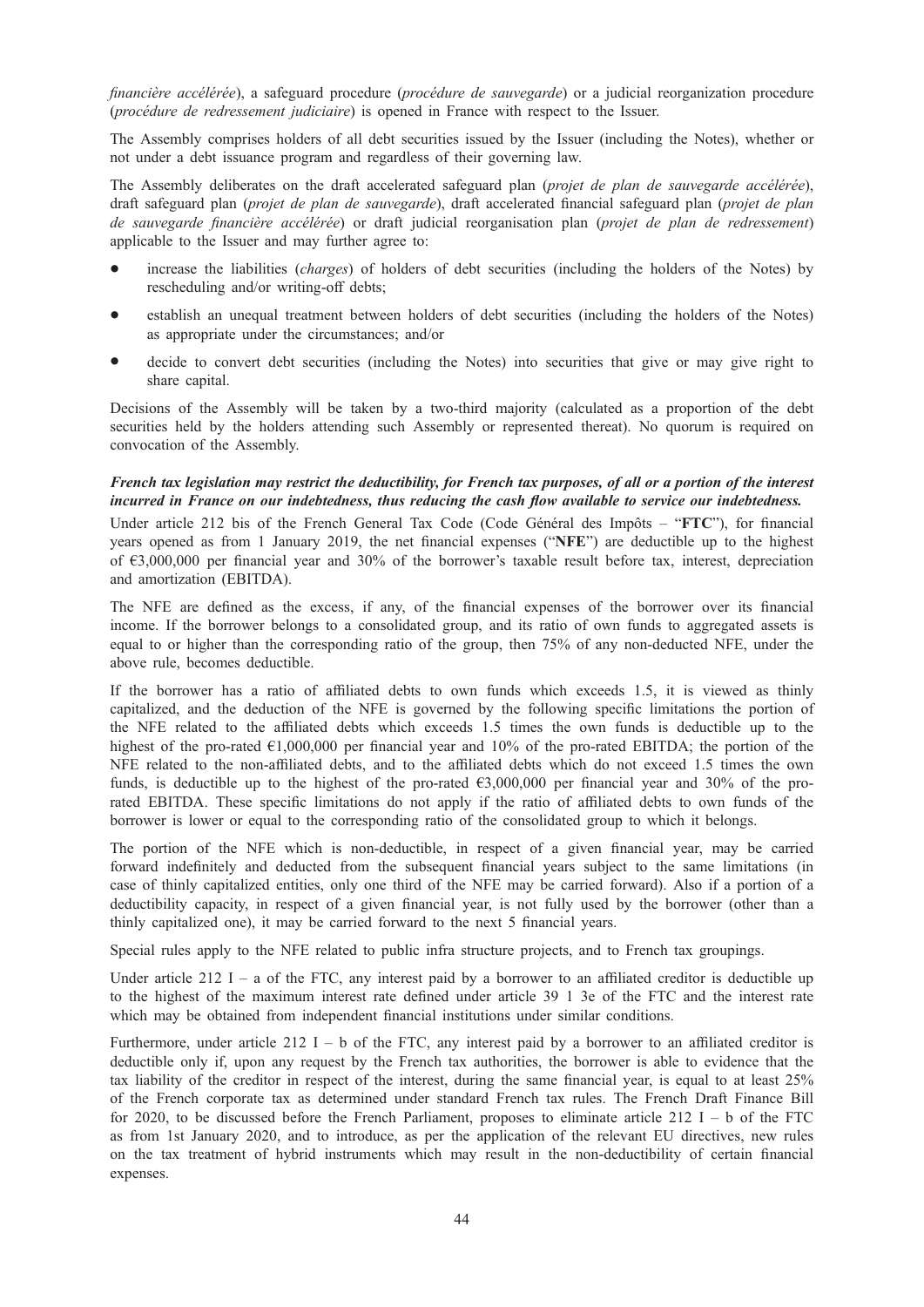*financière accélérée*), a safeguard procedure (*procédure de sauvegarde*) or a judicial reorganization procedure (*procédure de redressement judiciaire*) is opened in France with respect to the Issuer.

The Assembly comprises holders of all debt securities issued by the Issuer (including the Notes), whether or not under a debt issuance program and regardless of their governing law.

The Assembly deliberates on the draft accelerated safeguard plan (*projet de plan de sauvegarde accélérée*), draft safeguard plan (*projet de plan de sauvegarde*), draft accelerated financial safeguard plan (*projet de plan de sauvegarde financière accélérée*) or draft judicial reorganisation plan (*projet de plan de redressement*) applicable to the Issuer and may further agree to:

- increase the liabilities (*charges*) of holders of debt securities (including the holders of the Notes) by rescheduling and/or writing-off debts;
- establish an unequal treatment between holders of debt securities (including the holders of the Notes) as appropriate under the circumstances; and/or
- decide to convert debt securities (including the Notes) into securities that give or may give right to share capital.

Decisions of the Assembly will be taken by a two-third majority (calculated as a proportion of the debt securities held by the holders attending such Assembly or represented thereat). No quorum is required on convocation of the Assembly.

***French tax legislation may restrict the deductibility, for French tax purposes, of all or a portion of the interest incurred in France on our indebtedness, thus reducing the cash flow available to service our indebtedness.***

Under article 212 bis of the French General Tax Code (Code Général des Impôts – "**FTC**"), for financial years opened as from 1 January 2019, the net financial expenses ("**NFE**") are deductible up to the highest of €3,000,000 per financial year and 30% of the borrower's taxable result before tax, interest, depreciation and amortization (EBITDA).

The NFE are defined as the excess, if any, of the financial expenses of the borrower over its financial income. If the borrower belongs to a consolidated group, and its ratio of own funds to aggregated assets is equal to or higher than the corresponding ratio of the group, then 75% of any non-deducted NFE, under the above rule, becomes deductible.

If the borrower has a ratio of affiliated debts to own funds which exceeds 1.5, it is viewed as thinly capitalized, and the deduction of the NFE is governed by the following specific limitations the portion of the NFE related to the affiliated debts which exceeds 1.5 times the own funds is deductible up to the highest of the pro-rated €1,000,000 per financial year and 10% of the pro-rated EBITDA; the portion of the NFE related to the non-affiliated debts, and to the affiliated debts which do not exceed 1.5 times the own funds, is deductible up to the highest of the pro-rated €3,000,000 per financial year and 30% of the pro-rated EBITDA. These specific limitations do not apply if the ratio of affiliated debts to own funds of the borrower is lower or equal to the corresponding ratio of the consolidated group to which it belongs.

The portion of the NFE which is non-deductible, in respect of a given financial year, may be carried forward indefinitely and deducted from the subsequent financial years subject to the same limitations (in case of thinly capitalized entities, only one third of the NFE may be carried forward). Also if a portion of a deductibility capacity, in respect of a given financial year, is not fully used by the borrower (other than a thinly capitalized one), it may be carried forward to the next 5 financial years.

Special rules apply to the NFE related to public infra structure projects, and to French tax groupings.

Under article 212 I – a of the FTC, any interest paid by a borrower to an affiliated creditor is deductible up to the highest of the maximum interest rate defined under article 39 1 3e of the FTC and the interest rate which may be obtained from independent financial institutions under similar conditions.

Furthermore, under article 212 I – b of the FTC, any interest paid by a borrower to an affiliated creditor is deductible only if, upon any request by the French tax authorities, the borrower is able to evidence that the tax liability of the creditor in respect of the interest, during the same financial year, is equal to at least 25% of the French corporate tax as determined under standard French tax rules. The French Draft Finance Bill for 2020, to be discussed before the French Parliament, proposes to eliminate article 212 I – b of the FTC as from 1st January 2020, and to introduce, as per the application of the relevant EU directives, new rules on the tax treatment of hybrid instruments which may result in the non-deductibility of certain financial expenses.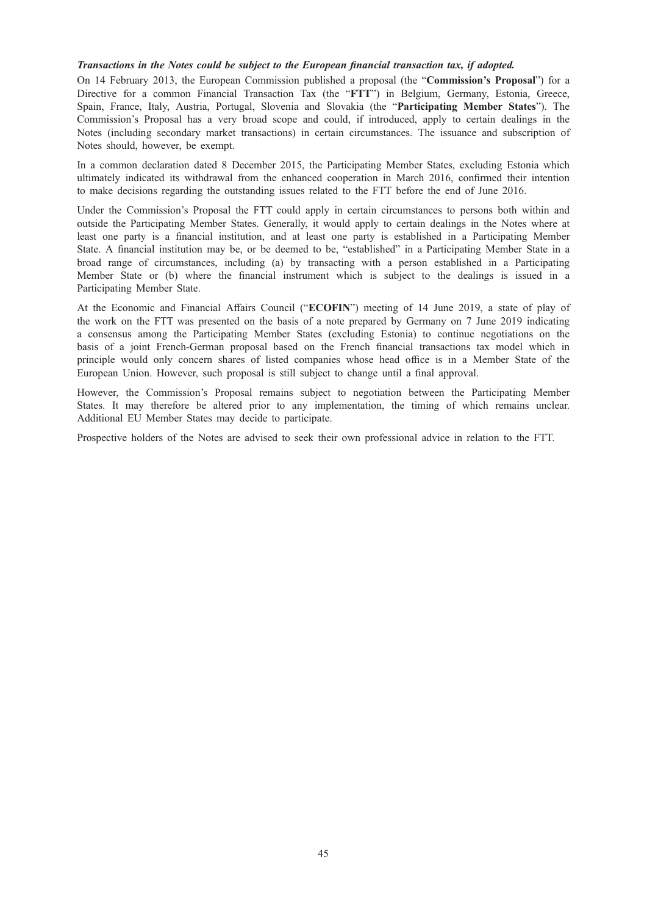***Transactions in the Notes could be subject to the European financial transaction tax, if adopted.***

On 14 February 2013, the European Commission published a proposal (the "**Commission's Proposal**") for a Directive for a common Financial Transaction Tax (the "**FTT**") in Belgium, Germany, Estonia, Greece, Spain, France, Italy, Austria, Portugal, Slovenia and Slovakia (the "**Participating Member States**"). The Commission's Proposal has a very broad scope and could, if introduced, apply to certain dealings in the Notes (including secondary market transactions) in certain circumstances. The issuance and subscription of Notes should, however, be exempt.

In a common declaration dated 8 December 2015, the Participating Member States, excluding Estonia which ultimately indicated its withdrawal from the enhanced cooperation in March 2016, confirmed their intention to make decisions regarding the outstanding issues related to the FTT before the end of June 2016.

Under the Commission's Proposal the FTT could apply in certain circumstances to persons both within and outside the Participating Member States. Generally, it would apply to certain dealings in the Notes where at least one party is a financial institution, and at least one party is established in a Participating Member State. A financial institution may be, or be deemed to be, "established" in a Participating Member State in a broad range of circumstances, including (a) by transacting with a person established in a Participating Member State or (b) where the financial instrument which is subject to the dealings is issued in a Participating Member State.

At the Economic and Financial Affairs Council ("**ECOFIN**") meeting of 14 June 2019, a state of play of the work on the FTT was presented on the basis of a note prepared by Germany on 7 June 2019 indicating a consensus among the Participating Member States (excluding Estonia) to continue negotiations on the basis of a joint French-German proposal based on the French financial transactions tax model which in principle would only concern shares of listed companies whose head office is in a Member State of the European Union. However, such proposal is still subject to change until a final approval.

However, the Commission's Proposal remains subject to negotiation between the Participating Member States. It may therefore be altered prior to any implementation, the timing of which remains unclear. Additional EU Member States may decide to participate.

Prospective holders of the Notes are advised to seek their own professional advice in relation to the FTT.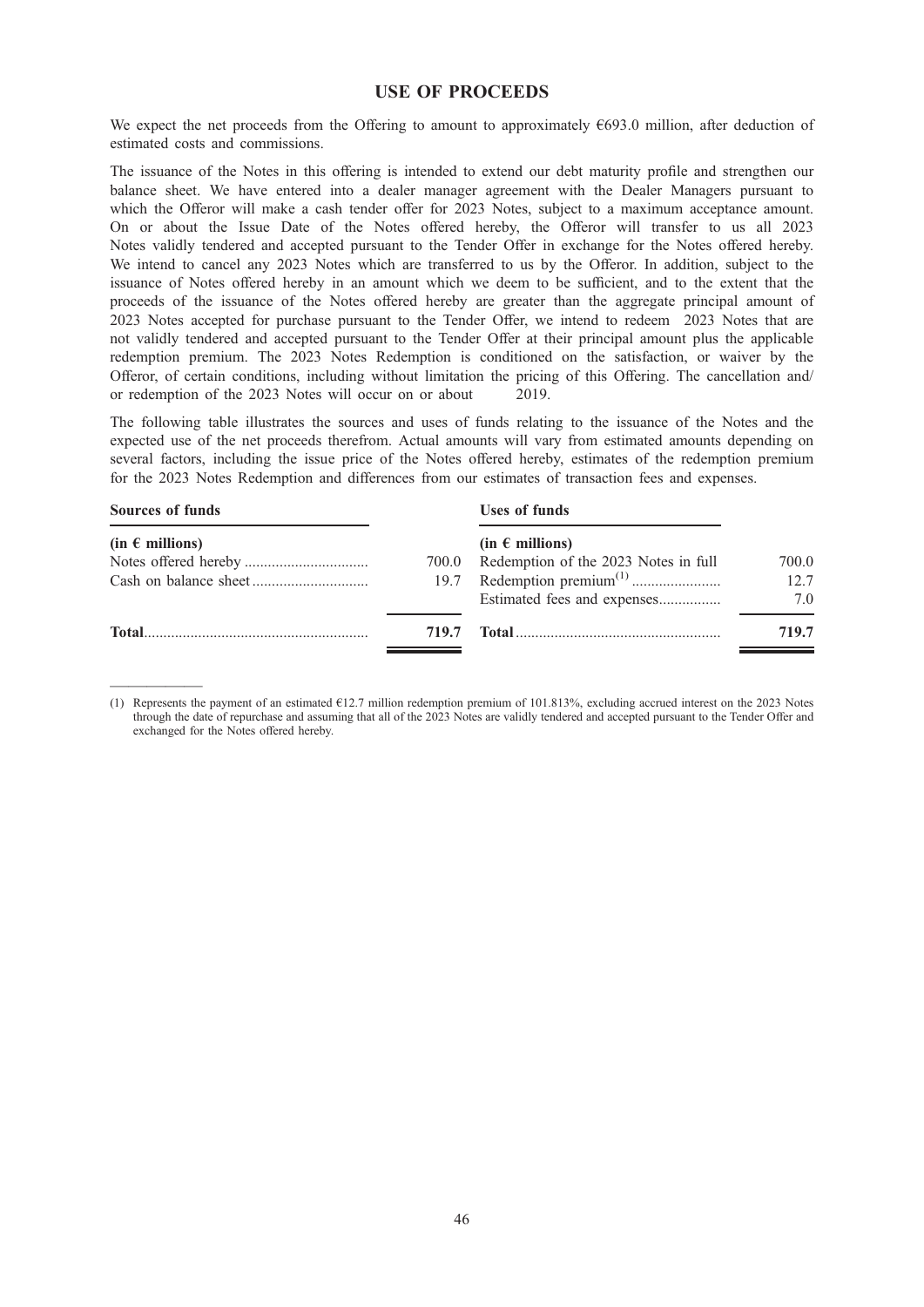# USE OF PROCEEDS

We expect the net proceeds from the Offering to amount to approximately €693.0 million, after deduction of estimated costs and commissions.

The issuance of the Notes in this offering is intended to extend our debt maturity profile and strengthen our balance sheet. We have entered into a dealer manager agreement with the Dealer Managers pursuant to which the Offeror will make a cash tender offer for 2023 Notes, subject to a maximum acceptance amount. On or about the Issue Date of the Notes offered hereby, the Offeror will transfer to us all 2023 Notes validly tendered and accepted pursuant to the Tender Offer in exchange for the Notes offered hereby. We intend to cancel any 2023 Notes which are transferred to us by the Offeror. In addition, subject to the issuance of Notes offered hereby in an amount which we deem to be sufficient, and to the extent that the proceeds of the issuance of the Notes offered hereby are greater than the aggregate principal amount of 2023 Notes accepted for purchase pursuant to the Tender Offer, we intend to redeem 2023 Notes that are not validly tendered and accepted pursuant to the Tender Offer at their principal amount plus the applicable redemption premium. The 2023 Notes Redemption is conditioned on the satisfaction, or waiver by the Offeror, of certain conditions, including without limitation the pricing of this Offering. The cancellation and/or redemption of the 2023 Notes will occur on or about 2019.

The following table illustrates the sources and uses of funds relating to the issuance of the Notes and the expected use of the net proceeds therefrom. Actual amounts will vary from estimated amounts depending on several factors, including the issue price of the Notes offered hereby, estimates of the redemption premium for the 2023 Notes Redemption and differences from our estimates of transaction fees and expenses.

| **Sources of funds** | | **Uses of funds** | |
|---|---|---|---|
| **(in € millions)** | | **(in € millions)** | |
| Notes offered hereby | 700.0 | Redemption of the 2023 Notes in full | 700.0 |
| Cash on balance sheet | 19.7 | Redemption premium[1] | 12.7 |
| | | Estimated fees and expenses | 7.0 |
| **Total** | **719.7** | **Total** | **719.7** |

(1) Represents the payment of an estimated €12.7 million redemption premium of 101.813%, excluding accrued interest on the 2023 Notes through the date of repurchase and assuming that all of the 2023 Notes are validly tendered and accepted pursuant to the Tender Offer and exchanged for the Notes offered hereby.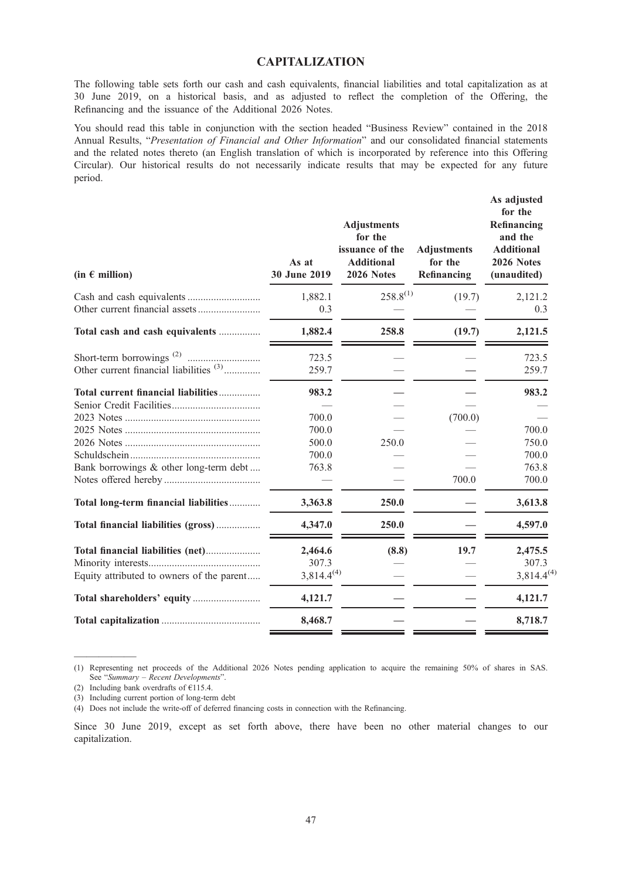## CAPITALIZATION

The following table sets forth our cash and cash equivalents, financial liabilities and total capitalization as at 30 June 2019, on a historical basis, and as adjusted to reflect the completion of the Offering, the Refinancing and the issuance of the Additional 2026 Notes.

You should read this table in conjunction with the section headed "Business Review" contained in the 2018 Annual Results, "*Presentation of Financial and Other Information*" and our consolidated financial statements and the related notes thereto (an English translation of which is incorporated by reference into this Offering Circular). Our historical results do not necessarily indicate results that may be expected for any future period.

| (in € million) | As at 30 June 2019 | Adjustments for the issuance of the Additional 2026 Notes | Adjustments for the Refinancing | As adjusted for the Refinancing and the Additional 2026 Notes (unaudited) |
|---|---|---|---|---|
| Cash and cash equivalents | 1,882.1 | 258.8[(1)] | (19.7) | 2,121.2 |
| Other current financial assets | 0.3 | — | — | 0.3 |
| **Total cash and cash equivalents** | **1,882.4** | **258.8** | **(19.7)** | **2,121.5** |
| Short-term borrowings [(2)] | 723.5 | — | — | 723.5 |
| Other current financial liabilities [(3)] | 259.7 | — | — | 259.7 |
| **Total current financial liabilities** | **983.2** | **—** | **—** | **983.2** |
| Senior Credit Facilities | — | — | — | — |
| 2023 Notes | 700.0 | — | (700.0) | — |
| 2025 Notes | 700.0 | — | — | 700.0 |
| 2026 Notes | 500.0 | 250.0 | — | 750.0 |
| Schuldschein | 700.0 | — | — | 700.0 |
| Bank borrowings & other long-term debt | 763.8 | — | — | 763.8 |
| Notes offered hereby | — | — | 700.0 | 700.0 |
| **Total long-term financial liabilities** | **3,363.8** | **250.0** | **—** | **3,613.8** |
| **Total financial liabilities (gross)** | **4,347.0** | **250.0** | **—** | **4,597.0** |
| **Total financial liabilities (net)** | **2,464.6** | **(8.8)** | **19.7** | **2,475.5** |
| Minority interests | 307.3 | — | — | 307.3 |
| Equity attributed to owners of the parent | 3,814.4[(4)] | — | — | 3,814.4[(4)] |
| **Total shareholders' equity** | **4,121.7** | **—** | **—** | **4,121.7** |
| **Total capitalization** | **8,468.7** | **—** | **—** | **8,718.7** |

(1) Representing net proceeds of the Additional 2026 Notes pending application to acquire the remaining 50% of shares in SAS. See "*Summary – Recent Developments*".

(2) Including bank overdrafts of €115.4.

(3) Including current portion of long-term debt

(4) Does not include the write-off of deferred financing costs in connection with the Refinancing.

Since 30 June 2019, except as set forth above, there have been no other material changes to our capitalization.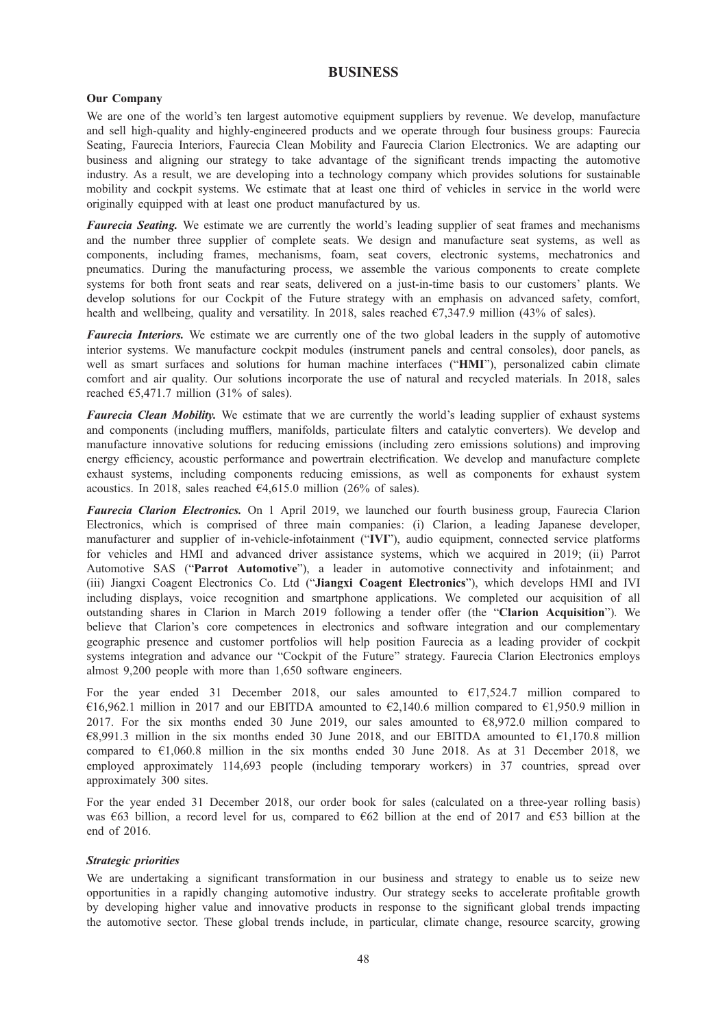# BUSINESS

## Our Company

We are one of the world's ten largest automotive equipment suppliers by revenue. We develop, manufacture and sell high-quality and highly-engineered products and we operate through four business groups: Faurecia Seating, Faurecia Interiors, Faurecia Clean Mobility and Faurecia Clarion Electronics. We are adapting our business and aligning our strategy to take advantage of the significant trends impacting the automotive industry. As a result, we are developing into a technology company which provides solutions for sustainable mobility and cockpit systems. We estimate that at least one third of vehicles in service in the world were originally equipped with at least one product manufactured by us.

***Faurecia Seating.*** We estimate we are currently the world's leading supplier of seat frames and mechanisms and the number three supplier of complete seats. We design and manufacture seat systems, as well as components, including frames, mechanisms, foam, seat covers, electronic systems, mechatronics and pneumatics. During the manufacturing process, we assemble the various components to create complete systems for both front seats and rear seats, delivered on a just-in-time basis to our customers' plants. We develop solutions for our Cockpit of the Future strategy with an emphasis on advanced safety, comfort, health and wellbeing, quality and versatility. In 2018, sales reached €7,347.9 million (43% of sales).

***Faurecia Interiors.*** We estimate we are currently one of the two global leaders in the supply of automotive interior systems. We manufacture cockpit modules (instrument panels and central consoles), door panels, as well as smart surfaces and solutions for human machine interfaces ("**HMI**"), personalized cabin climate comfort and air quality. Our solutions incorporate the use of natural and recycled materials. In 2018, sales reached €5,471.7 million (31% of sales).

***Faurecia Clean Mobility.*** We estimate that we are currently the world's leading supplier of exhaust systems and components (including mufflers, manifolds, particulate filters and catalytic converters). We develop and manufacture innovative solutions for reducing emissions (including zero emissions solutions) and improving energy efficiency, acoustic performance and powertrain electrification. We develop and manufacture complete exhaust systems, including components reducing emissions, as well as components for exhaust system acoustics. In 2018, sales reached €4,615.0 million (26% of sales).

***Faurecia Clarion Electronics.*** On 1 April 2019, we launched our fourth business group, Faurecia Clarion Electronics, which is comprised of three main companies: (i) Clarion, a leading Japanese developer, manufacturer and supplier of in-vehicle-infotainment ("**IVI**"), audio equipment, connected service platforms for vehicles and HMI and advanced driver assistance systems, which we acquired in 2019; (ii) Parrot Automotive SAS ("**Parrot Automotive**"), a leader in automotive connectivity and infotainment; and (iii) Jiangxi Coagent Electronics Co. Ltd ("**Jiangxi Coagent Electronics**"), which develops HMI and IVI including displays, voice recognition and smartphone applications. We completed our acquisition of all outstanding shares in Clarion in March 2019 following a tender offer (the "**Clarion Acquisition**"). We believe that Clarion's core competences in electronics and software integration and our complementary geographic presence and customer portfolios will help position Faurecia as a leading provider of cockpit systems integration and advance our "Cockpit of the Future" strategy. Faurecia Clarion Electronics employs almost 9,200 people with more than 1,650 software engineers.

For the year ended 31 December 2018, our sales amounted to €17,524.7 million compared to €16,962.1 million in 2017 and our EBITDA amounted to €2,140.6 million compared to €1,950.9 million in 2017. For the six months ended 30 June 2019, our sales amounted to €8,972.0 million compared to €8,991.3 million in the six months ended 30 June 2018, and our EBITDA amounted to €1,170.8 million compared to €1,060.8 million in the six months ended 30 June 2018. As at 31 December 2018, we employed approximately 114,693 people (including temporary workers) in 37 countries, spread over approximately 300 sites.

For the year ended 31 December 2018, our order book for sales (calculated on a three-year rolling basis) was €63 billion, a record level for us, compared to €62 billion at the end of 2017 and €53 billion at the end of 2016.

### *Strategic priorities*

We are undertaking a significant transformation in our business and strategy to enable us to seize new opportunities in a rapidly changing automotive industry. Our strategy seeks to accelerate profitable growth by developing higher value and innovative products in response to the significant global trends impacting the automotive sector. These global trends include, in particular, climate change, resource scarcity, growing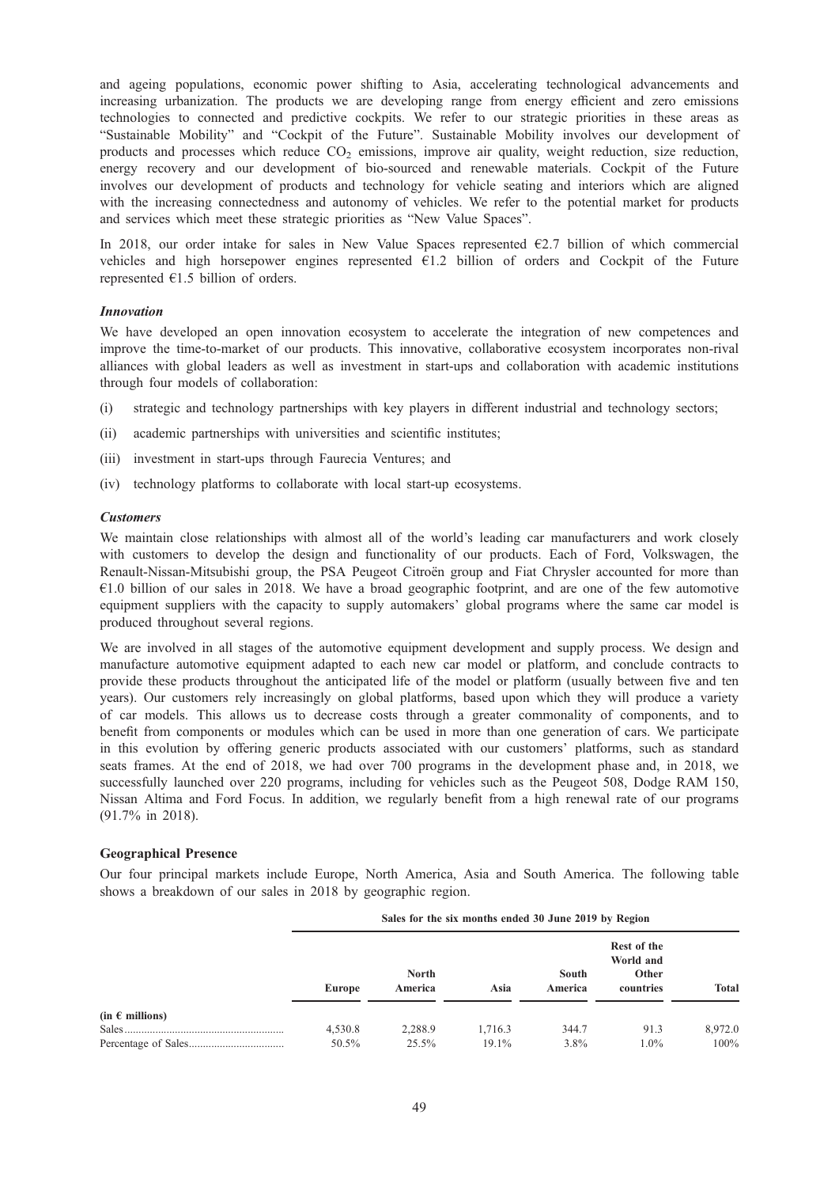and ageing populations, economic power shifting to Asia, accelerating technological advancements and increasing urbanization. The products we are developing range from energy efficient and zero emissions technologies to connected and predictive cockpits. We refer to our strategic priorities in these areas as "Sustainable Mobility" and "Cockpit of the Future". Sustainable Mobility involves our development of products and processes which reduce $CO_2$ emissions, improve air quality, weight reduction, size reduction, energy recovery and our development of bio-sourced and renewable materials. Cockpit of the Future involves our development of products and technology for vehicle seating and interiors which are aligned with the increasing connectedness and autonomy of vehicles. We refer to the potential market for products and services which meet these strategic priorities as "New Value Spaces".

In 2018, our order intake for sales in New Value Spaces represented €2.7 billion of which commercial vehicles and high horsepower engines represented €1.2 billion of orders and Cockpit of the Future represented €1.5 billion of orders.

### *Innovation*

We have developed an open innovation ecosystem to accelerate the integration of new competences and improve the time-to-market of our products. This innovative, collaborative ecosystem incorporates non-rival alliances with global leaders as well as investment in start-ups and collaboration with academic institutions through four models of collaboration:

(i) strategic and technology partnerships with key players in different industrial and technology sectors;

(ii) academic partnerships with universities and scientific institutes;

(iii) investment in start-ups through Faurecia Ventures; and

(iv) technology platforms to collaborate with local start-up ecosystems.

### *Customers*

We maintain close relationships with almost all of the world's leading car manufacturers and work closely with customers to develop the design and functionality of our products. Each of Ford, Volkswagen, the Renault-Nissan-Mitsubishi group, the PSA Peugeot Citroën group and Fiat Chrysler accounted for more than €1.0 billion of our sales in 2018. We have a broad geographic footprint, and are one of the few automotive equipment suppliers with the capacity to supply automakers' global programs where the same car model is produced throughout several regions.

We are involved in all stages of the automotive equipment development and supply process. We design and manufacture automotive equipment adapted to each new car model or platform, and conclude contracts to provide these products throughout the anticipated life of the model or platform (usually between five and ten years). Our customers rely increasingly on global platforms, based upon which they will produce a variety of car models. This allows us to decrease costs through a greater commonality of components, and to benefit from components or modules which can be used in more than one generation of cars. We participate in this evolution by offering generic products associated with our customers' platforms, such as standard seats frames. At the end of 2018, we had over 700 programs in the development phase and, in 2018, we successfully launched over 220 programs, including for vehicles such as the Peugeot 508, Dodge RAM 150, Nissan Altima and Ford Focus. In addition, we regularly benefit from a high renewal rate of our programs (91.7% in 2018).

### Geographical Presence

Our four principal markets include Europe, North America, Asia and South America. The following table shows a breakdown of our sales in 2018 by geographic region.

| | Sales for the six months ended 30 June 2019 by Region | | | | | |
|---|---|---|---|---|---|---|
| | Europe | North America | Asia | South America | Rest of the World and Other countries | Total |
| (in € millions) | | | | | | |
| Sales | 4,530.8 | 2,288.9 | 1,716.3 | 344.7 | 91.3 | 8,972.0 |
| Percentage of Sales | 50.5% | 25.5% | 19.1% | 3.8% | 1.0% | 100% |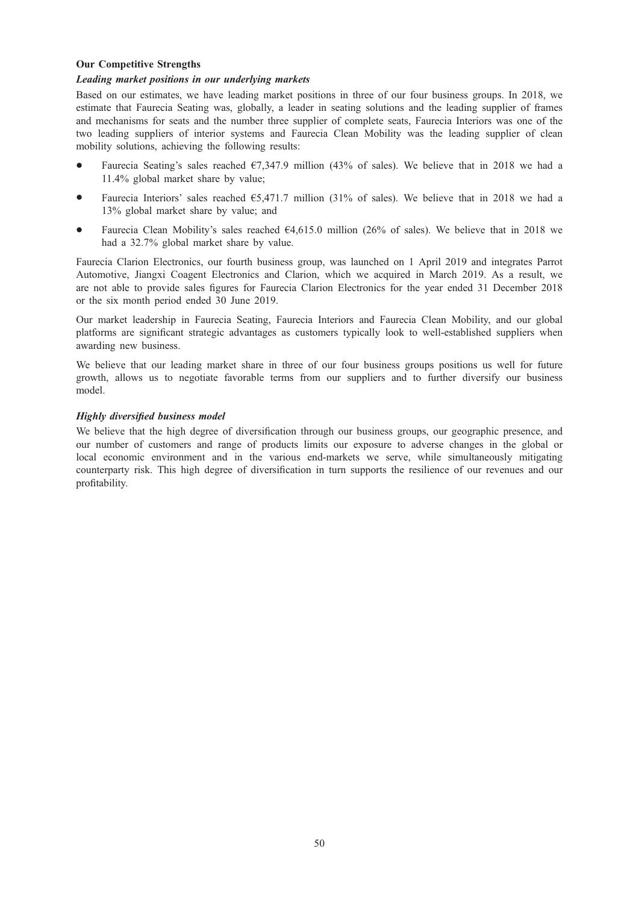**Our Competitive Strengths**

***Leading market positions in our underlying markets***

Based on our estimates, we have leading market positions in three of our four business groups. In 2018, we estimate that Faurecia Seating was, globally, a leader in seating solutions and the leading supplier of frames and mechanisms for seats and the number three supplier of complete seats, Faurecia Interiors was one of the two leading suppliers of interior systems and Faurecia Clean Mobility was the leading supplier of clean mobility solutions, achieving the following results:

- Faurecia Seating's sales reached €7,347.9 million (43% of sales). We believe that in 2018 we had a 11.4% global market share by value;
- Faurecia Interiors' sales reached €5,471.7 million (31% of sales). We believe that in 2018 we had a 13% global market share by value; and
- Faurecia Clean Mobility's sales reached €4,615.0 million (26% of sales). We believe that in 2018 we had a 32.7% global market share by value.

Faurecia Clarion Electronics, our fourth business group, was launched on 1 April 2019 and integrates Parrot Automotive, Jiangxi Coagent Electronics and Clarion, which we acquired in March 2019. As a result, we are not able to provide sales figures for Faurecia Clarion Electronics for the year ended 31 December 2018 or the six month period ended 30 June 2019.

Our market leadership in Faurecia Seating, Faurecia Interiors and Faurecia Clean Mobility, and our global platforms are significant strategic advantages as customers typically look to well-established suppliers when awarding new business.

We believe that our leading market share in three of our four business groups positions us well for future growth, allows us to negotiate favorable terms from our suppliers and to further diversify our business model.

***Highly diversified business model***

We believe that the high degree of diversification through our business groups, our geographic presence, and our number of customers and range of products limits our exposure to adverse changes in the global or local economic environment and in the various end-markets we serve, while simultaneously mitigating counterparty risk. This high degree of diversification in turn supports the resilience of our revenues and our profitability.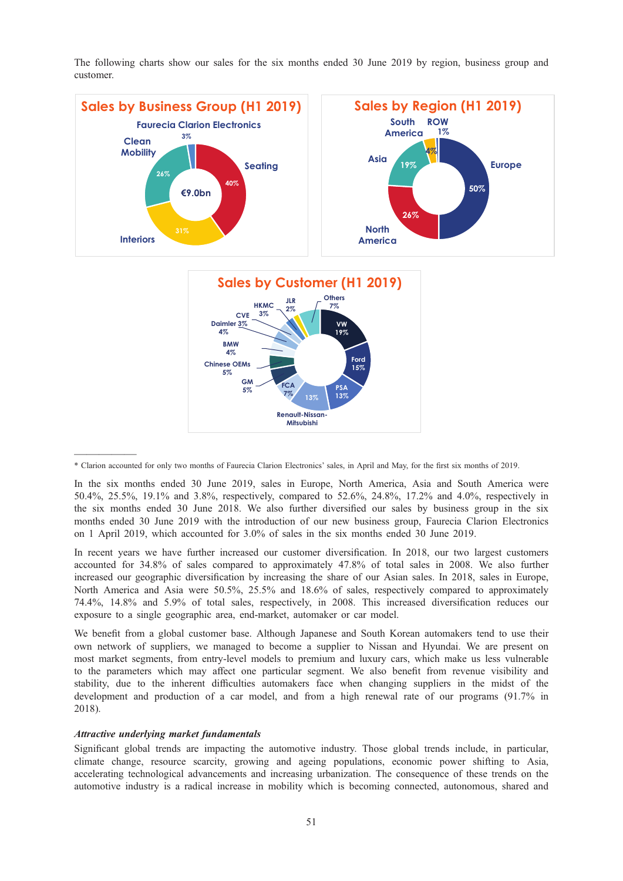The following charts show our sales for the six months ended 30 June 2019 by region, business group and customer.

**Sales by Business Group (H1 2019)**

- Seating 40%
- Interiors 31%
- Clean Mobility 26%
- Faurecia Clarion Electronics 3%

€9.0bn

**Sales by Region (H1 2019)**

- Europe 50%
- North America 26%
- Asia 19%
- South America 4%
- ROW 1%

**Sales by Customer (H1 2019)**

- VW 19%
- Ford 15%
- PSA 13%
- Renault-Nissan-Mitsubishi 13%
- FCA 7%
- GM 5%
- Chinese OEMs 5%
- BMW 4%
- Daimler 4%
- CVE 3%
- HKMC 3%
- JLR 2%
- Others 7%

\* Clarion accounted for only two months of Faurecia Clarion Electronics' sales, in April and May, for the first six months of 2019.

In the six months ended 30 June 2019, sales in Europe, North America, Asia and South America were 50.4%, 25.5%, 19.1% and 3.8%, respectively, compared to 52.6%, 24.8%, 17.2% and 4.0%, respectively in the six months ended 30 June 2018. We also further diversified our sales by business group in the six months ended 30 June 2019 with the introduction of our new business group, Faurecia Clarion Electronics on 1 April 2019, which accounted for 3.0% of sales in the six months ended 30 June 2019.

In recent years we have further increased our customer diversification. In 2018, our two largest customers accounted for 34.8% of sales compared to approximately 47.8% of total sales in 2008. We also further increased our geographic diversification by increasing the share of our Asian sales. In 2018, sales in Europe, North America and Asia were 50.5%, 25.5% and 18.6% of sales, respectively compared to approximately 74.4%, 14.8% and 5.9% of total sales, respectively, in 2008. This increased diversification reduces our exposure to a single geographic area, end-market, automaker or car model.

We benefit from a global customer base. Although Japanese and South Korean automakers tend to use their own network of suppliers, we managed to become a supplier to Nissan and Hyundai. We are present on most market segments, from entry-level models to premium and luxury cars, which make us less vulnerable to the parameters which may affect one particular segment. We also benefit from revenue visibility and stability, due to the inherent difficulties automakers face when changing suppliers in the midst of the development and production of a car model, and from a high renewal rate of our programs (91.7% in 2018).

*Attractive underlying market fundamentals*

Significant global trends are impacting the automotive industry. Those global trends include, in particular, climate change, resource scarcity, growing and ageing populations, economic power shifting to Asia, accelerating technological advancements and increasing urbanization. The consequence of these trends on the automotive industry is a radical increase in mobility which is becoming connected, autonomous, shared and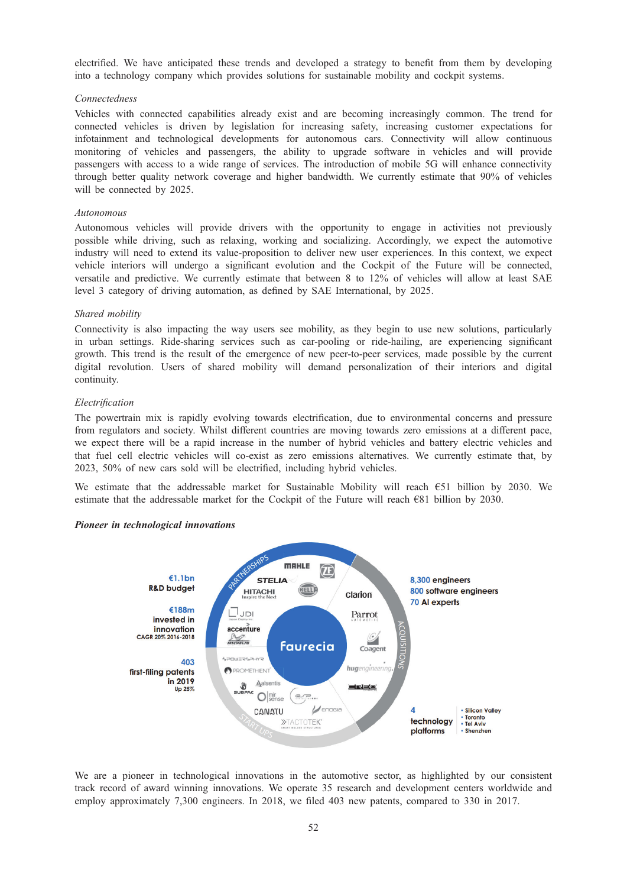electrified. We have anticipated these trends and developed a strategy to benefit from them by developing into a technology company which provides solutions for sustainable mobility and cockpit systems.

*Connectedness*

Vehicles with connected capabilities already exist and are becoming increasingly common. The trend for connected vehicles is driven by legislation for increasing safety, increasing customer expectations for infotainment and technological developments for autonomous cars. Connectivity will allow continuous monitoring of vehicles and passengers, the ability to upgrade software in vehicles and will provide passengers with access to a wide range of services. The introduction of mobile 5G will enhance connectivity through better quality network coverage and higher bandwidth. We currently estimate that 90% of vehicles will be connected by 2025.

*Autonomous*

Autonomous vehicles will provide drivers with the opportunity to engage in activities not previously possible while driving, such as relaxing, working and socializing. Accordingly, we expect the automotive industry will need to extend its value-proposition to deliver new user experiences. In this context, we expect vehicle interiors will undergo a significant evolution and the Cockpit of the Future will be connected, versatile and predictive. We currently estimate that between 8 to 12% of vehicles will allow at least SAE level 3 category of driving automation, as defined by SAE International, by 2025.

*Shared mobility*

Connectivity is also impacting the way users see mobility, as they begin to use new solutions, particularly in urban settings. Ride-sharing services such as car-pooling or ride-hailing, are experiencing significant growth. This trend is the result of the emergence of new peer-to-peer services, made possible by the current digital revolution. Users of shared mobility will demand personalization of their interiors and digital continuity.

*Electrification*

The powertrain mix is rapidly evolving towards electrification, due to environmental concerns and pressure from regulators and society. Whilst different countries are moving towards zero emissions at a different pace, we expect there will be a rapid increase in the number of hybrid vehicles and battery electric vehicles and that fuel cell electric vehicles will co-exist as zero emissions alternatives. We currently estimate that, by 2023, 50% of new cars sold will be electrified, including hybrid vehicles.

We estimate that the addressable market for Sustainable Mobility will reach €51 billion by 2030. We estimate that the addressable market for the Cockpit of the Future will reach €81 billion by 2030.

***Pioneer in technological innovations***

€1.1bn R&D budget

€188m invested in innovation CAGR 20% 2016-2018

403 first-filing patents in 2019 Up 25%

8,300 engineers
800 software engineers
70 AI experts

4 technology platforms
- Silicon Valley
- Toronto
- Tel Aviv
- Shenzhen

Faurecia — PARTNERSHIPS: MAHLE, ZF, STELIA, HITACHI, HELLA, JDI, accenture, MICHELIN — ACQUISITIONS: Clarion, Parrot, Coagent, hugengineering, CREO — START UPS: POWERSPHYR, PROMETHIENT, alsentis, SUBPAC, mirsense, CANATU, enogia, TACTOTEK

We are a pioneer in technological innovations in the automotive sector, as highlighted by our consistent track record of award winning innovations. We operate 35 research and development centers worldwide and employ approximately 7,300 engineers. In 2018, we filed 403 new patents, compared to 330 in 2017.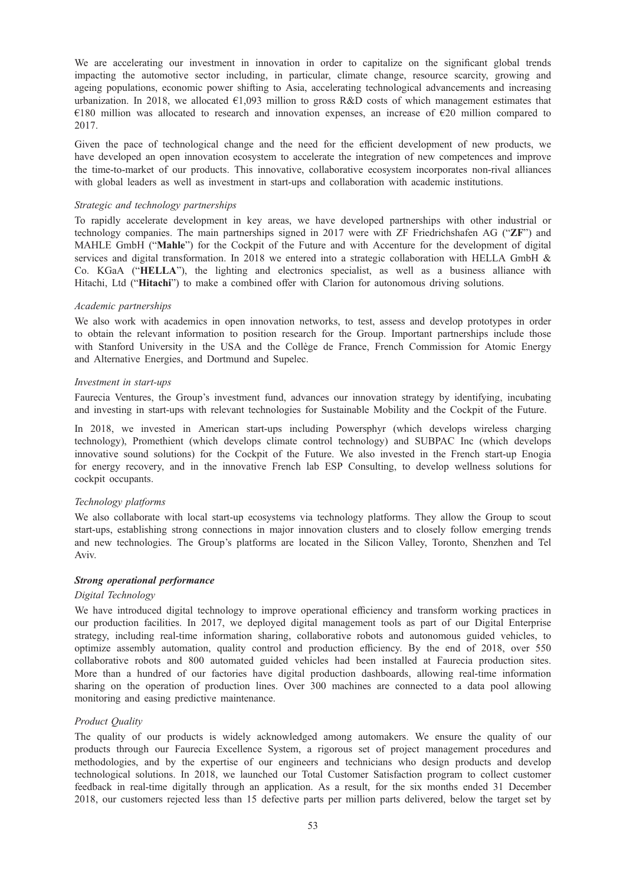We are accelerating our investment in innovation in order to capitalize on the significant global trends impacting the automotive sector including, in particular, climate change, resource scarcity, growing and ageing populations, economic power shifting to Asia, accelerating technological advancements and increasing urbanization. In 2018, we allocated €1,093 million to gross R&D costs of which management estimates that €180 million was allocated to research and innovation expenses, an increase of €20 million compared to 2017.

Given the pace of technological change and the need for the efficient development of new products, we have developed an open innovation ecosystem to accelerate the integration of new competences and improve the time-to-market of our products. This innovative, collaborative ecosystem incorporates non-rival alliances with global leaders as well as investment in start-ups and collaboration with academic institutions.

*Strategic and technology partnerships*

To rapidly accelerate development in key areas, we have developed partnerships with other industrial or technology companies. The main partnerships signed in 2017 were with ZF Friedrichshafen AG ("**ZF**") and MAHLE GmbH ("**Mahle**") for the Cockpit of the Future and with Accenture for the development of digital services and digital transformation. In 2018 we entered into a strategic collaboration with HELLA GmbH & Co. KGaA ("**HELLA**"), the lighting and electronics specialist, as well as a business alliance with Hitachi, Ltd ("**Hitachi**") to make a combined offer with Clarion for autonomous driving solutions.

*Academic partnerships*

We also work with academics in open innovation networks, to test, assess and develop prototypes in order to obtain the relevant information to position research for the Group. Important partnerships include those with Stanford University in the USA and the Collège de France, French Commission for Atomic Energy and Alternative Energies, and Dortmund and Supelec.

*Investment in start-ups*

Faurecia Ventures, the Group's investment fund, advances our innovation strategy by identifying, incubating and investing in start-ups with relevant technologies for Sustainable Mobility and the Cockpit of the Future.

In 2018, we invested in American start-ups including Powersphyr (which develops wireless charging technology), Promethient (which develops climate control technology) and SUBPAC Inc (which develops innovative sound solutions) for the Cockpit of the Future. We also invested in the French start-up Enogia for energy recovery, and in the innovative French lab ESP Consulting, to develop wellness solutions for cockpit occupants.

*Technology platforms*

We also collaborate with local start-up ecosystems via technology platforms. They allow the Group to scout start-ups, establishing strong connections in major innovation clusters and to closely follow emerging trends and new technologies. The Group's platforms are located in the Silicon Valley, Toronto, Shenzhen and Tel Aviv.

***Strong operational performance***

*Digital Technology*

We have introduced digital technology to improve operational efficiency and transform working practices in our production facilities. In 2017, we deployed digital management tools as part of our Digital Enterprise strategy, including real-time information sharing, collaborative robots and autonomous guided vehicles, to optimize assembly automation, quality control and production efficiency. By the end of 2018, over 550 collaborative robots and 800 automated guided vehicles had been installed at Faurecia production sites. More than a hundred of our factories have digital production dashboards, allowing real-time information sharing on the operation of production lines. Over 300 machines are connected to a data pool allowing monitoring and easing predictive maintenance.

*Product Quality*

The quality of our products is widely acknowledged among automakers. We ensure the quality of our products through our Faurecia Excellence System, a rigorous set of project management procedures and methodologies, and by the expertise of our engineers and technicians who design products and develop technological solutions. In 2018, we launched our Total Customer Satisfaction program to collect customer feedback in real-time digitally through an application. As a result, for the six months ended 31 December 2018, our customers rejected less than 15 defective parts per million parts delivered, below the target set by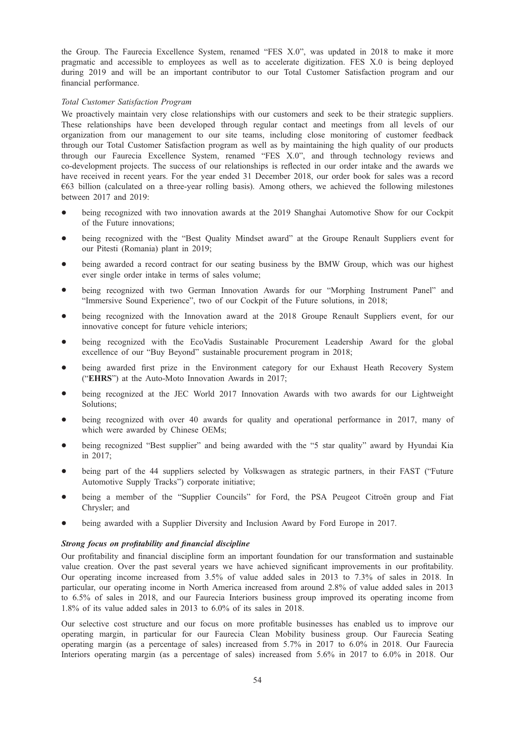the Group. The Faurecia Excellence System, renamed "FES X.0", was updated in 2018 to make it more pragmatic and accessible to employees as well as to accelerate digitization. FES X.0 is being deployed during 2019 and will be an important contributor to our Total Customer Satisfaction program and our financial performance.

*Total Customer Satisfaction Program*

We proactively maintain very close relationships with our customers and seek to be their strategic suppliers. These relationships have been developed through regular contact and meetings from all levels of our organization from our management to our site teams, including close monitoring of customer feedback through our Total Customer Satisfaction program as well as by maintaining the high quality of our products through our Faurecia Excellence System, renamed "FES X.0", and through technology reviews and co-development projects. The success of our relationships is reflected in our order intake and the awards we have received in recent years. For the year ended 31 December 2018, our order book for sales was a record €63 billion (calculated on a three-year rolling basis). Among others, we achieved the following milestones between 2017 and 2019:

- being recognized with two innovation awards at the 2019 Shanghai Automotive Show for our Cockpit of the Future innovations;
- being recognized with the "Best Quality Mindset award" at the Groupe Renault Suppliers event for our Pitesti (Romania) plant in 2019;
- being awarded a record contract for our seating business by the BMW Group, which was our highest ever single order intake in terms of sales volume;
- being recognized with two German Innovation Awards for our "Morphing Instrument Panel" and "Immersive Sound Experience", two of our Cockpit of the Future solutions, in 2018;
- being recognized with the Innovation award at the 2018 Groupe Renault Suppliers event, for our innovative concept for future vehicle interiors;
- being recognized with the EcoVadis Sustainable Procurement Leadership Award for the global excellence of our "Buy Beyond" sustainable procurement program in 2018;
- being awarded first prize in the Environment category for our Exhaust Heath Recovery System ("**EHRS**") at the Auto-Moto Innovation Awards in 2017;
- being recognized at the JEC World 2017 Innovation Awards with two awards for our Lightweight Solutions;
- being recognized with over 40 awards for quality and operational performance in 2017, many of which were awarded by Chinese OEMs;
- being recognized "Best supplier" and being awarded with the "5 star quality" award by Hyundai Kia in 2017;
- being part of the 44 suppliers selected by Volkswagen as strategic partners, in their FAST ("Future Automotive Supply Tracks") corporate initiative;
- being a member of the "Supplier Councils" for Ford, the PSA Peugeot Citroën group and Fiat Chrysler; and
- being awarded with a Supplier Diversity and Inclusion Award by Ford Europe in 2017.

***Strong focus on profitability and financial discipline***

Our profitability and financial discipline form an important foundation for our transformation and sustainable value creation. Over the past several years we have achieved significant improvements in our profitability. Our operating income increased from 3.5% of value added sales in 2013 to 7.3% of sales in 2018. In particular, our operating income in North America increased from around 2.8% of value added sales in 2013 to 6.5% of sales in 2018, and our Faurecia Interiors business group improved its operating income from 1.8% of its value added sales in 2013 to 6.0% of its sales in 2018.

Our selective cost structure and our focus on more profitable businesses has enabled us to improve our operating margin, in particular for our Faurecia Clean Mobility business group. Our Faurecia Seating operating margin (as a percentage of sales) increased from 5.7% in 2017 to 6.0% in 2018. Our Faurecia Interiors operating margin (as a percentage of sales) increased from 5.6% in 2017 to 6.0% in 2018. Our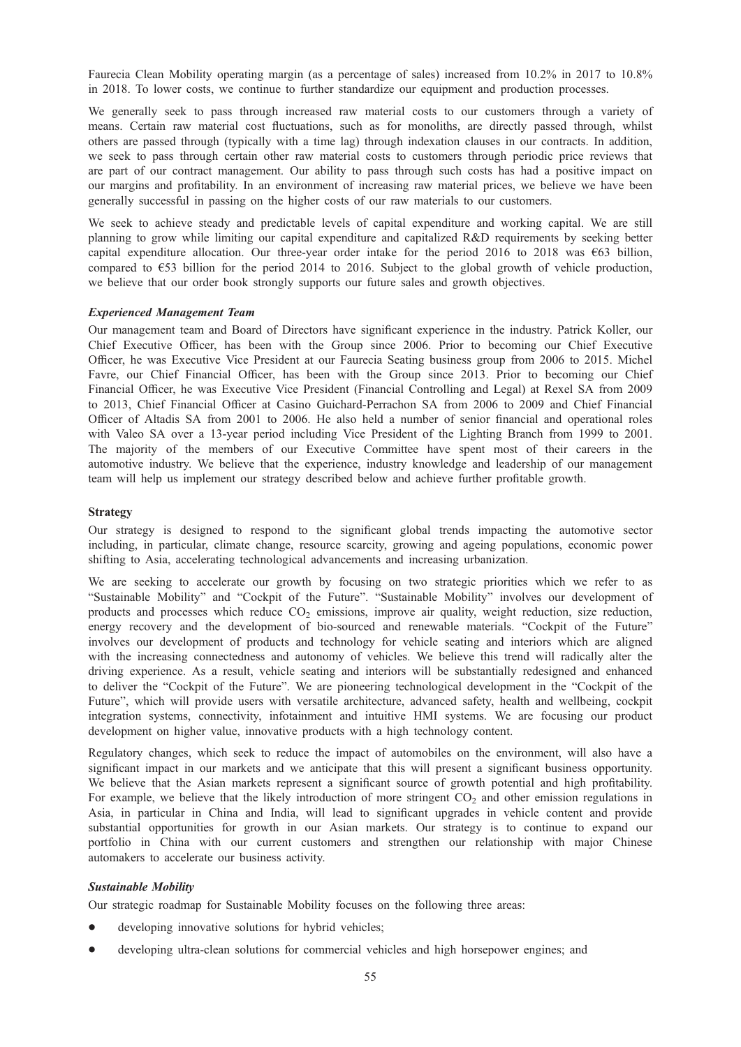Faurecia Clean Mobility operating margin (as a percentage of sales) increased from 10.2% in 2017 to 10.8% in 2018. To lower costs, we continue to further standardize our equipment and production processes.

We generally seek to pass through increased raw material costs to our customers through a variety of means. Certain raw material cost fluctuations, such as for monoliths, are directly passed through, whilst others are passed through (typically with a time lag) through indexation clauses in our contracts. In addition, we seek to pass through certain other raw material costs to customers through periodic price reviews that are part of our contract management. Our ability to pass through such costs has had a positive impact on our margins and profitability. In an environment of increasing raw material prices, we believe we have been generally successful in passing on the higher costs of our raw materials to our customers.

We seek to achieve steady and predictable levels of capital expenditure and working capital. We are still planning to grow while limiting our capital expenditure and capitalized R&D requirements by seeking better capital expenditure allocation. Our three-year order intake for the period 2016 to 2018 was €63 billion, compared to €53 billion for the period 2014 to 2016. Subject to the global growth of vehicle production, we believe that our order book strongly supports our future sales and growth objectives.

### *Experienced Management Team*

Our management team and Board of Directors have significant experience in the industry. Patrick Koller, our Chief Executive Officer, has been with the Group since 2006. Prior to becoming our Chief Executive Officer, he was Executive Vice President at our Faurecia Seating business group from 2006 to 2015. Michel Favre, our Chief Financial Officer, has been with the Group since 2013. Prior to becoming our Chief Financial Officer, he was Executive Vice President (Financial Controlling and Legal) at Rexel SA from 2009 to 2013, Chief Financial Officer at Casino Guichard-Perrachon SA from 2006 to 2009 and Chief Financial Officer of Altadis SA from 2001 to 2006. He also held a number of senior financial and operational roles with Valeo SA over a 13-year period including Vice President of the Lighting Branch from 1999 to 2001. The majority of the members of our Executive Committee have spent most of their careers in the automotive industry. We believe that the experience, industry knowledge and leadership of our management team will help us implement our strategy described below and achieve further profitable growth.

## Strategy

Our strategy is designed to respond to the significant global trends impacting the automotive sector including, in particular, climate change, resource scarcity, growing and ageing populations, economic power shifting to Asia, accelerating technological advancements and increasing urbanization.

We are seeking to accelerate our growth by focusing on two strategic priorities which we refer to as "Sustainable Mobility" and "Cockpit of the Future". "Sustainable Mobility" involves our development of products and processes which reduce $CO_2$ emissions, improve air quality, weight reduction, size reduction, energy recovery and the development of bio-sourced and renewable materials. "Cockpit of the Future" involves our development of products and technology for vehicle seating and interiors which are aligned with the increasing connectedness and autonomy of vehicles. We believe this trend will radically alter the driving experience. As a result, vehicle seating and interiors will be substantially redesigned and enhanced to deliver the "Cockpit of the Future". We are pioneering technological development in the "Cockpit of the Future", which will provide users with versatile architecture, advanced safety, health and wellbeing, cockpit integration systems, connectivity, infotainment and intuitive HMI systems. We are focusing our product development on higher value, innovative products with a high technology content.

Regulatory changes, which seek to reduce the impact of automobiles on the environment, will also have a significant impact in our markets and we anticipate that this will present a significant business opportunity. We believe that the Asian markets represent a significant source of growth potential and high profitability. For example, we believe that the likely introduction of more stringent $CO_2$ and other emission regulations in Asia, in particular in China and India, will lead to significant upgrades in vehicle content and provide substantial opportunities for growth in our Asian markets. Our strategy is to continue to expand our portfolio in China with our current customers and strengthen our relationship with major Chinese automakers to accelerate our business activity.

### *Sustainable Mobility*

Our strategic roadmap for Sustainable Mobility focuses on the following three areas:

- developing innovative solutions for hybrid vehicles;
- developing ultra-clean solutions for commercial vehicles and high horsepower engines; and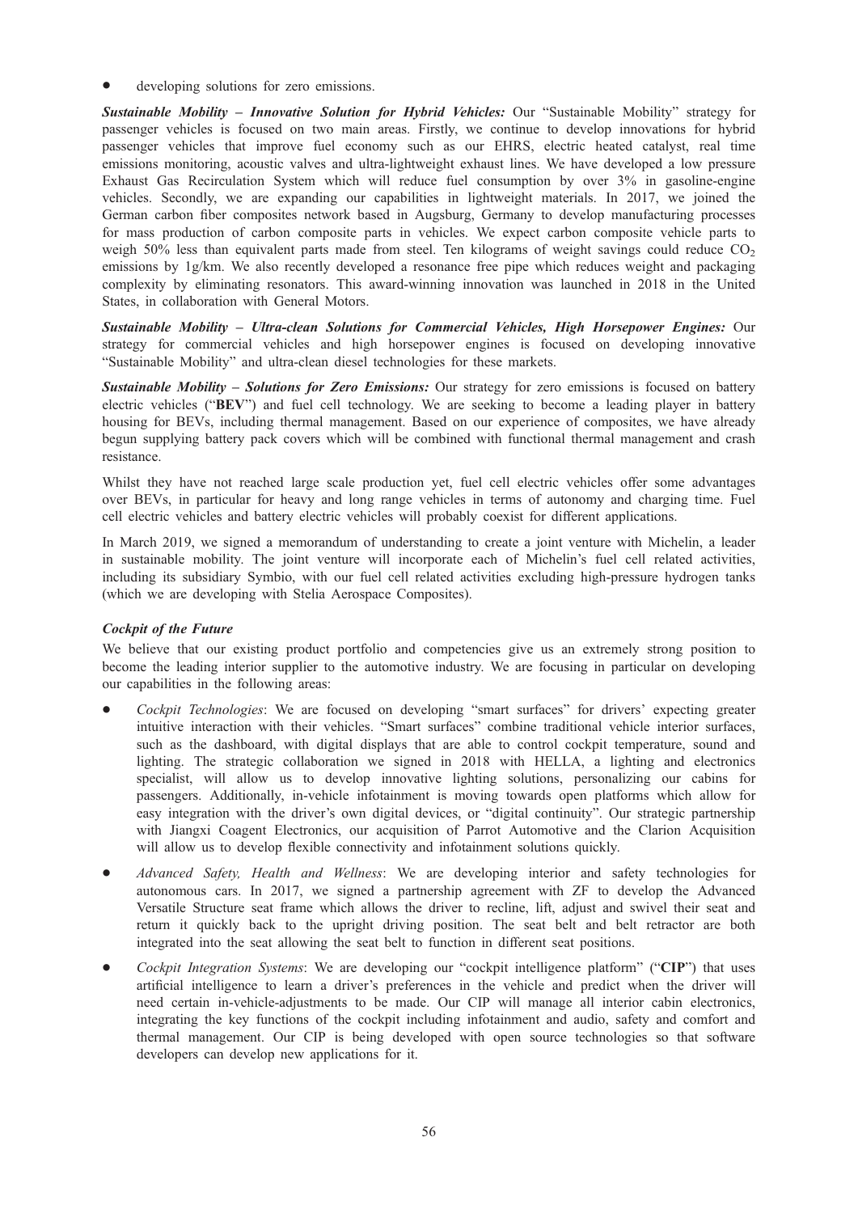- developing solutions for zero emissions.

***Sustainable Mobility – Innovative Solution for Hybrid Vehicles:*** Our "Sustainable Mobility" strategy for passenger vehicles is focused on two main areas. Firstly, we continue to develop innovations for hybrid passenger vehicles that improve fuel economy such as our EHRS, electric heated catalyst, real time emissions monitoring, acoustic valves and ultra-lightweight exhaust lines. We have developed a low pressure Exhaust Gas Recirculation System which will reduce fuel consumption by over 3% in gasoline-engine vehicles. Secondly, we are expanding our capabilities in lightweight materials. In 2017, we joined the German carbon fiber composites network based in Augsburg, Germany to develop manufacturing processes for mass production of carbon composite parts in vehicles. We expect carbon composite vehicle parts to weigh 50% less than equivalent parts made from steel. Ten kilograms of weight savings could reduce $CO_2$ emissions by 1g/km. We also recently developed a resonance free pipe which reduces weight and packaging complexity by eliminating resonators. This award-winning innovation was launched in 2018 in the United States, in collaboration with General Motors.

***Sustainable Mobility – Ultra-clean Solutions for Commercial Vehicles, High Horsepower Engines:*** Our strategy for commercial vehicles and high horsepower engines is focused on developing innovative "Sustainable Mobility" and ultra-clean diesel technologies for these markets.

***Sustainable Mobility – Solutions for Zero Emissions:*** Our strategy for zero emissions is focused on battery electric vehicles ("**BEV**") and fuel cell technology. We are seeking to become a leading player in battery housing for BEVs, including thermal management. Based on our experience of composites, we have already begun supplying battery pack covers which will be combined with functional thermal management and crash resistance.

Whilst they have not reached large scale production yet, fuel cell electric vehicles offer some advantages over BEVs, in particular for heavy and long range vehicles in terms of autonomy and charging time. Fuel cell electric vehicles and battery electric vehicles will probably coexist for different applications.

In March 2019, we signed a memorandum of understanding to create a joint venture with Michelin, a leader in sustainable mobility. The joint venture will incorporate each of Michelin's fuel cell related activities, including its subsidiary Symbio, with our fuel cell related activities excluding high-pressure hydrogen tanks (which we are developing with Stelia Aerospace Composites).

***Cockpit of the Future***

We believe that our existing product portfolio and competencies give us an extremely strong position to become the leading interior supplier to the automotive industry. We are focusing in particular on developing our capabilities in the following areas:

- *Cockpit Technologies*: We are focused on developing "smart surfaces" for drivers' expecting greater intuitive interaction with their vehicles. "Smart surfaces" combine traditional vehicle interior surfaces, such as the dashboard, with digital displays that are able to control cockpit temperature, sound and lighting. The strategic collaboration we signed in 2018 with HELLA, a lighting and electronics specialist, will allow us to develop innovative lighting solutions, personalizing our cabins for passengers. Additionally, in-vehicle infotainment is moving towards open platforms which allow for easy integration with the driver's own digital devices, or "digital continuity". Our strategic partnership with Jiangxi Coagent Electronics, our acquisition of Parrot Automotive and the Clarion Acquisition will allow us to develop flexible connectivity and infotainment solutions quickly.
- *Advanced Safety, Health and Wellness*: We are developing interior and safety technologies for autonomous cars. In 2017, we signed a partnership agreement with ZF to develop the Advanced Versatile Structure seat frame which allows the driver to recline, lift, adjust and swivel their seat and return it quickly back to the upright driving position. The seat belt and belt retractor are both integrated into the seat allowing the seat belt to function in different seat positions.
- *Cockpit Integration Systems*: We are developing our "cockpit intelligence platform" ("**CIP**") that uses artificial intelligence to learn a driver's preferences in the vehicle and predict when the driver will need certain in-vehicle-adjustments to be made. Our CIP will manage all interior cabin electronics, integrating the key functions of the cockpit including infotainment and audio, safety and comfort and thermal management. Our CIP is being developed with open source technologies so that software developers can develop new applications for it.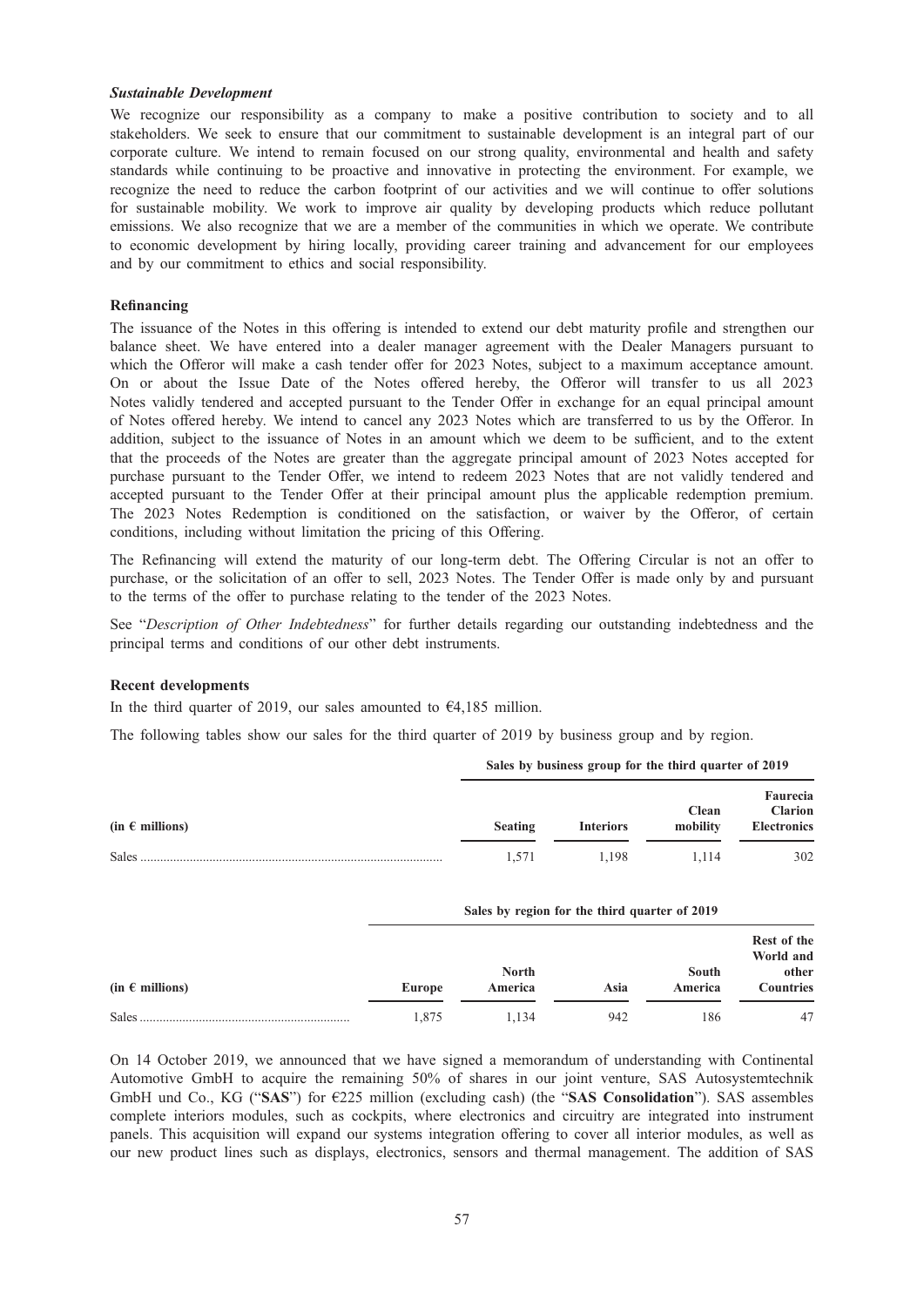### *Sustainable Development*

We recognize our responsibility as a company to make a positive contribution to society and to all stakeholders. We seek to ensure that our commitment to sustainable development is an integral part of our corporate culture. We intend to remain focused on our strong quality, environmental and health and safety standards while continuing to be proactive and innovative in protecting the environment. For example, we recognize the need to reduce the carbon footprint of our activities and we will continue to offer solutions for sustainable mobility. We work to improve air quality by developing products which reduce pollutant emissions. We also recognize that we are a member of the communities in which we operate. We contribute to economic development by hiring locally, providing career training and advancement for our employees and by our commitment to ethics and social responsibility.

### Refinancing

The issuance of the Notes in this offering is intended to extend our debt maturity profile and strengthen our balance sheet. We have entered into a dealer manager agreement with the Dealer Managers pursuant to which the Offeror will make a cash tender offer for 2023 Notes, subject to a maximum acceptance amount. On or about the Issue Date of the Notes offered hereby, the Offeror will transfer to us all 2023 Notes validly tendered and accepted pursuant to the Tender Offer in exchange for an equal principal amount of Notes offered hereby. We intend to cancel any 2023 Notes which are transferred to us by the Offeror. In addition, subject to the issuance of Notes in an amount which we deem to be sufficient, and to the extent that the proceeds of the Notes are greater than the aggregate principal amount of 2023 Notes accepted for purchase pursuant to the Tender Offer, we intend to redeem 2023 Notes that are not validly tendered and accepted pursuant to the Tender Offer at their principal amount plus the applicable redemption premium. The 2023 Notes Redemption is conditioned on the satisfaction, or waiver by the Offeror, of certain conditions, including without limitation the pricing of this Offering.

The Refinancing will extend the maturity of our long-term debt. The Offering Circular is not an offer to purchase, or the solicitation of an offer to sell, 2023 Notes. The Tender Offer is made only by and pursuant to the terms of the offer to purchase relating to the tender of the 2023 Notes.

See "*Description of Other Indebtedness*" for further details regarding our outstanding indebtedness and the principal terms and conditions of our other debt instruments.

### Recent developments

In the third quarter of 2019, our sales amounted to €4,185 million.

The following tables show our sales for the third quarter of 2019 by business group and by region.

| | Sales by business group for the third quarter of 2019 | | | |
|---|---|---|---|---|
| (in € millions) | Seating | Interiors | Clean mobility | Faurecia Clarion Electronics |
| Sales | 1,571 | 1,198 | 1,114 | 302 |

| | Sales by region for the third quarter of 2019 | | | | |
|---|---|---|---|---|---|
| (in € millions) | Europe | North America | Asia | South America | Rest of the World and other Countries |
| Sales | 1,875 | 1,134 | 942 | 186 | 47 |

On 14 October 2019, we announced that we have signed a memorandum of understanding with Continental Automotive GmbH to acquire the remaining 50% of shares in our joint venture, SAS Autosystemtechnik GmbH und Co., KG ("**SAS**") for €225 million (excluding cash) (the "**SAS Consolidation**"). SAS assembles complete interiors modules, such as cockpits, where electronics and circuitry are integrated into instrument panels. This acquisition will expand our systems integration offering to cover all interior modules, as well as our new product lines such as displays, electronics, sensors and thermal management. The addition of SAS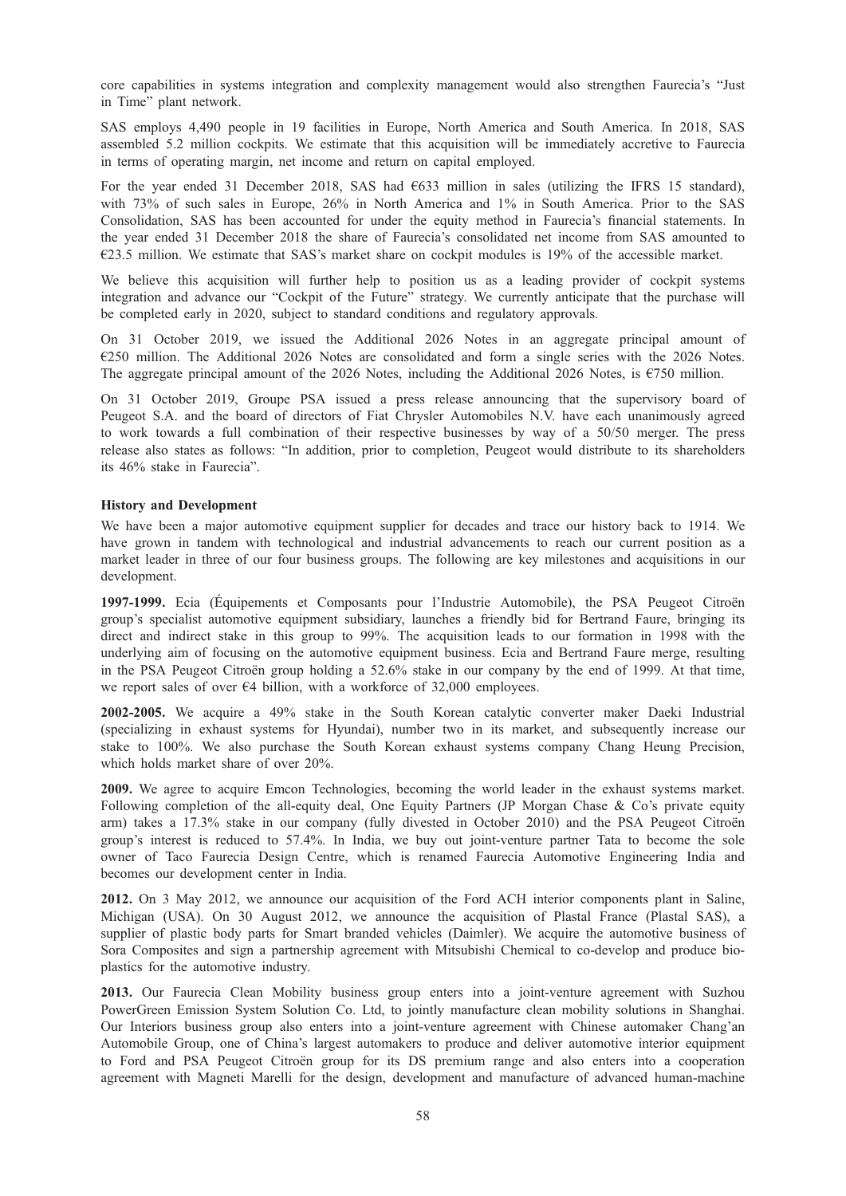core capabilities in systems integration and complexity management would also strengthen Faurecia's "Just in Time" plant network.

SAS employs 4,490 people in 19 facilities in Europe, North America and South America. In 2018, SAS assembled 5.2 million cockpits. We estimate that this acquisition will be immediately accretive to Faurecia in terms of operating margin, net income and return on capital employed.

For the year ended 31 December 2018, SAS had €633 million in sales (utilizing the IFRS 15 standard), with 73% of such sales in Europe, 26% in North America and 1% in South America. Prior to the SAS Consolidation, SAS has been accounted for under the equity method in Faurecia's financial statements. In the year ended 31 December 2018 the share of Faurecia's consolidated net income from SAS amounted to €23.5 million. We estimate that SAS's market share on cockpit modules is 19% of the accessible market.

We believe this acquisition will further help to position us as a leading provider of cockpit systems integration and advance our "Cockpit of the Future" strategy. We currently anticipate that the purchase will be completed early in 2020, subject to standard conditions and regulatory approvals.

On 31 October 2019, we issued the Additional 2026 Notes in an aggregate principal amount of €250 million. The Additional 2026 Notes are consolidated and form a single series with the 2026 Notes. The aggregate principal amount of the 2026 Notes, including the Additional 2026 Notes, is €750 million.

On 31 October 2019, Groupe PSA issued a press release announcing that the supervisory board of Peugeot S.A. and the board of directors of Fiat Chrysler Automobiles N.V. have each unanimously agreed to work towards a full combination of their respective businesses by way of a 50/50 merger. The press release also states as follows: "In addition, prior to completion, Peugeot would distribute to its shareholders its 46% stake in Faurecia".

**History and Development**

We have been a major automotive equipment supplier for decades and trace our history back to 1914. We have grown in tandem with technological and industrial advancements to reach our current position as a market leader in three of our four business groups. The following are key milestones and acquisitions in our development.

**1997-1999.** Ecia (Équipements et Composants pour l'Industrie Automobile), the PSA Peugeot Citroën group's specialist automotive equipment subsidiary, launches a friendly bid for Bertrand Faure, bringing its direct and indirect stake in this group to 99%. The acquisition leads to our formation in 1998 with the underlying aim of focusing on the automotive equipment business. Ecia and Bertrand Faure merge, resulting in the PSA Peugeot Citroën group holding a 52.6% stake in our company by the end of 1999. At that time, we report sales of over €4 billion, with a workforce of 32,000 employees.

**2002-2005.** We acquire a 49% stake in the South Korean catalytic converter maker Daeki Industrial (specializing in exhaust systems for Hyundai), number two in its market, and subsequently increase our stake to 100%. We also purchase the South Korean exhaust systems company Chang Heung Precision, which holds market share of over 20%.

**2009.** We agree to acquire Emcon Technologies, becoming the world leader in the exhaust systems market. Following completion of the all-equity deal, One Equity Partners (JP Morgan Chase & Co's private equity arm) takes a 17.3% stake in our company (fully divested in October 2010) and the PSA Peugeot Citroën group's interest is reduced to 57.4%. In India, we buy out joint-venture partner Tata to become the sole owner of Taco Faurecia Design Centre, which is renamed Faurecia Automotive Engineering India and becomes our development center in India.

**2012.** On 3 May 2012, we announce our acquisition of the Ford ACH interior components plant in Saline, Michigan (USA). On 30 August 2012, we announce the acquisition of Plastal France (Plastal SAS), a supplier of plastic body parts for Smart branded vehicles (Daimler). We acquire the automotive business of Sora Composites and sign a partnership agreement with Mitsubishi Chemical to co-develop and produce bio-plastics for the automotive industry.

**2013.** Our Faurecia Clean Mobility business group enters into a joint-venture agreement with Suzhou PowerGreen Emission System Solution Co. Ltd, to jointly manufacture clean mobility solutions in Shanghai. Our Interiors business group also enters into a joint-venture agreement with Chinese automaker Chang'an Automobile Group, one of China's largest automakers to produce and deliver automotive interior equipment to Ford and PSA Peugeot Citroën group for its DS premium range and also enters into a cooperation agreement with Magneti Marelli for the design, development and manufacture of advanced human-machine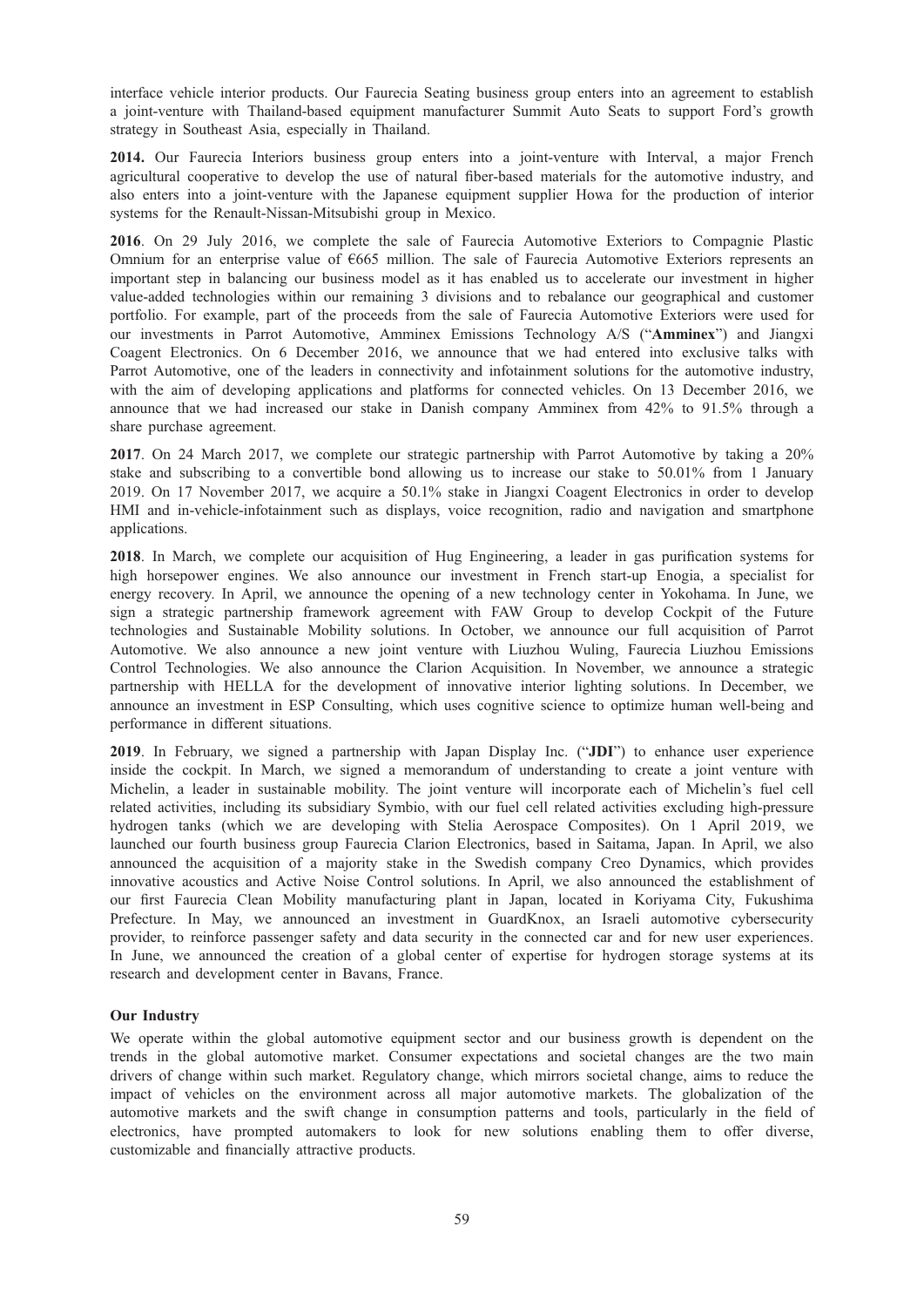interface vehicle interior products. Our Faurecia Seating business group enters into an agreement to establish a joint-venture with Thailand-based equipment manufacturer Summit Auto Seats to support Ford's growth strategy in Southeast Asia, especially in Thailand.

**2014.** Our Faurecia Interiors business group enters into a joint-venture with Interval, a major French agricultural cooperative to develop the use of natural fiber-based materials for the automotive industry, and also enters into a joint-venture with the Japanese equipment supplier Howa for the production of interior systems for the Renault-Nissan-Mitsubishi group in Mexico.

**2016**. On 29 July 2016, we complete the sale of Faurecia Automotive Exteriors to Compagnie Plastic Omnium for an enterprise value of €665 million. The sale of Faurecia Automotive Exteriors represents an important step in balancing our business model as it has enabled us to accelerate our investment in higher value-added technologies within our remaining 3 divisions and to rebalance our geographical and customer portfolio. For example, part of the proceeds from the sale of Faurecia Automotive Exteriors were used for our investments in Parrot Automotive, Amminex Emissions Technology A/S ("**Amminex**") and Jiangxi Coagent Electronics. On 6 December 2016, we announce that we had entered into exclusive talks with Parrot Automotive, one of the leaders in connectivity and infotainment solutions for the automotive industry, with the aim of developing applications and platforms for connected vehicles. On 13 December 2016, we announce that we had increased our stake in Danish company Amminex from 42% to 91.5% through a share purchase agreement.

**2017**. On 24 March 2017, we complete our strategic partnership with Parrot Automotive by taking a 20% stake and subscribing to a convertible bond allowing us to increase our stake to 50.01% from 1 January 2019. On 17 November 2017, we acquire a 50.1% stake in Jiangxi Coagent Electronics in order to develop HMI and in-vehicle-infotainment such as displays, voice recognition, radio and navigation and smartphone applications.

**2018**. In March, we complete our acquisition of Hug Engineering, a leader in gas purification systems for high horsepower engines. We also announce our investment in French start-up Enogia, a specialist for energy recovery. In April, we announce the opening of a new technology center in Yokohama. In June, we sign a strategic partnership framework agreement with FAW Group to develop Cockpit of the Future technologies and Sustainable Mobility solutions. In October, we announce our full acquisition of Parrot Automotive. We also announce a new joint venture with Liuzhou Wuling, Faurecia Liuzhou Emissions Control Technologies. We also announce the Clarion Acquisition. In November, we announce a strategic partnership with HELLA for the development of innovative interior lighting solutions. In December, we announce an investment in ESP Consulting, which uses cognitive science to optimize human well-being and performance in different situations.

**2019**. In February, we signed a partnership with Japan Display Inc. ("**JDI**") to enhance user experience inside the cockpit. In March, we signed a memorandum of understanding to create a joint venture with Michelin, a leader in sustainable mobility. The joint venture will incorporate each of Michelin's fuel cell related activities, including its subsidiary Symbio, with our fuel cell related activities excluding high-pressure hydrogen tanks (which we are developing with Stelia Aerospace Composites). On 1 April 2019, we launched our fourth business group Faurecia Clarion Electronics, based in Saitama, Japan. In April, we also announced the acquisition of a majority stake in the Swedish company Creo Dynamics, which provides innovative acoustics and Active Noise Control solutions. In April, we also announced the establishment of our first Faurecia Clean Mobility manufacturing plant in Japan, located in Koriyama City, Fukushima Prefecture. In May, we announced an investment in GuardKnox, an Israeli automotive cybersecurity provider, to reinforce passenger safety and data security in the connected car and for new user experiences. In June, we announced the creation of a global center of expertise for hydrogen storage systems at its research and development center in Bavans, France.

### Our Industry

We operate within the global automotive equipment sector and our business growth is dependent on the trends in the global automotive market. Consumer expectations and societal changes are the two main drivers of change within such market. Regulatory change, which mirrors societal change, aims to reduce the impact of vehicles on the environment across all major automotive markets. The globalization of the automotive markets and the swift change in consumption patterns and tools, particularly in the field of electronics, have prompted automakers to look for new solutions enabling them to offer diverse, customizable and financially attractive products.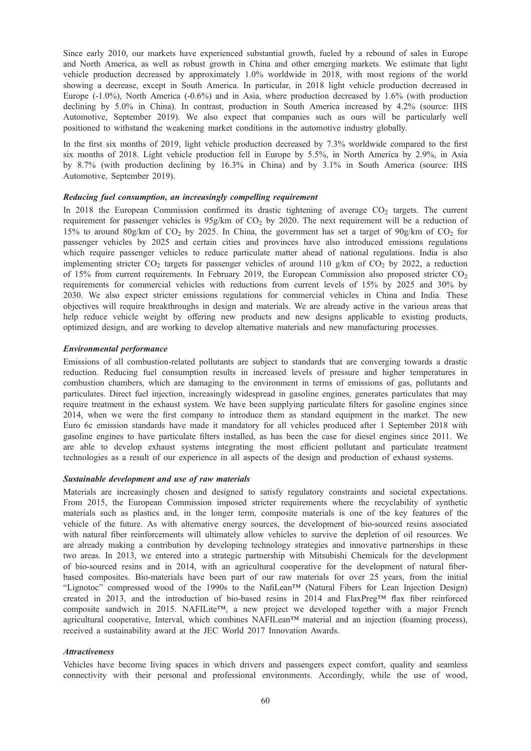Since early 2010, our markets have experienced substantial growth, fueled by a rebound of sales in Europe and North America, as well as robust growth in China and other emerging markets. We estimate that light vehicle production decreased by approximately 1.0% worldwide in 2018, with most regions of the world showing a decrease, except in South America. In particular, in 2018 light vehicle production decreased in Europe (-1.0%), North America (-0.6%) and in Asia, where production decreased by 1.6% (with production declining by 5.0% in China). In contrast, production in South America increased by 4.2% (source: IHS Automotive, September 2019). We also expect that companies such as ours will be particularly well positioned to withstand the weakening market conditions in the automotive industry globally.

In the first six months of 2019, light vehicle production decreased by 7.3% worldwide compared to the first six months of 2018. Light vehicle production fell in Europe by 5.5%, in North America by 2.9%, in Asia by 8.7% (with production declining by 16.3% in China) and by 3.1% in South America (source: IHS Automotive, September 2019).

***Reducing fuel consumption, an increasingly compelling requirement***

In 2018 the European Commission confirmed its drastic tightening of average $CO_2$ targets. The current requirement for passenger vehicles is 95g/km of $CO_2$ by 2020. The next requirement will be a reduction of 15% to around 80g/km of $CO_2$ by 2025. In China, the government has set a target of 90g/km of $CO_2$ for passenger vehicles by 2025 and certain cities and provinces have also introduced emissions regulations which require passenger vehicles to reduce particulate matter ahead of national regulations. India is also implementing stricter $CO_2$ targets for passenger vehicles of around 110 g/km of $CO_2$ by 2022, a reduction of 15% from current requirements. In February 2019, the European Commission also proposed stricter $CO_2$ requirements for commercial vehicles with reductions from current levels of 15% by 2025 and 30% by 2030. We also expect stricter emissions regulations for commercial vehicles in China and India. These objectives will require breakthroughs in design and materials. We are already active in the various areas that help reduce vehicle weight by offering new products and new designs applicable to existing products, optimized design, and are working to develop alternative materials and new manufacturing processes.

***Environmental performance***

Emissions of all combustion-related pollutants are subject to standards that are converging towards a drastic reduction. Reducing fuel consumption results in increased levels of pressure and higher temperatures in combustion chambers, which are damaging to the environment in terms of emissions of gas, pollutants and particulates. Direct fuel injection, increasingly widespread in gasoline engines, generates particulates that may require treatment in the exhaust system. We have been supplying particulate filters for gasoline engines since 2014, when we were the first company to introduce them as standard equipment in the market. The new Euro 6c emission standards have made it mandatory for all vehicles produced after 1 September 2018 with gasoline engines to have particulate filters installed, as has been the case for diesel engines since 2011. We are able to develop exhaust systems integrating the most efficient pollutant and particulate treatment technologies as a result of our experience in all aspects of the design and production of exhaust systems.

***Sustainable development and use of raw materials***

Materials are increasingly chosen and designed to satisfy regulatory constraints and societal expectations. From 2015, the European Commission imposed stricter requirements where the recyclability of synthetic materials such as plastics and, in the longer term, composite materials is one of the key features of the vehicle of the future. As with alternative energy sources, the development of bio-sourced resins associated with natural fiber reinforcements will ultimately allow vehicles to survive the depletion of oil resources. We are already making a contribution by developing technology strategies and innovative partnerships in these two areas. In 2013, we entered into a strategic partnership with Mitsubishi Chemicals for the development of bio-sourced resins and in 2014, with an agricultural cooperative for the development of natural fiber-based composites. Bio-materials have been part of our raw materials for over 25 years, from the initial "Lignotoc" compressed wood of the 1990s to the NafiLean™ (Natural Fibers for Lean Injection Design) created in 2013, and the introduction of bio-based resins in 2014 and FlaxPreg™ flax fiber reinforced composite sandwich in 2015. NAFILite™, a new project we developed together with a major French agricultural cooperative, Interval, which combines NAFILean™ material and an injection (foaming process), received a sustainability award at the JEC World 2017 Innovation Awards.

***Attractiveness***

Vehicles have become living spaces in which drivers and passengers expect comfort, quality and seamless connectivity with their personal and professional environments. Accordingly, while the use of wood,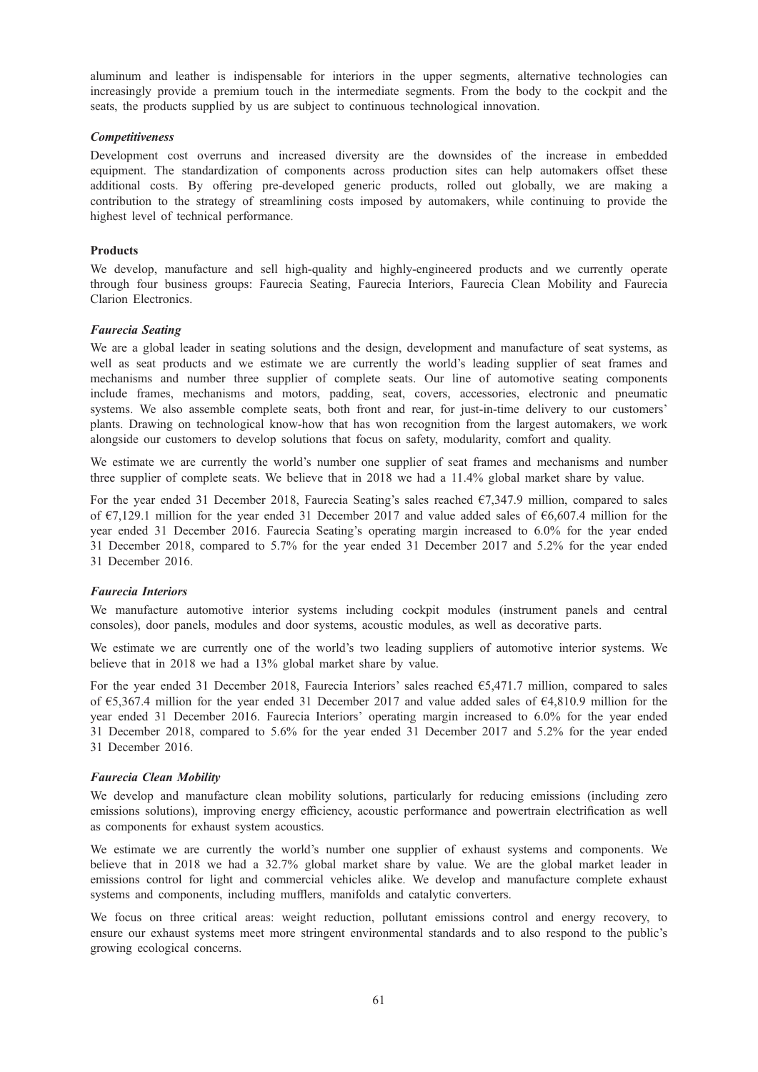aluminum and leather is indispensable for interiors in the upper segments, alternative technologies can increasingly provide a premium touch in the intermediate segments. From the body to the cockpit and the seats, the products supplied by us are subject to continuous technological innovation.

### *Competitiveness*

Development cost overruns and increased diversity are the downsides of the increase in embedded equipment. The standardization of components across production sites can help automakers offset these additional costs. By offering pre-developed generic products, rolled out globally, we are making a contribution to the strategy of streamlining costs imposed by automakers, while continuing to provide the highest level of technical performance.

## Products

We develop, manufacture and sell high-quality and highly-engineered products and we currently operate through four business groups: Faurecia Seating, Faurecia Interiors, Faurecia Clean Mobility and Faurecia Clarion Electronics.

### *Faurecia Seating*

We are a global leader in seating solutions and the design, development and manufacture of seat systems, as well as seat products and we estimate we are currently the world's leading supplier of seat frames and mechanisms and number three supplier of complete seats. Our line of automotive seating components include frames, mechanisms and motors, padding, seat, covers, accessories, electronic and pneumatic systems. We also assemble complete seats, both front and rear, for just-in-time delivery to our customers' plants. Drawing on technological know-how that has won recognition from the largest automakers, we work alongside our customers to develop solutions that focus on safety, modularity, comfort and quality.

We estimate we are currently the world's number one supplier of seat frames and mechanisms and number three supplier of complete seats. We believe that in 2018 we had a 11.4% global market share by value.

For the year ended 31 December 2018, Faurecia Seating's sales reached €7,347.9 million, compared to sales of €7,129.1 million for the year ended 31 December 2017 and value added sales of €6,607.4 million for the year ended 31 December 2016. Faurecia Seating's operating margin increased to 6.0% for the year ended 31 December 2018, compared to 5.7% for the year ended 31 December 2017 and 5.2% for the year ended 31 December 2016.

### *Faurecia Interiors*

We manufacture automotive interior systems including cockpit modules (instrument panels and central consoles), door panels, modules and door systems, acoustic modules, as well as decorative parts.

We estimate we are currently one of the world's two leading suppliers of automotive interior systems. We believe that in 2018 we had a 13% global market share by value.

For the year ended 31 December 2018, Faurecia Interiors' sales reached €5,471.7 million, compared to sales of €5,367.4 million for the year ended 31 December 2017 and value added sales of €4,810.9 million for the year ended 31 December 2016. Faurecia Interiors' operating margin increased to 6.0% for the year ended 31 December 2018, compared to 5.6% for the year ended 31 December 2017 and 5.2% for the year ended 31 December 2016.

### *Faurecia Clean Mobility*

We develop and manufacture clean mobility solutions, particularly for reducing emissions (including zero emissions solutions), improving energy efficiency, acoustic performance and powertrain electrification as well as components for exhaust system acoustics.

We estimate we are currently the world's number one supplier of exhaust systems and components. We believe that in 2018 we had a 32.7% global market share by value. We are the global market leader in emissions control for light and commercial vehicles alike. We develop and manufacture complete exhaust systems and components, including mufflers, manifolds and catalytic converters.

We focus on three critical areas: weight reduction, pollutant emissions control and energy recovery, to ensure our exhaust systems meet more stringent environmental standards and to also respond to the public's growing ecological concerns.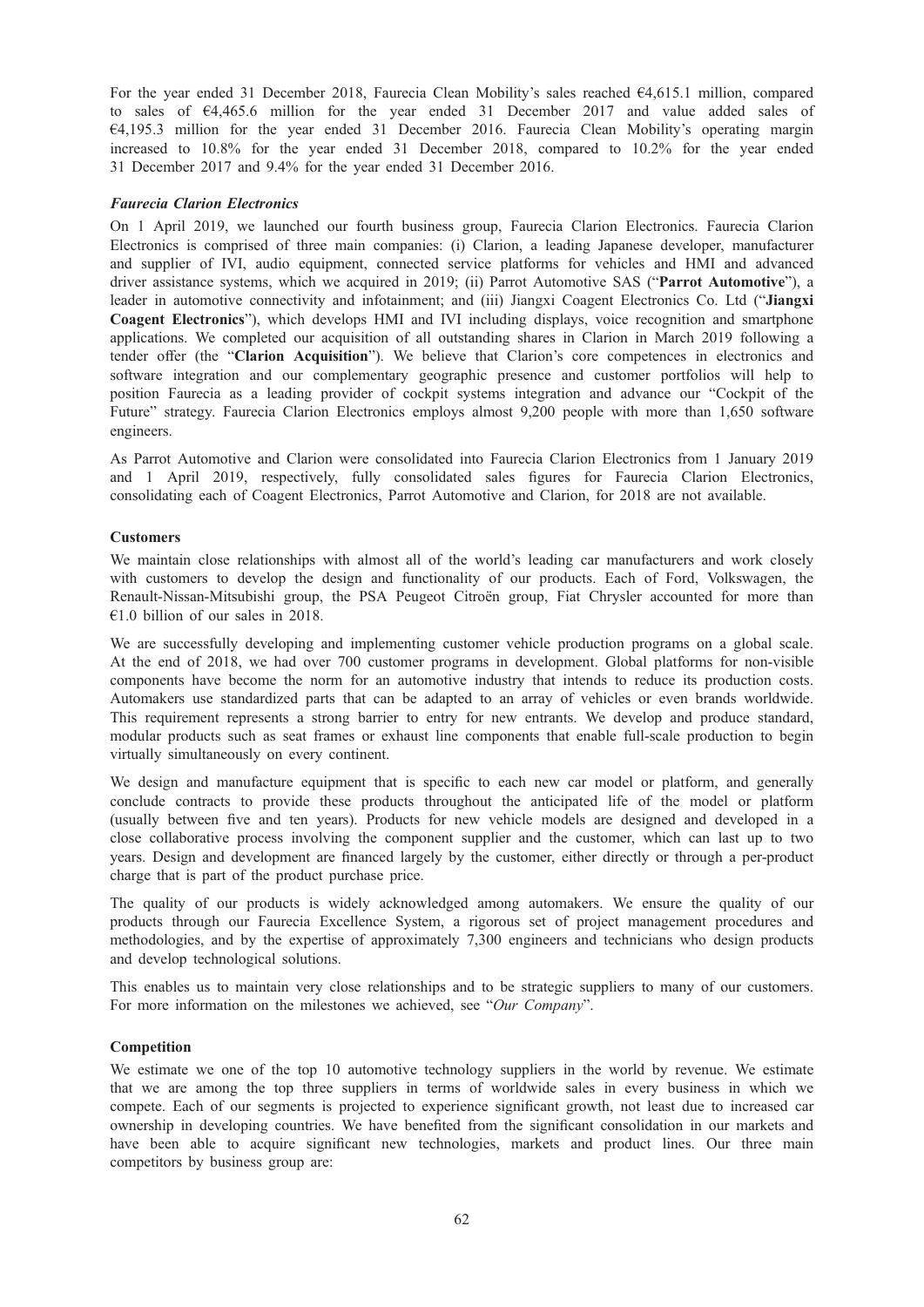For the year ended 31 December 2018, Faurecia Clean Mobility's sales reached €4,615.1 million, compared to sales of €4,465.6 million for the year ended 31 December 2017 and value added sales of €4,195.3 million for the year ended 31 December 2016. Faurecia Clean Mobility's operating margin increased to 10.8% for the year ended 31 December 2018, compared to 10.2% for the year ended 31 December 2017 and 9.4% for the year ended 31 December 2016.

***Faurecia Clarion Electronics***

On 1 April 2019, we launched our fourth business group, Faurecia Clarion Electronics. Faurecia Clarion Electronics is comprised of three main companies: (i) Clarion, a leading Japanese developer, manufacturer and supplier of IVI, audio equipment, connected service platforms for vehicles and HMI and advanced driver assistance systems, which we acquired in 2019; (ii) Parrot Automotive SAS ("**Parrot Automotive**"), a leader in automotive connectivity and infotainment; and (iii) Jiangxi Coagent Electronics Co. Ltd ("**Jiangxi Coagent Electronics**"), which develops HMI and IVI including displays, voice recognition and smartphone applications. We completed our acquisition of all outstanding shares in Clarion in March 2019 following a tender offer (the "**Clarion Acquisition**"). We believe that Clarion's core competences in electronics and software integration and our complementary geographic presence and customer portfolios will help to position Faurecia as a leading provider of cockpit systems integration and advance our "Cockpit of the Future" strategy. Faurecia Clarion Electronics employs almost 9,200 people with more than 1,650 software engineers.

As Parrot Automotive and Clarion were consolidated into Faurecia Clarion Electronics from 1 January 2019 and 1 April 2019, respectively, fully consolidated sales figures for Faurecia Clarion Electronics, consolidating each of Coagent Electronics, Parrot Automotive and Clarion, for 2018 are not available.

**Customers**

We maintain close relationships with almost all of the world's leading car manufacturers and work closely with customers to develop the design and functionality of our products. Each of Ford, Volkswagen, the Renault-Nissan-Mitsubishi group, the PSA Peugeot Citroën group, Fiat Chrysler accounted for more than €1.0 billion of our sales in 2018.

We are successfully developing and implementing customer vehicle production programs on a global scale. At the end of 2018, we had over 700 customer programs in development. Global platforms for non-visible components have become the norm for an automotive industry that intends to reduce its production costs. Automakers use standardized parts that can be adapted to an array of vehicles or even brands worldwide. This requirement represents a strong barrier to entry for new entrants. We develop and produce standard, modular products such as seat frames or exhaust line components that enable full-scale production to begin virtually simultaneously on every continent.

We design and manufacture equipment that is specific to each new car model or platform, and generally conclude contracts to provide these products throughout the anticipated life of the model or platform (usually between five and ten years). Products for new vehicle models are designed and developed in a close collaborative process involving the component supplier and the customer, which can last up to two years. Design and development are financed largely by the customer, either directly or through a per-product charge that is part of the product purchase price.

The quality of our products is widely acknowledged among automakers. We ensure the quality of our products through our Faurecia Excellence System, a rigorous set of project management procedures and methodologies, and by the expertise of approximately 7,300 engineers and technicians who design products and develop technological solutions.

This enables us to maintain very close relationships and to be strategic suppliers to many of our customers. For more information on the milestones we achieved, see "*Our Company*".

**Competition**

We estimate we one of the top 10 automotive technology suppliers in the world by revenue. We estimate that we are among the top three suppliers in terms of worldwide sales in every business in which we compete. Each of our segments is projected to experience significant growth, not least due to increased car ownership in developing countries. We have benefited from the significant consolidation in our markets and have been able to acquire significant new technologies, markets and product lines. Our three main competitors by business group are: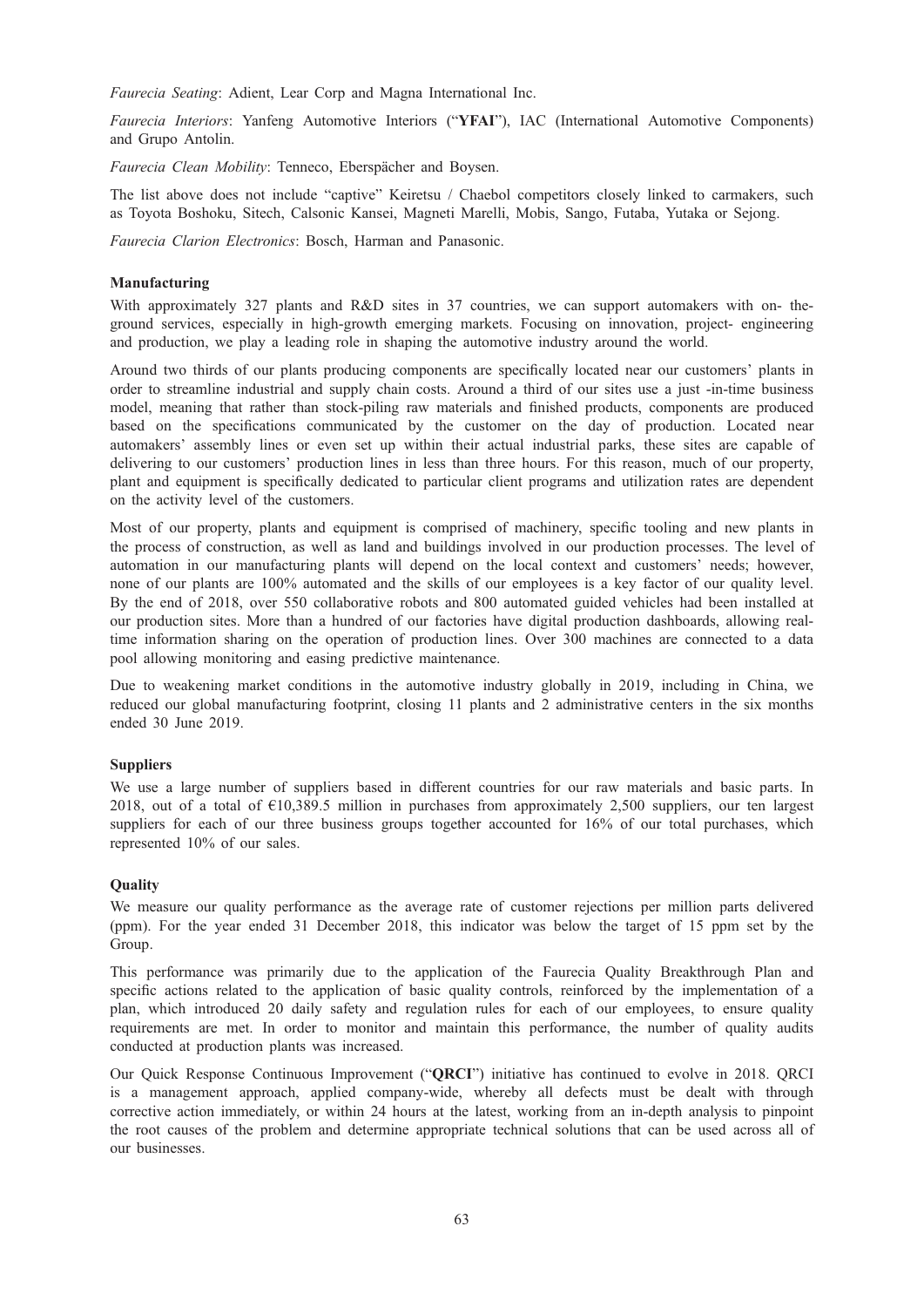*Faurecia Seating*: Adient, Lear Corp and Magna International Inc.

*Faurecia Interiors*: Yanfeng Automotive Interiors ("**YFAI**"), IAC (International Automotive Components) and Grupo Antolin.

*Faurecia Clean Mobility*: Tenneco, Eberspächer and Boysen.

The list above does not include "captive" Keiretsu / Chaebol competitors closely linked to carmakers, such as Toyota Boshoku, Sitech, Calsonic Kansei, Magneti Marelli, Mobis, Sango, Futaba, Yutaka or Sejong.

*Faurecia Clarion Electronics*: Bosch, Harman and Panasonic.

**Manufacturing**

With approximately 327 plants and R&D sites in 37 countries, we can support automakers with on- the-ground services, especially in high-growth emerging markets. Focusing on innovation, project- engineering and production, we play a leading role in shaping the automotive industry around the world.

Around two thirds of our plants producing components are specifically located near our customers' plants in order to streamline industrial and supply chain costs. Around a third of our sites use a just -in-time business model, meaning that rather than stock-piling raw materials and finished products, components are produced based on the specifications communicated by the customer on the day of production. Located near automakers' assembly lines or even set up within their actual industrial parks, these sites are capable of delivering to our customers' production lines in less than three hours. For this reason, much of our property, plant and equipment is specifically dedicated to particular client programs and utilization rates are dependent on the activity level of the customers.

Most of our property, plants and equipment is comprised of machinery, specific tooling and new plants in the process of construction, as well as land and buildings involved in our production processes. The level of automation in our manufacturing plants will depend on the local context and customers' needs; however, none of our plants are 100% automated and the skills of our employees is a key factor of our quality level. By the end of 2018, over 550 collaborative robots and 800 automated guided vehicles had been installed at our production sites. More than a hundred of our factories have digital production dashboards, allowing real-time information sharing on the operation of production lines. Over 300 machines are connected to a data pool allowing monitoring and easing predictive maintenance.

Due to weakening market conditions in the automotive industry globally in 2019, including in China, we reduced our global manufacturing footprint, closing 11 plants and 2 administrative centers in the six months ended 30 June 2019.

**Suppliers**

We use a large number of suppliers based in different countries for our raw materials and basic parts. In 2018, out of a total of €10,389.5 million in purchases from approximately 2,500 suppliers, our ten largest suppliers for each of our three business groups together accounted for 16% of our total purchases, which represented 10% of our sales.

**Quality**

We measure our quality performance as the average rate of customer rejections per million parts delivered (ppm). For the year ended 31 December 2018, this indicator was below the target of 15 ppm set by the Group.

This performance was primarily due to the application of the Faurecia Quality Breakthrough Plan and specific actions related to the application of basic quality controls, reinforced by the implementation of a plan, which introduced 20 daily safety and regulation rules for each of our employees, to ensure quality requirements are met. In order to monitor and maintain this performance, the number of quality audits conducted at production plants was increased.

Our Quick Response Continuous Improvement ("**QRCI**") initiative has continued to evolve in 2018. QRCI is a management approach, applied company-wide, whereby all defects must be dealt with through corrective action immediately, or within 24 hours at the latest, working from an in-depth analysis to pinpoint the root causes of the problem and determine appropriate technical solutions that can be used across all of our businesses.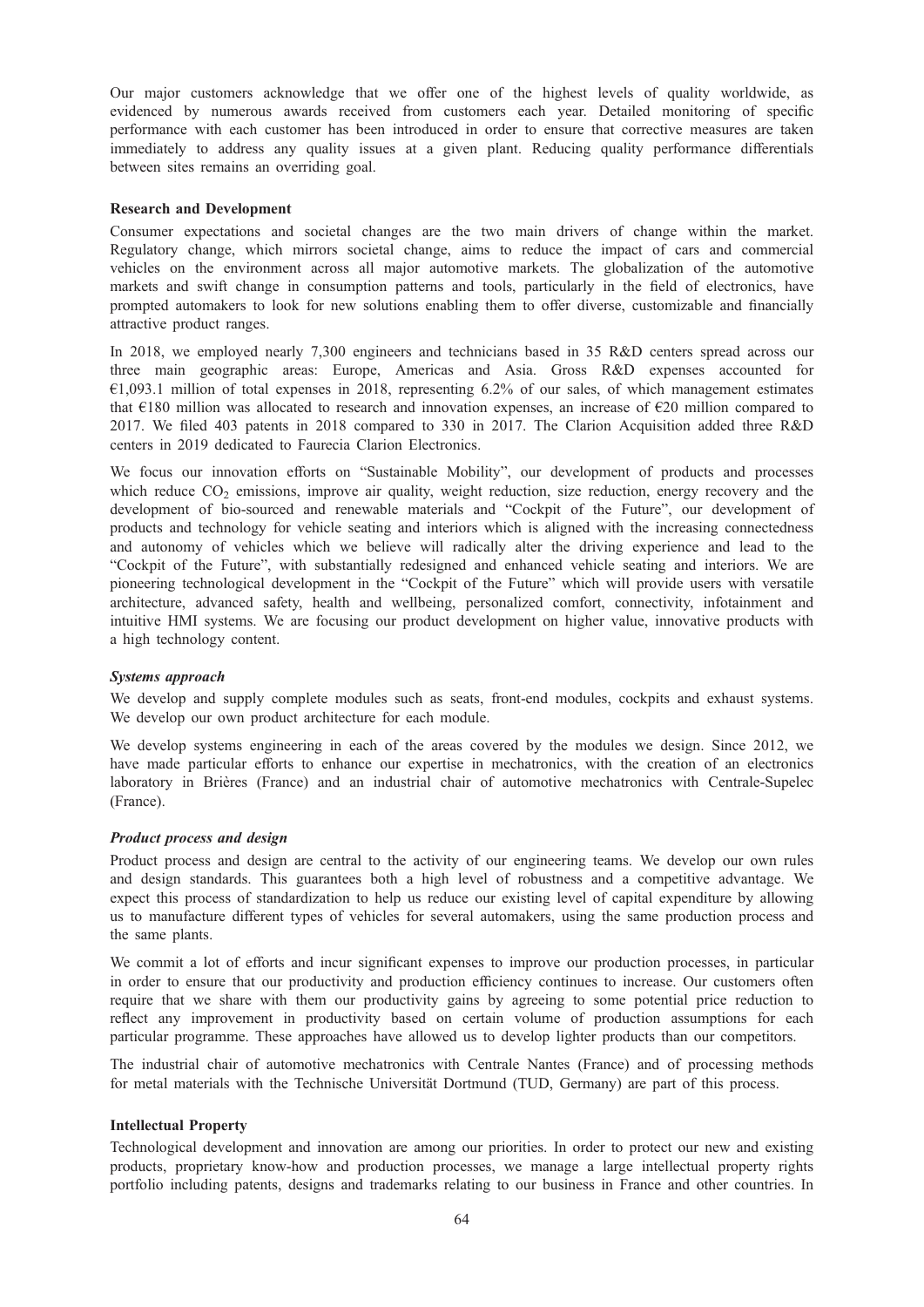Our major customers acknowledge that we offer one of the highest levels of quality worldwide, as evidenced by numerous awards received from customers each year. Detailed monitoring of specific performance with each customer has been introduced in order to ensure that corrective measures are taken immediately to address any quality issues at a given plant. Reducing quality performance differentials between sites remains an overriding goal.

**Research and Development**

Consumer expectations and societal changes are the two main drivers of change within the market. Regulatory change, which mirrors societal change, aims to reduce the impact of cars and commercial vehicles on the environment across all major automotive markets. The globalization of the automotive markets and swift change in consumption patterns and tools, particularly in the field of electronics, have prompted automakers to look for new solutions enabling them to offer diverse, customizable and financially attractive product ranges.

In 2018, we employed nearly 7,300 engineers and technicians based in 35 R&D centers spread across our three main geographic areas: Europe, Americas and Asia. Gross R&D expenses accounted for €1,093.1 million of total expenses in 2018, representing 6.2% of our sales, of which management estimates that €180 million was allocated to research and innovation expenses, an increase of €20 million compared to 2017. We filed 403 patents in 2018 compared to 330 in 2017. The Clarion Acquisition added three R&D centers in 2019 dedicated to Faurecia Clarion Electronics.

We focus our innovation efforts on "Sustainable Mobility", our development of products and processes which reduce $CO_2$ emissions, improve air quality, weight reduction, size reduction, energy recovery and the development of bio-sourced and renewable materials and "Cockpit of the Future", our development of products and technology for vehicle seating and interiors which is aligned with the increasing connectedness and autonomy of vehicles which we believe will radically alter the driving experience and lead to the "Cockpit of the Future", with substantially redesigned and enhanced vehicle seating and interiors. We are pioneering technological development in the "Cockpit of the Future" which will provide users with versatile architecture, advanced safety, health and wellbeing, personalized comfort, connectivity, infotainment and intuitive HMI systems. We are focusing our product development on higher value, innovative products with a high technology content.

***Systems approach***

We develop and supply complete modules such as seats, front-end modules, cockpits and exhaust systems. We develop our own product architecture for each module.

We develop systems engineering in each of the areas covered by the modules we design. Since 2012, we have made particular efforts to enhance our expertise in mechatronics, with the creation of an electronics laboratory in Brières (France) and an industrial chair of automotive mechatronics with Centrale-Supelec (France).

***Product process and design***

Product process and design are central to the activity of our engineering teams. We develop our own rules and design standards. This guarantees both a high level of robustness and a competitive advantage. We expect this process of standardization to help us reduce our existing level of capital expenditure by allowing us to manufacture different types of vehicles for several automakers, using the same production process and the same plants.

We commit a lot of efforts and incur significant expenses to improve our production processes, in particular in order to ensure that our productivity and production efficiency continues to increase. Our customers often require that we share with them our productivity gains by agreeing to some potential price reduction to reflect any improvement in productivity based on certain volume of production assumptions for each particular programme. These approaches have allowed us to develop lighter products than our competitors.

The industrial chair of automotive mechatronics with Centrale Nantes (France) and of processing methods for metal materials with the Technische Universität Dortmund (TUD, Germany) are part of this process.

**Intellectual Property**

Technological development and innovation are among our priorities. In order to protect our new and existing products, proprietary know-how and production processes, we manage a large intellectual property rights portfolio including patents, designs and trademarks relating to our business in France and other countries. In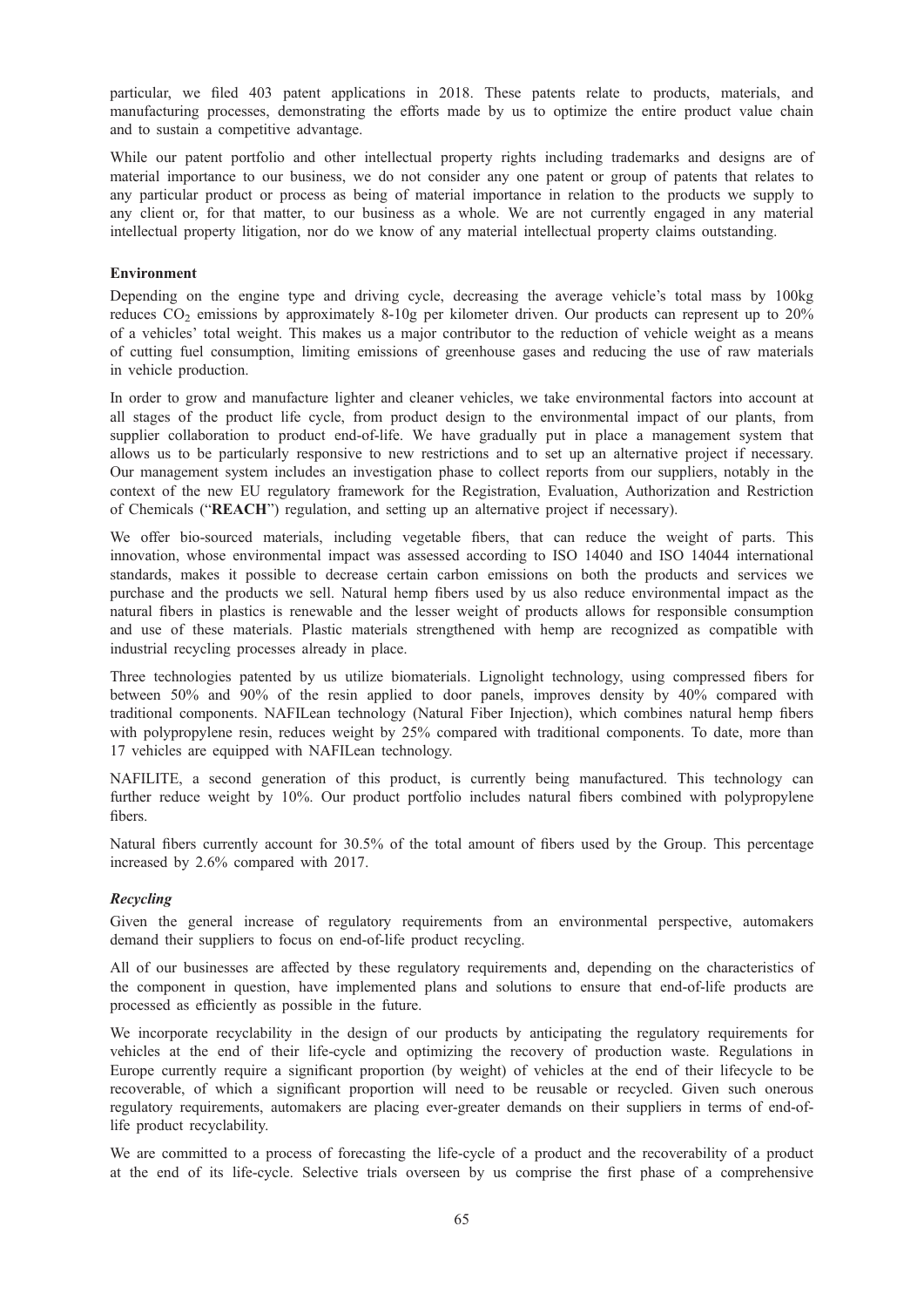particular, we filed 403 patent applications in 2018. These patents relate to products, materials, and manufacturing processes, demonstrating the efforts made by us to optimize the entire product value chain and to sustain a competitive advantage.

While our patent portfolio and other intellectual property rights including trademarks and designs are of material importance to our business, we do not consider any one patent or group of patents that relates to any particular product or process as being of material importance in relation to the products we supply to any client or, for that matter, to our business as a whole. We are not currently engaged in any material intellectual property litigation, nor do we know of any material intellectual property claims outstanding.

**Environment**

Depending on the engine type and driving cycle, decreasing the average vehicle's total mass by 100kg reduces $CO_2$ emissions by approximately 8-10g per kilometer driven. Our products can represent up to 20% of a vehicles' total weight. This makes us a major contributor to the reduction of vehicle weight as a means of cutting fuel consumption, limiting emissions of greenhouse gases and reducing the use of raw materials in vehicle production.

In order to grow and manufacture lighter and cleaner vehicles, we take environmental factors into account at all stages of the product life cycle, from product design to the environmental impact of our plants, from supplier collaboration to product end-of-life. We have gradually put in place a management system that allows us to be particularly responsive to new restrictions and to set up an alternative project if necessary. Our management system includes an investigation phase to collect reports from our suppliers, notably in the context of the new EU regulatory framework for the Registration, Evaluation, Authorization and Restriction of Chemicals ("**REACH**") regulation, and setting up an alternative project if necessary).

We offer bio-sourced materials, including vegetable fibers, that can reduce the weight of parts. This innovation, whose environmental impact was assessed according to ISO 14040 and ISO 14044 international standards, makes it possible to decrease certain carbon emissions on both the products and services we purchase and the products we sell. Natural hemp fibers used by us also reduce environmental impact as the natural fibers in plastics is renewable and the lesser weight of products allows for responsible consumption and use of these materials. Plastic materials strengthened with hemp are recognized as compatible with industrial recycling processes already in place.

Three technologies patented by us utilize biomaterials. Lignolight technology, using compressed fibers for between 50% and 90% of the resin applied to door panels, improves density by 40% compared with traditional components. NAFILean technology (Natural Fiber Injection), which combines natural hemp fibers with polypropylene resin, reduces weight by 25% compared with traditional components. To date, more than 17 vehicles are equipped with NAFILean technology.

NAFILITE, a second generation of this product, is currently being manufactured. This technology can further reduce weight by 10%. Our product portfolio includes natural fibers combined with polypropylene fibers.

Natural fibers currently account for 30.5% of the total amount of fibers used by the Group. This percentage increased by 2.6% compared with 2017.

***Recycling***

Given the general increase of regulatory requirements from an environmental perspective, automakers demand their suppliers to focus on end-of-life product recycling.

All of our businesses are affected by these regulatory requirements and, depending on the characteristics of the component in question, have implemented plans and solutions to ensure that end-of-life products are processed as efficiently as possible in the future.

We incorporate recyclability in the design of our products by anticipating the regulatory requirements for vehicles at the end of their life-cycle and optimizing the recovery of production waste. Regulations in Europe currently require a significant proportion (by weight) of vehicles at the end of their lifecycle to be recoverable, of which a significant proportion will need to be reusable or recycled. Given such onerous regulatory requirements, automakers are placing ever-greater demands on their suppliers in terms of end-of-life product recyclability.

We are committed to a process of forecasting the life-cycle of a product and the recoverability of a product at the end of its life-cycle. Selective trials overseen by us comprise the first phase of a comprehensive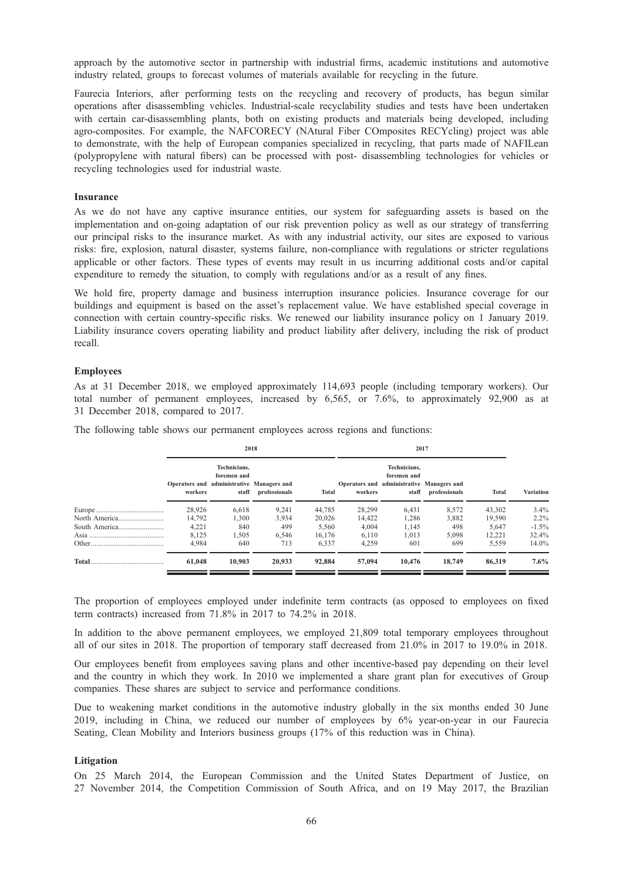approach by the automotive sector in partnership with industrial firms, academic institutions and automotive industry related, groups to forecast volumes of materials available for recycling in the future.

Faurecia Interiors, after performing tests on the recycling and recovery of products, has begun similar operations after disassembling vehicles. Industrial-scale recyclability studies and tests have been undertaken with certain car-disassembling plants, both on existing products and materials being developed, including agro-composites. For example, the NAFCORECY (NAtural Fiber COmposites RECYcling) project was able to demonstrate, with the help of European companies specialized in recycling, that parts made of NAFILean (polypropylene with natural fibers) can be processed with post- disassembling technologies for vehicles or recycling technologies used for industrial waste.

### Insurance

As we do not have any captive insurance entities, our system for safeguarding assets is based on the implementation and on-going adaptation of our risk prevention policy as well as our strategy of transferring our principal risks to the insurance market. As with any industrial activity, our sites are exposed to various risks: fire, explosion, natural disaster, systems failure, non-compliance with regulations or stricter regulations applicable or other factors. These types of events may result in us incurring additional costs and/or capital expenditure to remedy the situation, to comply with regulations and/or as a result of any fines.

We hold fire, property damage and business interruption insurance policies. Insurance coverage for our buildings and equipment is based on the asset's replacement value. We have established special coverage in connection with certain country-specific risks. We renewed our liability insurance policy on 1 January 2019. Liability insurance covers operating liability and product liability after delivery, including the risk of product recall.

### Employees

As at 31 December 2018, we employed approximately 114,693 people (including temporary workers). Our total number of permanent employees, increased by 6,565, or 7.6%, to approximately 92,900 as at 31 December 2018, compared to 2017.

The following table shows our permanent employees across regions and functions:

| | 2018 | | | | 2017 | | | | |
|---|---|---|---|---|---|---|---|---|---|
| | Operators and workers | Technicians, foremen and administrative staff | Managers and professionals | Total | Operators and workers | Technicians, foremen and administrative staff | Managers and professionals | Total | Variation |
| Europe | 28,926 | 6,618 | 9,241 | 44,785 | 28,299 | 6,431 | 8,572 | 43,302 | 3.4% |
| North America | 14,792 | 1,300 | 3,934 | 20,026 | 14,422 | 1,286 | 3,882 | 19,590 | 2.2% |
| South America | 4,221 | 840 | 499 | 5,560 | 4,004 | 1,145 | 498 | 5,647 | -1.5% |
| Asia | 8,125 | 1,505 | 6,546 | 16,176 | 6,110 | 1,013 | 5,098 | 12,221 | 32.4% |
| Other | 4,984 | 640 | 713 | 6,337 | 4,259 | 601 | 699 | 5,559 | 14.0% |
| **Total** | **61,048** | **10,903** | **20,933** | **92,884** | **57,094** | **10,476** | **18,749** | **86,319** | **7.6%** |

The proportion of employees employed under indefinite term contracts (as opposed to employees on fixed term contracts) increased from 71.8% in 2017 to 74.2% in 2018.

In addition to the above permanent employees, we employed 21,809 total temporary employees throughout all of our sites in 2018. The proportion of temporary staff decreased from 21.0% in 2017 to 19.0% in 2018.

Our employees benefit from employees saving plans and other incentive-based pay depending on their level and the country in which they work. In 2010 we implemented a share grant plan for executives of Group companies. These shares are subject to service and performance conditions.

Due to weakening market conditions in the automotive industry globally in the six months ended 30 June 2019, including in China, we reduced our number of employees by 6% year-on-year in our Faurecia Seating, Clean Mobility and Interiors business groups (17% of this reduction was in China).

### Litigation

On 25 March 2014, the European Commission and the United States Department of Justice, on 27 November 2014, the Competition Commission of South Africa, and on 19 May 2017, the Brazilian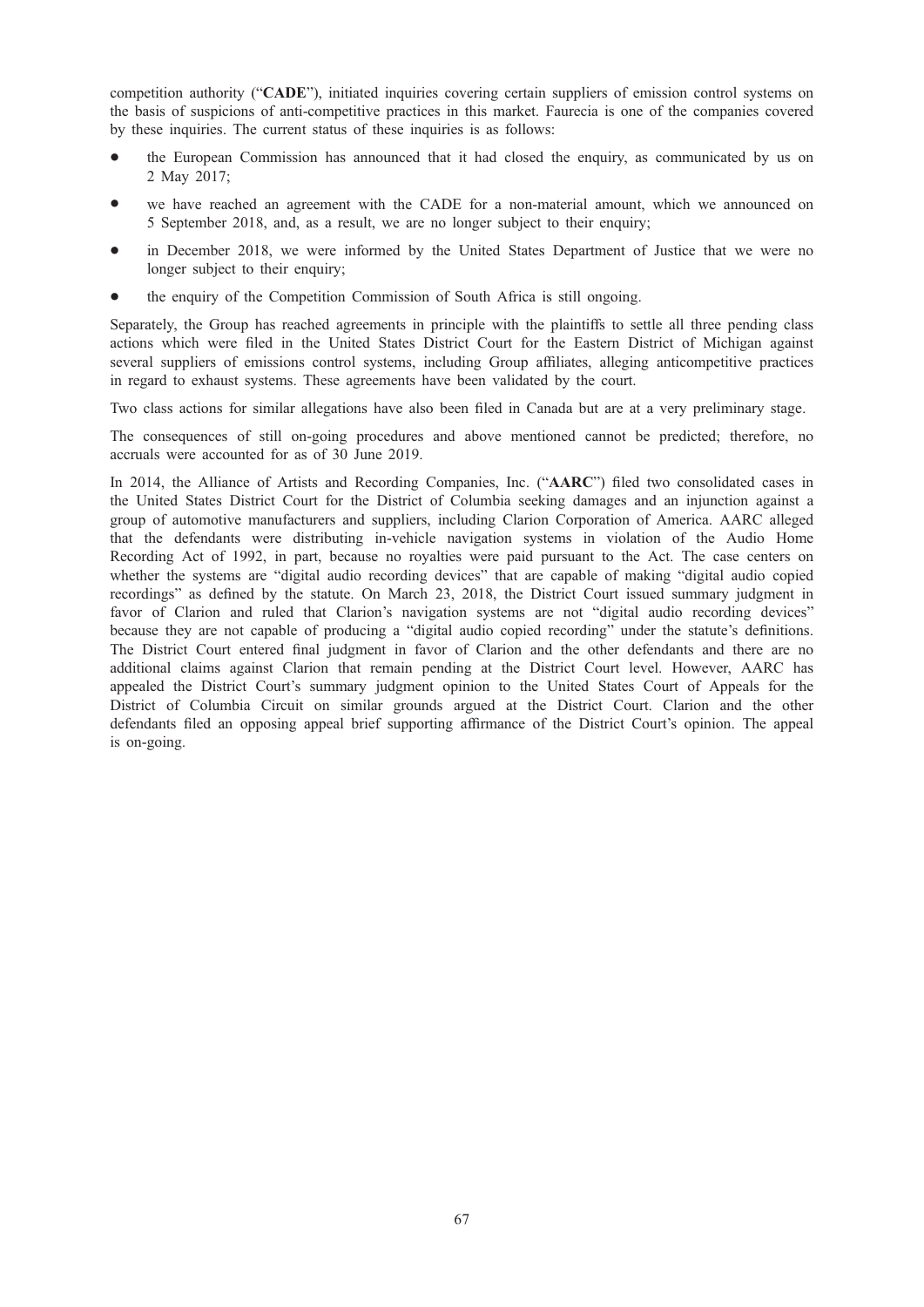competition authority ("**CADE**"), initiated inquiries covering certain suppliers of emission control systems on the basis of suspicions of anti-competitive practices in this market. Faurecia is one of the companies covered by these inquiries. The current status of these inquiries is as follows:

- the European Commission has announced that it had closed the enquiry, as communicated by us on 2 May 2017;
- we have reached an agreement with the CADE for a non-material amount, which we announced on 5 September 2018, and, as a result, we are no longer subject to their enquiry;
- in December 2018, we were informed by the United States Department of Justice that we were no longer subject to their enquiry;
- the enquiry of the Competition Commission of South Africa is still ongoing.

Separately, the Group has reached agreements in principle with the plaintiffs to settle all three pending class actions which were filed in the United States District Court for the Eastern District of Michigan against several suppliers of emissions control systems, including Group affiliates, alleging anticompetitive practices in regard to exhaust systems. These agreements have been validated by the court.

Two class actions for similar allegations have also been filed in Canada but are at a very preliminary stage.

The consequences of still on-going procedures and above mentioned cannot be predicted; therefore, no accruals were accounted for as of 30 June 2019.

In 2014, the Alliance of Artists and Recording Companies, Inc. ("**AARC**") filed two consolidated cases in the United States District Court for the District of Columbia seeking damages and an injunction against a group of automotive manufacturers and suppliers, including Clarion Corporation of America. AARC alleged that the defendants were distributing in-vehicle navigation systems in violation of the Audio Home Recording Act of 1992, in part, because no royalties were paid pursuant to the Act. The case centers on whether the systems are "digital audio recording devices" that are capable of making "digital audio copied recordings" as defined by the statute. On March 23, 2018, the District Court issued summary judgment in favor of Clarion and ruled that Clarion's navigation systems are not "digital audio recording devices" because they are not capable of producing a "digital audio copied recording" under the statute's definitions. The District Court entered final judgment in favor of Clarion and the other defendants and there are no additional claims against Clarion that remain pending at the District Court level. However, AARC has appealed the District Court's summary judgment opinion to the United States Court of Appeals for the District of Columbia Circuit on similar grounds argued at the District Court. Clarion and the other defendants filed an opposing appeal brief supporting affirmance of the District Court's opinion. The appeal is on-going.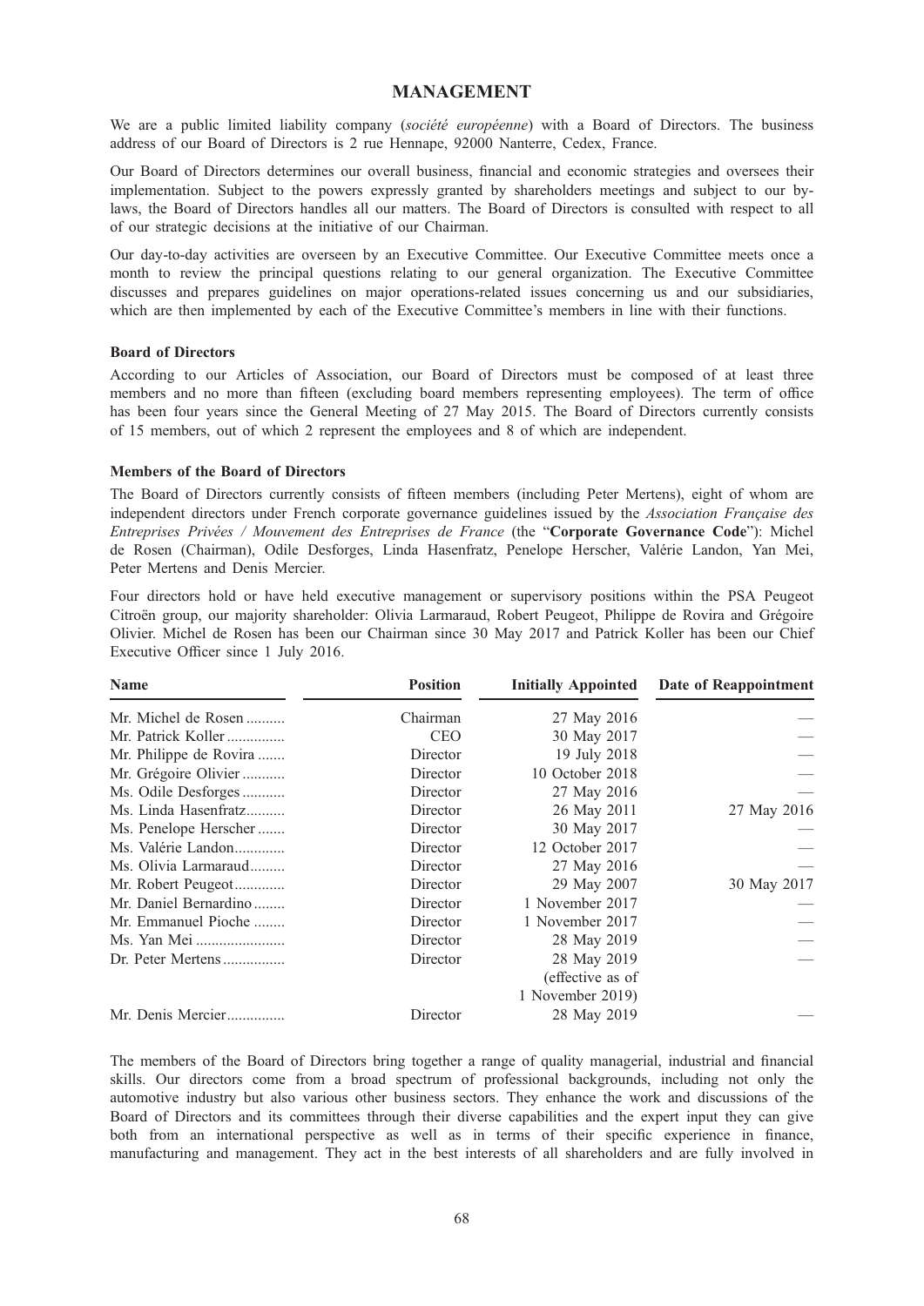# MANAGEMENT

We are a public limited liability company (*société européenne*) with a Board of Directors. The business address of our Board of Directors is 2 rue Hennape, 92000 Nanterre, Cedex, France.

Our Board of Directors determines our overall business, financial and economic strategies and oversees their implementation. Subject to the powers expressly granted by shareholders meetings and subject to our by-laws, the Board of Directors handles all our matters. The Board of Directors is consulted with respect to all of our strategic decisions at the initiative of our Chairman.

Our day-to-day activities are overseen by an Executive Committee. Our Executive Committee meets once a month to review the principal questions relating to our general organization. The Executive Committee discusses and prepares guidelines on major operations-related issues concerning us and our subsidiaries, which are then implemented by each of the Executive Committee's members in line with their functions.

### Board of Directors

According to our Articles of Association, our Board of Directors must be composed of at least three members and no more than fifteen (excluding board members representing employees). The term of office has been four years since the General Meeting of 27 May 2015. The Board of Directors currently consists of 15 members, out of which 2 represent the employees and 8 of which are independent.

### Members of the Board of Directors

The Board of Directors currently consists of fifteen members (including Peter Mertens), eight of whom are independent directors under French corporate governance guidelines issued by the *Association Française des Entreprises Privées / Mouvement des Entreprises de France* (the "**Corporate Governance Code**"): Michel de Rosen (Chairman), Odile Desforges, Linda Hasenfratz, Penelope Herscher, Valérie Landon, Yan Mei, Peter Mertens and Denis Mercier.

Four directors hold or have held executive management or supervisory positions within the PSA Peugeot Citroën group, our majority shareholder: Olivia Larmaraud, Robert Peugeot, Philippe de Rovira and Grégoire Olivier. Michel de Rosen has been our Chairman since 30 May 2017 and Patrick Koller has been our Chief Executive Officer since 1 July 2016.

| Name | Position | Initially Appointed | Date of Reappointment |
|---|---|---|---|
| Mr. Michel de Rosen | Chairman | 27 May 2016 | — |
| Mr. Patrick Koller | CEO | 30 May 2017 | — |
| Mr. Philippe de Rovira | Director | 19 July 2018 | — |
| Mr. Grégoire Olivier | Director | 10 October 2018 | — |
| Ms. Odile Desforges | Director | 27 May 2016 | — |
| Ms. Linda Hasenfratz | Director | 26 May 2011 | 27 May 2016 |
| Ms. Penelope Herscher | Director | 30 May 2017 | — |
| Ms. Valérie Landon | Director | 12 October 2017 | — |
| Ms. Olivia Larmaraud | Director | 27 May 2016 | — |
| Mr. Robert Peugeot | Director | 29 May 2007 | 30 May 2017 |
| Mr. Daniel Bernardino | Director | 1 November 2017 | — |
| Mr. Emmanuel Pioche | Director | 1 November 2017 | — |
| Ms. Yan Mei | Director | 28 May 2019 | — |
| Dr. Peter Mertens | Director | 28 May 2019 (effective as of 1 November 2019) | — |
| Mr. Denis Mercier | Director | 28 May 2019 | — |

The members of the Board of Directors bring together a range of quality managerial, industrial and financial skills. Our directors come from a broad spectrum of professional backgrounds, including not only the automotive industry but also various other business sectors. They enhance the work and discussions of the Board of Directors and its committees through their diverse capabilities and the expert input they can give both from an international perspective as well as in terms of their specific experience in finance, manufacturing and management. They act in the best interests of all shareholders and are fully involved in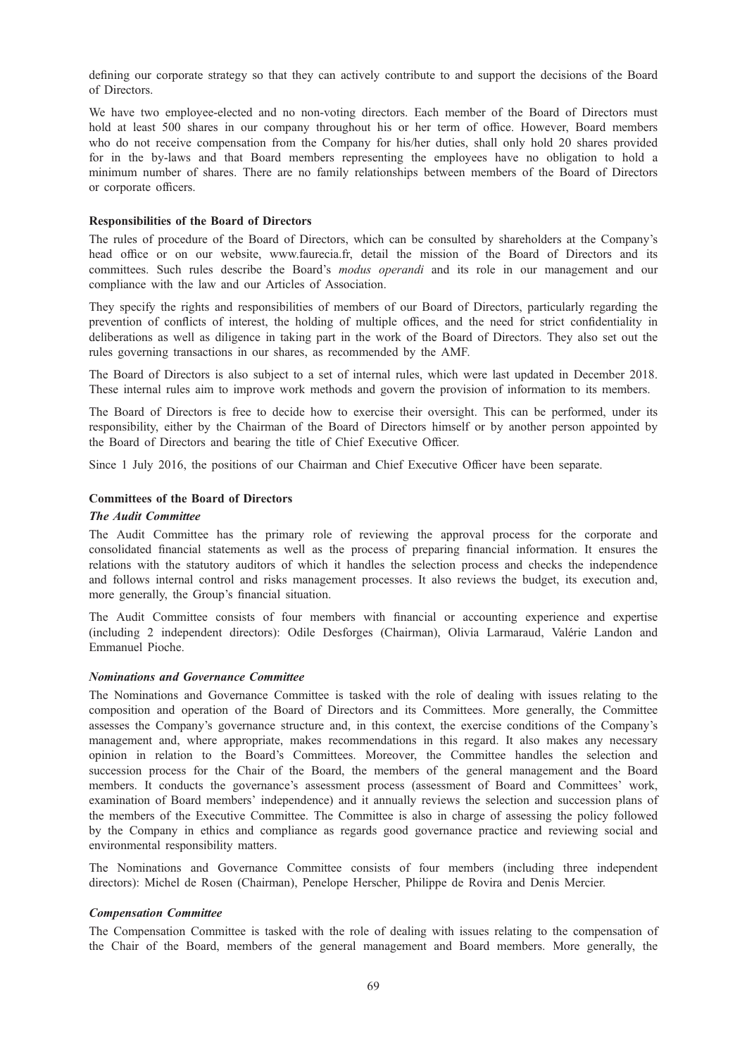defining our corporate strategy so that they can actively contribute to and support the decisions of the Board of Directors.

We have two employee-elected and no non-voting directors. Each member of the Board of Directors must hold at least 500 shares in our company throughout his or her term of office. However, Board members who do not receive compensation from the Company for his/her duties, shall only hold 20 shares provided for in the by-laws and that Board members representing the employees have no obligation to hold a minimum number of shares. There are no family relationships between members of the Board of Directors or corporate officers.

**Responsibilities of the Board of Directors**

The rules of procedure of the Board of Directors, which can be consulted by shareholders at the Company's head office or on our website, www.faurecia.fr, detail the mission of the Board of Directors and its committees. Such rules describe the Board's *modus operandi* and its role in our management and our compliance with the law and our Articles of Association.

They specify the rights and responsibilities of members of our Board of Directors, particularly regarding the prevention of conflicts of interest, the holding of multiple offices, and the need for strict confidentiality in deliberations as well as diligence in taking part in the work of the Board of Directors. They also set out the rules governing transactions in our shares, as recommended by the AMF.

The Board of Directors is also subject to a set of internal rules, which were last updated in December 2018. These internal rules aim to improve work methods and govern the provision of information to its members.

The Board of Directors is free to decide how to exercise their oversight. This can be performed, under its responsibility, either by the Chairman of the Board of Directors himself or by another person appointed by the Board of Directors and bearing the title of Chief Executive Officer.

Since 1 July 2016, the positions of our Chairman and Chief Executive Officer have been separate.

**Committees of the Board of Directors**

***The Audit Committee***

The Audit Committee has the primary role of reviewing the approval process for the corporate and consolidated financial statements as well as the process of preparing financial information. It ensures the relations with the statutory auditors of which it handles the selection process and checks the independence and follows internal control and risks management processes. It also reviews the budget, its execution and, more generally, the Group's financial situation.

The Audit Committee consists of four members with financial or accounting experience and expertise (including 2 independent directors): Odile Desforges (Chairman), Olivia Larmaraud, Valérie Landon and Emmanuel Pioche.

***Nominations and Governance Committee***

The Nominations and Governance Committee is tasked with the role of dealing with issues relating to the composition and operation of the Board of Directors and its Committees. More generally, the Committee assesses the Company's governance structure and, in this context, the exercise conditions of the Company's management and, where appropriate, makes recommendations in this regard. It also makes any necessary opinion in relation to the Board's Committees. Moreover, the Committee handles the selection and succession process for the Chair of the Board, the members of the general management and the Board members. It conducts the governance's assessment process (assessment of Board and Committees' work, examination of Board members' independence) and it annually reviews the selection and succession plans of the members of the Executive Committee. The Committee is also in charge of assessing the policy followed by the Company in ethics and compliance as regards good governance practice and reviewing social and environmental responsibility matters.

The Nominations and Governance Committee consists of four members (including three independent directors): Michel de Rosen (Chairman), Penelope Herscher, Philippe de Rovira and Denis Mercier.

***Compensation Committee***

The Compensation Committee is tasked with the role of dealing with issues relating to the compensation of the Chair of the Board, members of the general management and Board members. More generally, the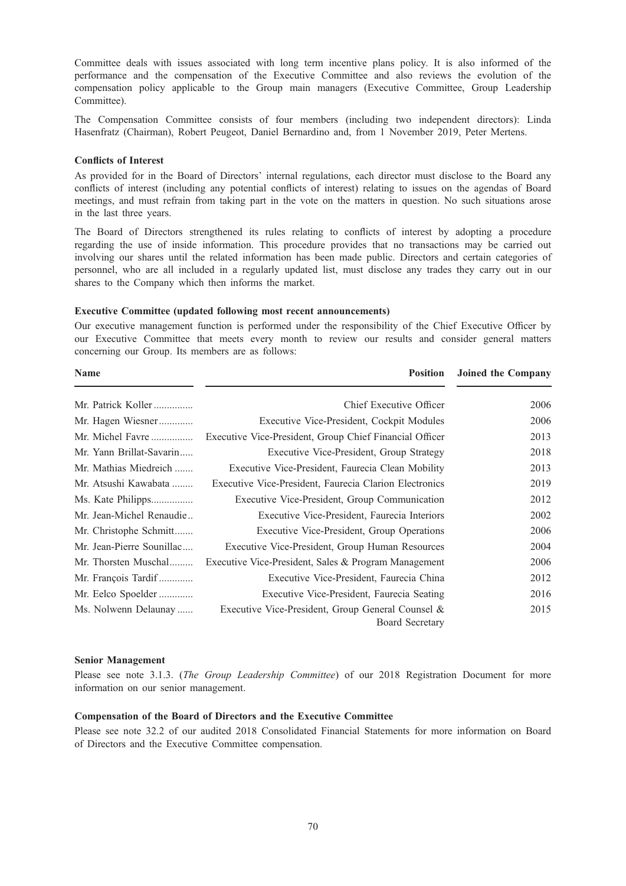Committee deals with issues associated with long term incentive plans policy. It is also informed of the performance and the compensation of the Executive Committee and also reviews the evolution of the compensation policy applicable to the Group main managers (Executive Committee, Group Leadership Committee).

The Compensation Committee consists of four members (including two independent directors): Linda Hasenfratz (Chairman), Robert Peugeot, Daniel Bernardino and, from 1 November 2019, Peter Mertens.

**Conflicts of Interest**

As provided for in the Board of Directors' internal regulations, each director must disclose to the Board any conflicts of interest (including any potential conflicts of interest) relating to issues on the agendas of Board meetings, and must refrain from taking part in the vote on the matters in question. No such situations arose in the last three years.

The Board of Directors strengthened its rules relating to conflicts of interest by adopting a procedure regarding the use of inside information. This procedure provides that no transactions may be carried out involving our shares until the related information has been made public. Directors and certain categories of personnel, who are all included in a regularly updated list, must disclose any trades they carry out in our shares to the Company which then informs the market.

**Executive Committee (updated following most recent announcements)**

Our executive management function is performed under the responsibility of the Chief Executive Officer by our Executive Committee that meets every month to review our results and consider general matters concerning our Group. Its members are as follows:

| Name | Position | Joined the Company |
| --- | --- | --- |
| Mr. Patrick Koller | Chief Executive Officer | 2006 |
| Mr. Hagen Wiesner | Executive Vice-President, Cockpit Modules | 2006 |
| Mr. Michel Favre | Executive Vice-President, Group Chief Financial Officer | 2013 |
| Mr. Yann Brillat-Savarin | Executive Vice-President, Group Strategy | 2018 |
| Mr. Mathias Miedreich | Executive Vice-President, Faurecia Clean Mobility | 2013 |
| Mr. Atsushi Kawabata | Executive Vice-President, Faurecia Clarion Electronics | 2019 |
| Ms. Kate Philipps | Executive Vice-President, Group Communication | 2012 |
| Mr. Jean-Michel Renaudie | Executive Vice-President, Faurecia Interiors | 2002 |
| Mr. Christophe Schmitt | Executive Vice-President, Group Operations | 2006 |
| Mr. Jean-Pierre Sounillac | Executive Vice-President, Group Human Resources | 2004 |
| Mr. Thorsten Muschal | Executive Vice-President, Sales & Program Management | 2006 |
| Mr. François Tardif | Executive Vice-President, Faurecia China | 2012 |
| Mr. Eelco Spoelder | Executive Vice-President, Faurecia Seating | 2016 |
| Ms. Nolwenn Delaunay | Executive Vice-President, Group General Counsel & Board Secretary | 2015 |

**Senior Management**

Please see note 3.1.3. (*The Group Leadership Committee*) of our 2018 Registration Document for more information on our senior management.

**Compensation of the Board of Directors and the Executive Committee**

Please see note 32.2 of our audited 2018 Consolidated Financial Statements for more information on Board of Directors and the Executive Committee compensation.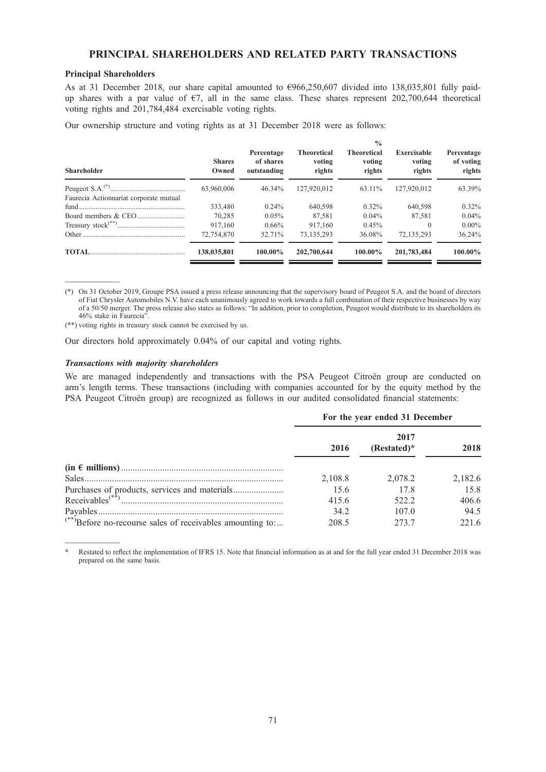# PRINCIPAL SHAREHOLDERS AND RELATED PARTY TRANSACTIONS

## Principal Shareholders

As at 31 December 2018, our share capital amounted to €966,250,607 divided into 138,035,801 fully paid-up shares with a par value of €7, all in the same class. These shares represent 202,700,644 theoretical voting rights and 201,784,484 exercisable voting rights.

Our ownership structure and voting rights as at 31 December 2018 were as follows:

| Shareholder | Shares Owned | Percentage of shares outstanding | Theoretical voting rights | % Theoretical voting rights | Exercisable voting rights | Percentage of voting rights |
|---|---|---|---|---|---|---|
| Peugeot S.A.(*) | 63,960,006 | 46.34% | 127,920,012 | 63.11% | 127,920,012 | 63.39% |
| Faurecia Actionnariat corporate mutual fund | 333,480 | 0.24% | 640,598 | 0.32% | 640,598 | 0.32% |
| Board members & CEO | 70,285 | 0.05% | 87,581 | 0.04% | 87,581 | 0.04% |
| Treasury stock(**) | 917,160 | 0.66% | 917,160 | 0.45% | 0 | 0.00% |
| Other | 72,754,870 | 52.71% | 73,135,293 | 36.08% | 72,135,293 | 36.24% |
| **TOTAL** | **138,035,801** | **100.00%** | **202,700,644** | **100.00%** | **201,783,484** | **100.00%** |

(*) On 31 October 2019, Groupe PSA issued a press release announcing that the supervisory board of Peugeot S.A. and the board of directors of Fiat Chrysler Automobiles N.V. have each unanimously agreed to work towards a full combination of their respective businesses by way of a 50/50 merger. The press release also states as follows: "In addition, prior to completion, Peugeot would distribute to its shareholders its 46% stake in Faurecia".

(**) voting rights in treasury stock cannot be exercised by us.

Our directors hold approximately 0.04% of our capital and voting rights.

### *Transactions with majority shareholders*

We are managed independently and transactions with the PSA Peugeot Citroën group are conducted on arm's length terms. These transactions (including with companies accounted for by the equity method by the PSA Peugeot Citroën group) are recognized as follows in our audited consolidated financial statements:

| | For the year ended 31 December | | |
|---|---|---|---|
| | 2016 | 2017 (Restated)* | 2018 |
| **(in € millions)** | | | |
| Sales | 2,108.8 | 2,078.2 | 2,182.6 |
| Purchases of products, services and materials | 15.6 | 17.8 | 15.8 |
| Receivables(**) | 415.6 | 522.2 | 406.6 |
| Payables | 34.2 | 107.0 | 94.5 |
| (**)Before no-recourse sales of receivables amounting to: | 208.5 | 273.7 | 221.6 |

\* Restated to reflect the implementation of IFRS 15. Note that financial information as at and for the full year ended 31 December 2018 was prepared on the same basis.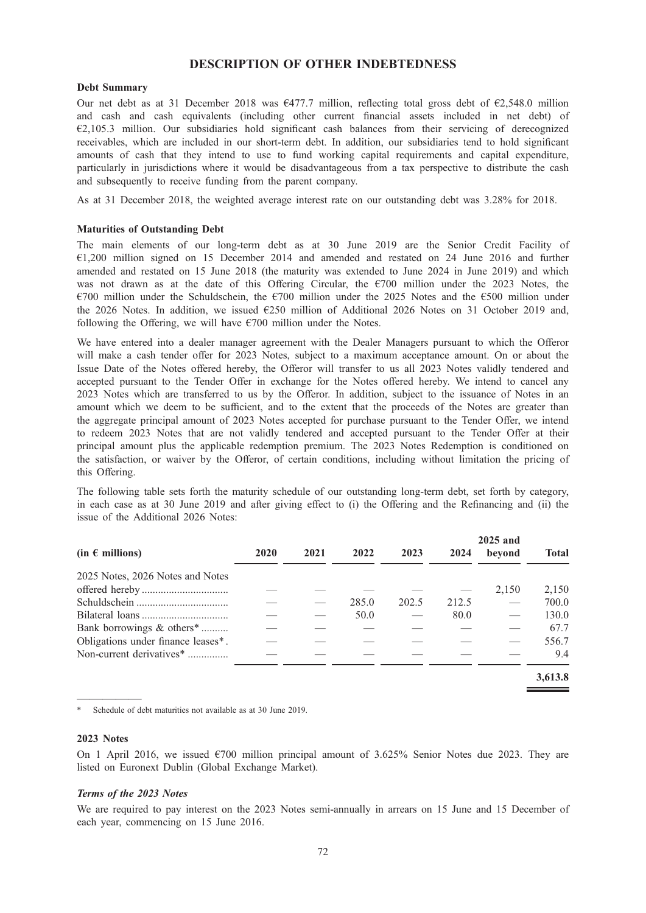# DESCRIPTION OF OTHER INDEBTEDNESS

**Debt Summary**

Our net debt as at 31 December 2018 was €477.7 million, reflecting total gross debt of €2,548.0 million and cash and cash equivalents (including other current financial assets included in net debt) of €2,105.3 million. Our subsidiaries hold significant cash balances from their servicing of derecognized receivables, which are included in our short-term debt. In addition, our subsidiaries tend to hold significant amounts of cash that they intend to use to fund working capital requirements and capital expenditure, particularly in jurisdictions where it would be disadvantageous from a tax perspective to distribute the cash and subsequently to receive funding from the parent company.

As at 31 December 2018, the weighted average interest rate on our outstanding debt was 3.28% for 2018.

**Maturities of Outstanding Debt**

The main elements of our long-term debt as at 30 June 2019 are the Senior Credit Facility of €1,200 million signed on 15 December 2014 and amended and restated on 24 June 2016 and further amended and restated on 15 June 2018 (the maturity was extended to June 2024 in June 2019) and which was not drawn as at the date of this Offering Circular, the €700 million under the 2023 Notes, the €700 million under the Schuldschein, the €700 million under the 2025 Notes and the €500 million under the 2026 Notes. In addition, we issued €250 million of Additional 2026 Notes on 31 October 2019 and, following the Offering, we will have €700 million under the Notes.

We have entered into a dealer manager agreement with the Dealer Managers pursuant to which the Offeror will make a cash tender offer for 2023 Notes, subject to a maximum acceptance amount. On or about the Issue Date of the Notes offered hereby, the Offeror will transfer to us all 2023 Notes validly tendered and accepted pursuant to the Tender Offer in exchange for the Notes offered hereby. We intend to cancel any 2023 Notes which are transferred to us by the Offeror. In addition, subject to the issuance of Notes in an amount which we deem to be sufficient, and to the extent that the proceeds of the Notes are greater than the aggregate principal amount of 2023 Notes accepted for purchase pursuant to the Tender Offer, we intend to redeem 2023 Notes that are not validly tendered and accepted pursuant to the Tender Offer at their principal amount plus the applicable redemption premium. The 2023 Notes Redemption is conditioned on the satisfaction, or waiver by the Offeror, of certain conditions, including without limitation the pricing of this Offering.

The following table sets forth the maturity schedule of our outstanding long-term debt, set forth by category, in each case as at 30 June 2019 and after giving effect to (i) the Offering and the Refinancing and (ii) the issue of the Additional 2026 Notes:

| (in € millions) | 2020 | 2021 | 2022 | 2023 | 2024 | 2025 and beyond | Total |
|---|---|---|---|---|---|---|---|
| 2025 Notes, 2026 Notes and Notes offered hereby | — | — | — | — | — | 2,150 | 2,150 |
| Schuldschein | — | — | 285.0 | 202.5 | 212.5 | — | 700.0 |
| Bilateral loans | — | — | 50.0 | — | 80.0 | — | 130.0 |
| Bank borrowings & others* | — | — | — | — | — | — | 67.7 |
| Obligations under finance leases* | — | — | — | — | — | — | 556.7 |
| Non-current derivatives* | — | — | — | — | — | — | 9.4 |
| | | | | | | | **3,613.8** |

\* Schedule of debt maturities not available as at 30 June 2019.

**2023 Notes**

On 1 April 2016, we issued €700 million principal amount of 3.625% Senior Notes due 2023. They are listed on Euronext Dublin (Global Exchange Market).

***Terms of the 2023 Notes***

We are required to pay interest on the 2023 Notes semi-annually in arrears on 15 June and 15 December of each year, commencing on 15 June 2016.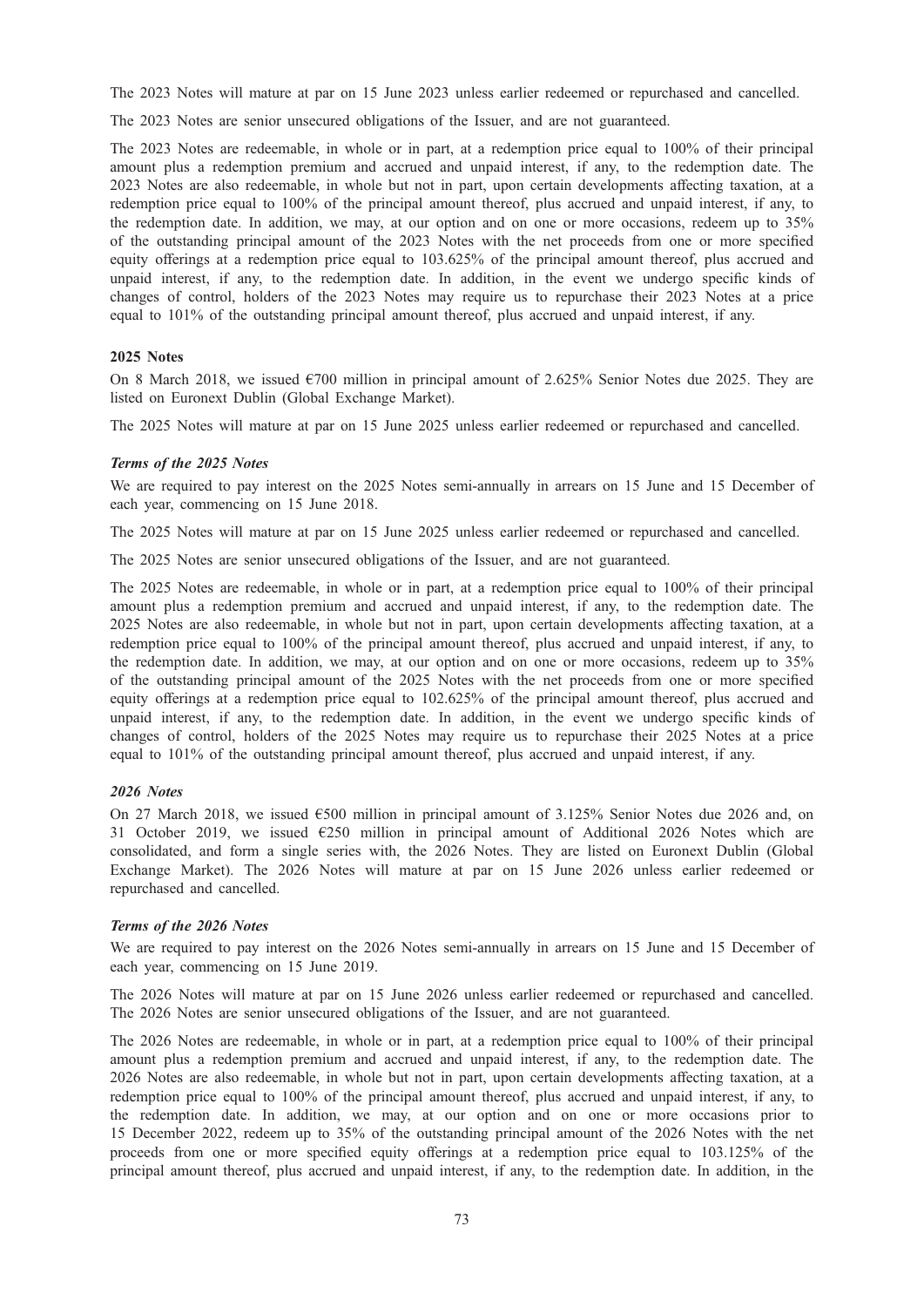The 2023 Notes will mature at par on 15 June 2023 unless earlier redeemed or repurchased and cancelled.

The 2023 Notes are senior unsecured obligations of the Issuer, and are not guaranteed.

The 2023 Notes are redeemable, in whole or in part, at a redemption price equal to 100% of their principal amount plus a redemption premium and accrued and unpaid interest, if any, to the redemption date. The 2023 Notes are also redeemable, in whole but not in part, upon certain developments affecting taxation, at a redemption price equal to 100% of the principal amount thereof, plus accrued and unpaid interest, if any, to the redemption date. In addition, we may, at our option and on one or more occasions, redeem up to 35% of the outstanding principal amount of the 2023 Notes with the net proceeds from one or more specified equity offerings at a redemption price equal to 103.625% of the principal amount thereof, plus accrued and unpaid interest, if any, to the redemption date. In addition, in the event we undergo specific kinds of changes of control, holders of the 2023 Notes may require us to repurchase their 2023 Notes at a price equal to 101% of the outstanding principal amount thereof, plus accrued and unpaid interest, if any.

#### 2025 Notes

On 8 March 2018, we issued €700 million in principal amount of 2.625% Senior Notes due 2025. They are listed on Euronext Dublin (Global Exchange Market).

The 2025 Notes will mature at par on 15 June 2025 unless earlier redeemed or repurchased and cancelled.

##### *Terms of the 2025 Notes*

We are required to pay interest on the 2025 Notes semi-annually in arrears on 15 June and 15 December of each year, commencing on 15 June 2018.

The 2025 Notes will mature at par on 15 June 2025 unless earlier redeemed or repurchased and cancelled.

The 2025 Notes are senior unsecured obligations of the Issuer, and are not guaranteed.

The 2025 Notes are redeemable, in whole or in part, at a redemption price equal to 100% of their principal amount plus a redemption premium and accrued and unpaid interest, if any, to the redemption date. The 2025 Notes are also redeemable, in whole but not in part, upon certain developments affecting taxation, at a redemption price equal to 100% of the principal amount thereof, plus accrued and unpaid interest, if any, to the redemption date. In addition, we may, at our option and on one or more occasions, redeem up to 35% of the outstanding principal amount of the 2025 Notes with the net proceeds from one or more specified equity offerings at a redemption price equal to 102.625% of the principal amount thereof, plus accrued and unpaid interest, if any, to the redemption date. In addition, in the event we undergo specific kinds of changes of control, holders of the 2025 Notes may require us to repurchase their 2025 Notes at a price equal to 101% of the outstanding principal amount thereof, plus accrued and unpaid interest, if any.

#### *2026 Notes*

On 27 March 2018, we issued €500 million in principal amount of 3.125% Senior Notes due 2026 and, on 31 October 2019, we issued €250 million in principal amount of Additional 2026 Notes which are consolidated, and form a single series with, the 2026 Notes. They are listed on Euronext Dublin (Global Exchange Market). The 2026 Notes will mature at par on 15 June 2026 unless earlier redeemed or repurchased and cancelled.

##### *Terms of the 2026 Notes*

We are required to pay interest on the 2026 Notes semi-annually in arrears on 15 June and 15 December of each year, commencing on 15 June 2019.

The 2026 Notes will mature at par on 15 June 2026 unless earlier redeemed or repurchased and cancelled. The 2026 Notes are senior unsecured obligations of the Issuer, and are not guaranteed.

The 2026 Notes are redeemable, in whole or in part, at a redemption price equal to 100% of their principal amount plus a redemption premium and accrued and unpaid interest, if any, to the redemption date. The 2026 Notes are also redeemable, in whole but not in part, upon certain developments affecting taxation, at a redemption price equal to 100% of the principal amount thereof, plus accrued and unpaid interest, if any, to the redemption date. In addition, we may, at our option and on one or more occasions prior to 15 December 2022, redeem up to 35% of the outstanding principal amount of the 2026 Notes with the net proceeds from one or more specified equity offerings at a redemption price equal to 103.125% of the principal amount thereof, plus accrued and unpaid interest, if any, to the redemption date. In addition, in the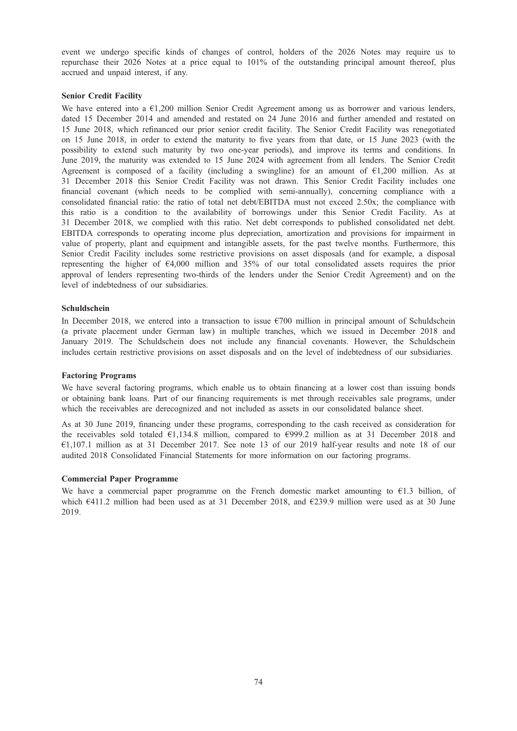event we undergo specific kinds of changes of control, holders of the 2026 Notes may require us to repurchase their 2026 Notes at a price equal to 101% of the outstanding principal amount thereof, plus accrued and unpaid interest, if any.

**Senior Credit Facility**

We have entered into a €1,200 million Senior Credit Agreement among us as borrower and various lenders, dated 15 December 2014 and amended and restated on 24 June 2016 and further amended and restated on 15 June 2018, which refinanced our prior senior credit facility. The Senior Credit Facility was renegotiated on 15 June 2018, in order to extend the maturity to five years from that date, or 15 June 2023 (with the possibility to extend such maturity by two one-year periods), and improve its terms and conditions. In June 2019, the maturity was extended to 15 June 2024 with agreement from all lenders. The Senior Credit Agreement is composed of a facility (including a swingline) for an amount of €1,200 million. As at 31 December 2018 this Senior Credit Facility was not drawn. This Senior Credit Facility includes one financial covenant (which needs to be complied with semi-annually), concerning compliance with a consolidated financial ratio: the ratio of total net debt/EBITDA must not exceed 2.50x; the compliance with this ratio is a condition to the availability of borrowings under this Senior Credit Facility. As at 31 December 2018, we complied with this ratio. Net debt corresponds to published consolidated net debt. EBITDA corresponds to operating income plus depreciation, amortization and provisions for impairment in value of property, plant and equipment and intangible assets, for the past twelve months. Furthermore, this Senior Credit Facility includes some restrictive provisions on asset disposals (and for example, a disposal representing the higher of €4,000 million and 35% of our total consolidated assets requires the prior approval of lenders representing two-thirds of the lenders under the Senior Credit Agreement) and on the level of indebtedness of our subsidiaries.

**Schuldschein**

In December 2018, we entered into a transaction to issue €700 million in principal amount of Schuldschein (a private placement under German law) in multiple tranches, which we issued in December 2018 and January 2019. The Schuldschein does not include any financial covenants. However, the Schuldschein includes certain restrictive provisions on asset disposals and on the level of indebtedness of our subsidiaries.

**Factoring Programs**

We have several factoring programs, which enable us to obtain financing at a lower cost than issuing bonds or obtaining bank loans. Part of our financing requirements is met through receivables sale programs, under which the receivables are derecognized and not included as assets in our consolidated balance sheet.

As at 30 June 2019, financing under these programs, corresponding to the cash received as consideration for the receivables sold totaled €1,134.8 million, compared to €999.2 million as at 31 December 2018 and €1,107.1 million as at 31 December 2017. See note 13 of our 2019 half-year results and note 18 of our audited 2018 Consolidated Financial Statements for more information on our factoring programs.

**Commercial Paper Programme**

We have a commercial paper programme on the French domestic market amounting to €1.3 billion, of which €411.2 million had been used as at 31 December 2018, and €239.9 million were used as at 30 June 2019.